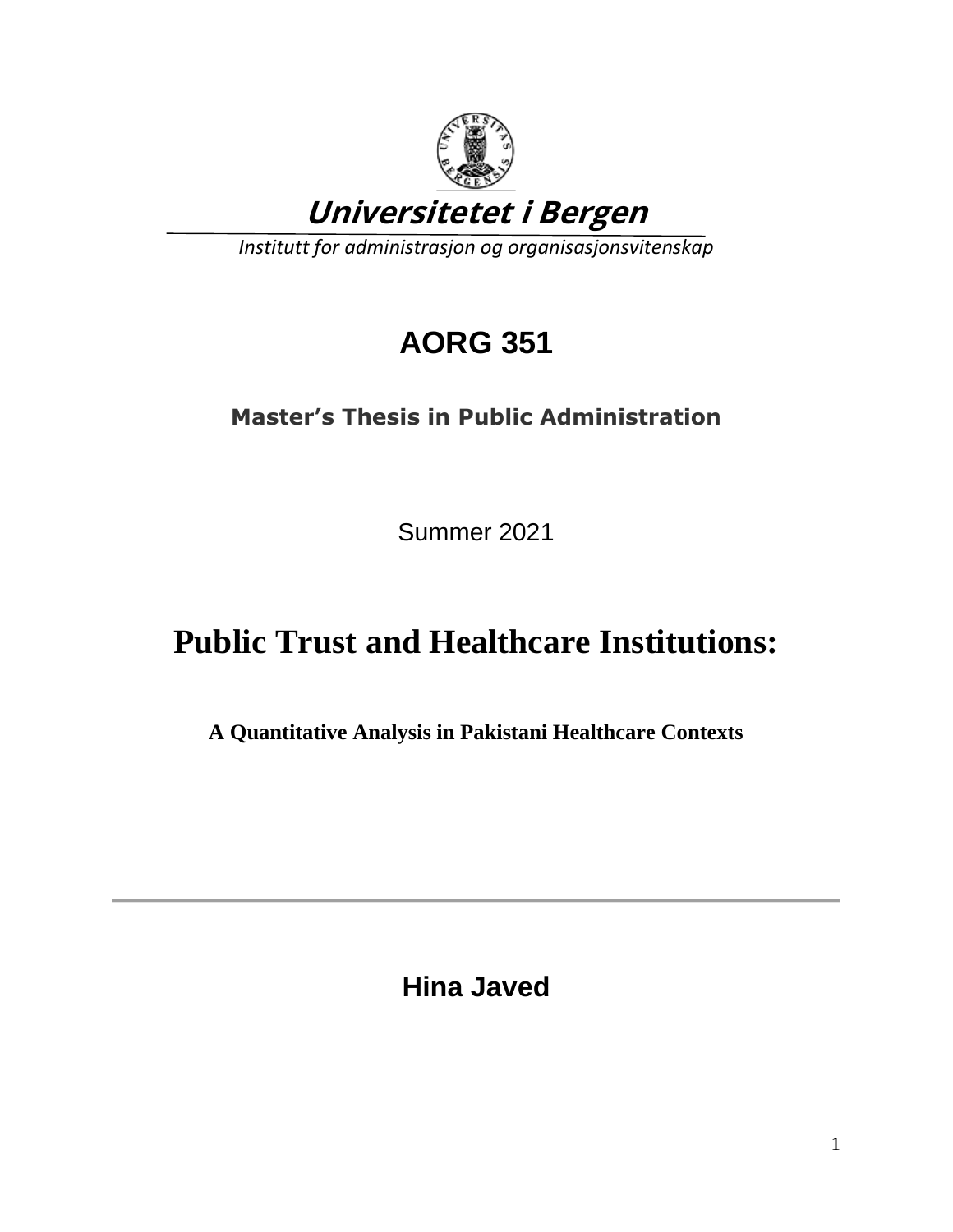**Universitetet i Bergen**

*Institutt for administrasjon og organisasjonsvitenskap*

## AORG 351

**Master's Thesis in Public Administration**

Summer 2021

# Public Trust and Healthcare Institutions:

**A Quantitative Analysis in Pakistani Healthcare Contexts**

---

**Hina Javed**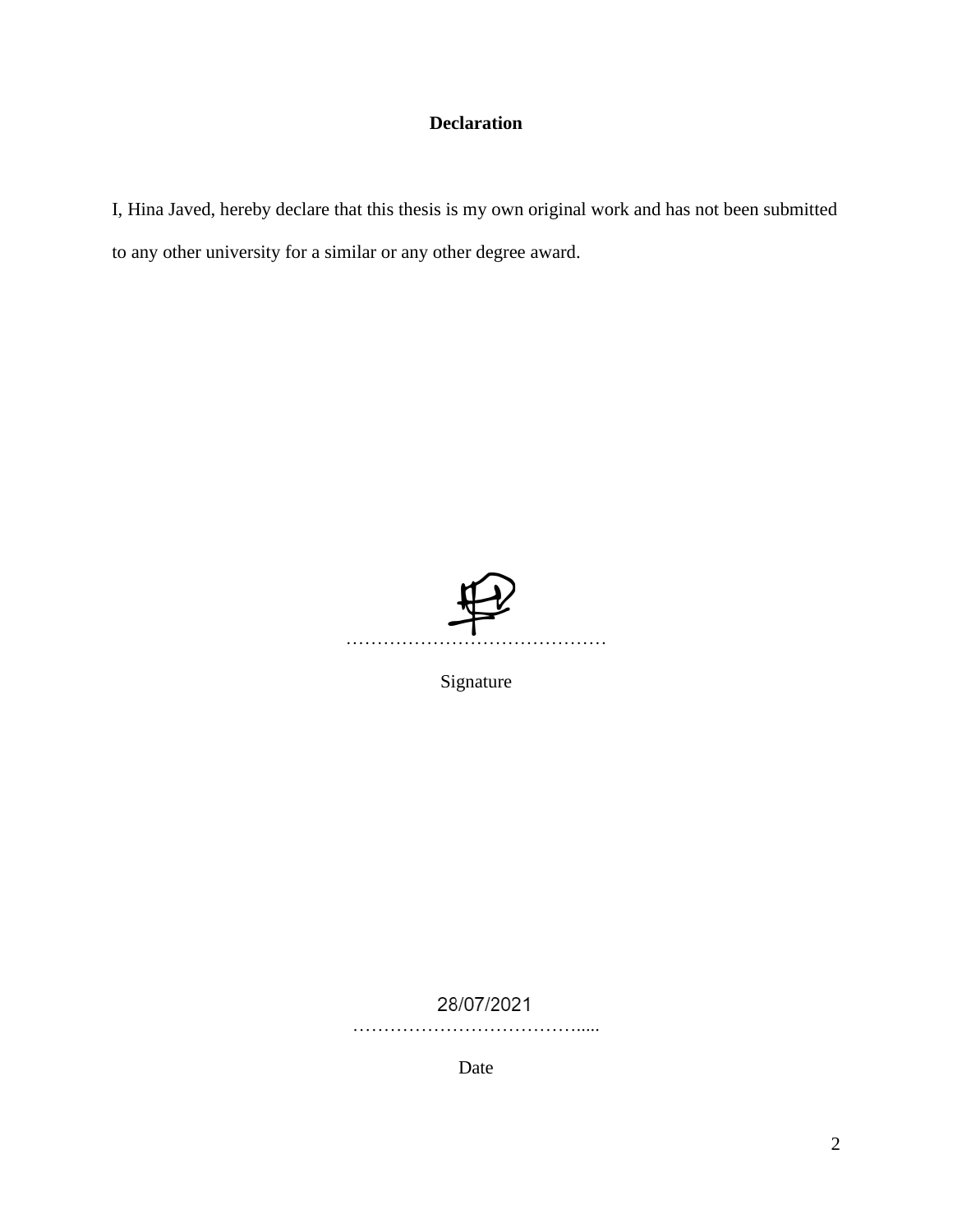**Declaration**

I, Hina Javed, hereby declare that this thesis is my own original work and has not been submitted to any other university for a similar or any other degree award.

……………………………………

Signature

28/07/2021

……………………………………

Date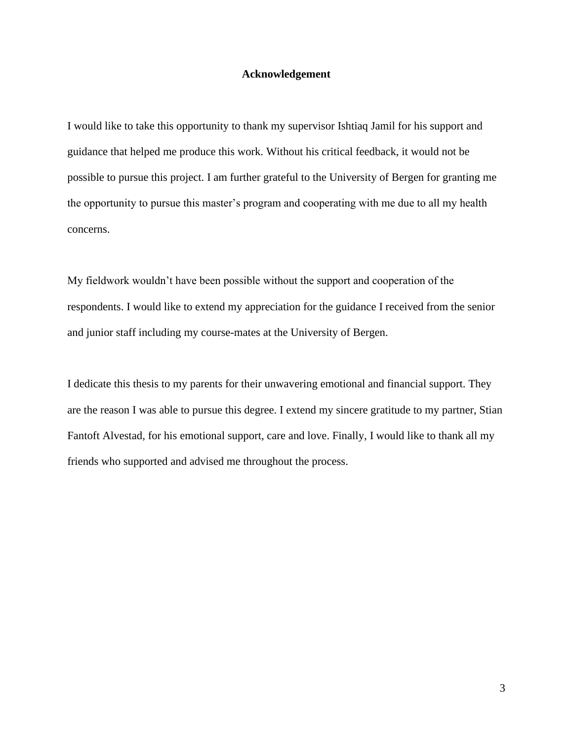# Acknowledgement

I would like to take this opportunity to thank my supervisor Ishtiaq Jamil for his support and guidance that helped me produce this work. Without his critical feedback, it would not be possible to pursue this project. I am further grateful to the University of Bergen for granting me the opportunity to pursue this master's program and cooperating with me due to all my health concerns.

My fieldwork wouldn't have been possible without the support and cooperation of the respondents. I would like to extend my appreciation for the guidance I received from the senior and junior staff including my course-mates at the University of Bergen.

I dedicate this thesis to my parents for their unwavering emotional and financial support. They are the reason I was able to pursue this degree. I extend my sincere gratitude to my partner, Stian Fantoft Alvestad, for his emotional support, care and love. Finally, I would like to thank all my friends who supported and advised me throughout the process.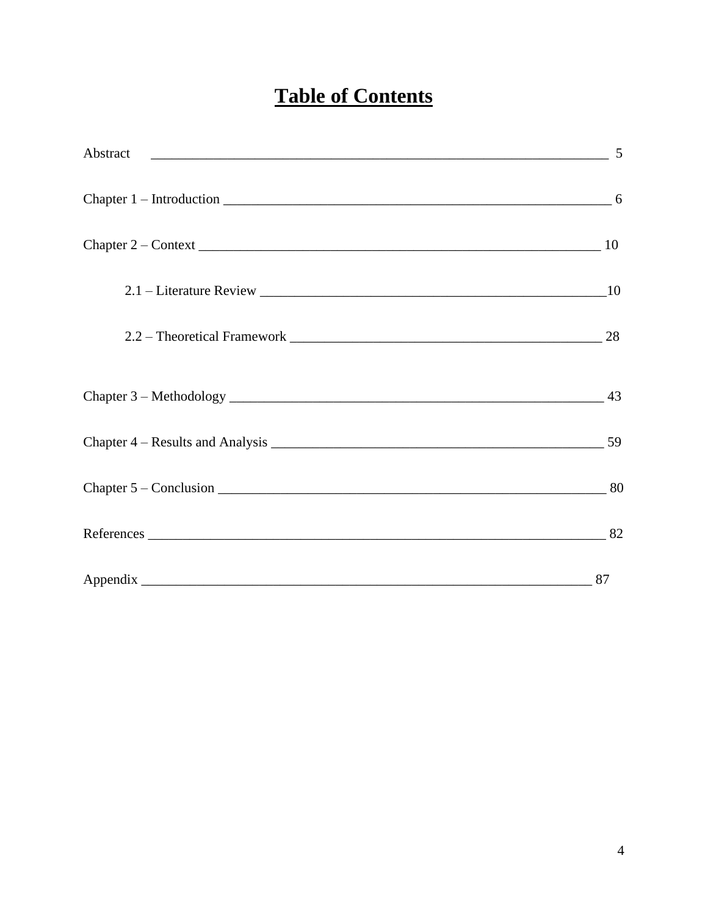# Table of Contents

Abstract ______________________________________________________________ 5

Chapter 1 – Introduction ________________________________________________ 6

Chapter 2 – Context ____________________________________________________ 10

2.1 – Literature Review ____________________________________________10

2.2 – Theoretical Framework ________________________________________ 28

Chapter 3 – Methodology ________________________________________________ 43

Chapter 4 – Results and Analysis __________________________________________ 59

Chapter 5 – Conclusion __________________________________________________ 80

References ____________________________________________________________ 82

Appendix _____________________________________________________________ 87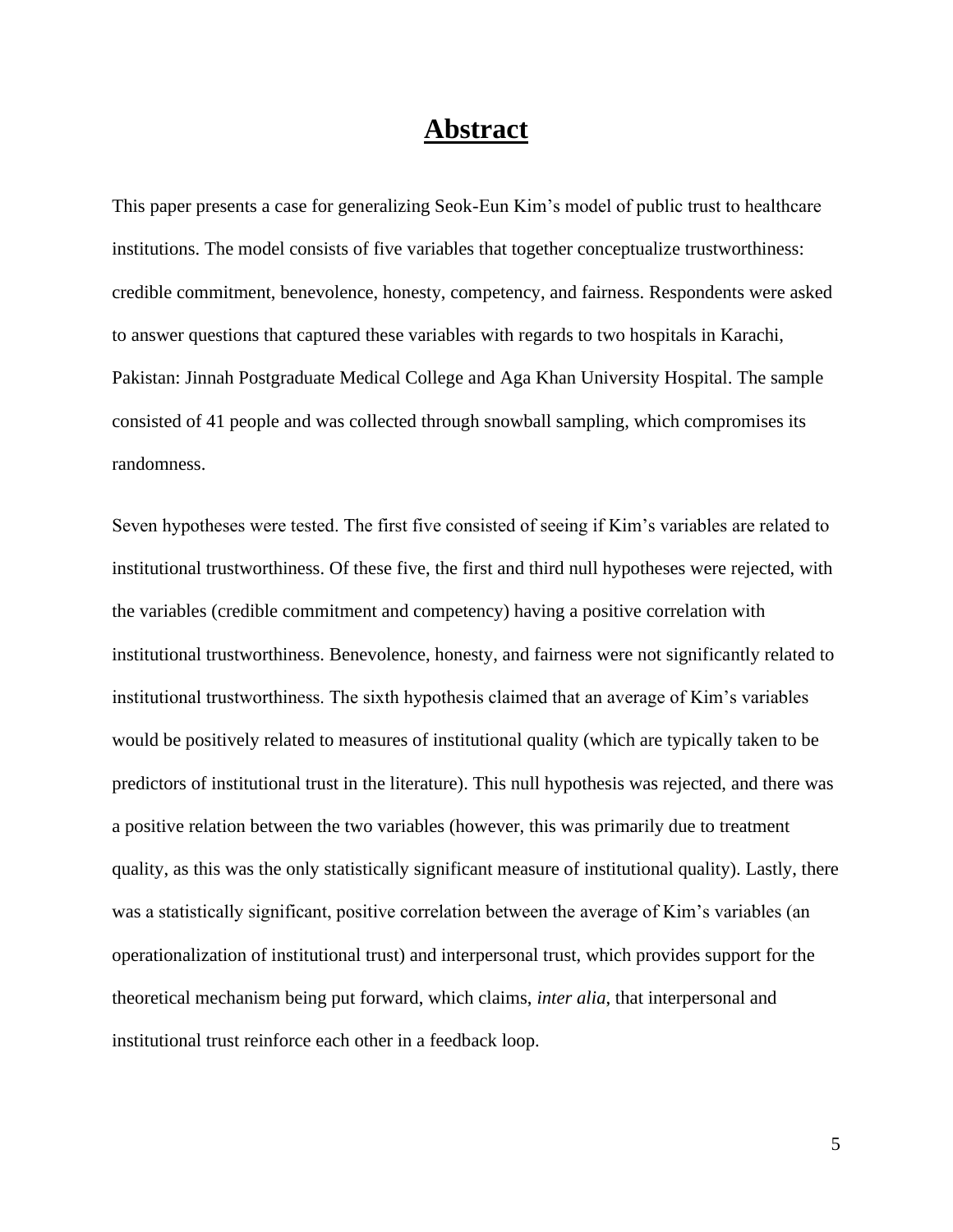# Abstract

This paper presents a case for generalizing Seok-Eun Kim's model of public trust to healthcare institutions. The model consists of five variables that together conceptualize trustworthiness: credible commitment, benevolence, honesty, competency, and fairness. Respondents were asked to answer questions that captured these variables with regards to two hospitals in Karachi, Pakistan: Jinnah Postgraduate Medical College and Aga Khan University Hospital. The sample consisted of 41 people and was collected through snowball sampling, which compromises its randomness.

Seven hypotheses were tested. The first five consisted of seeing if Kim's variables are related to institutional trustworthiness. Of these five, the first and third null hypotheses were rejected, with the variables (credible commitment and competency) having a positive correlation with institutional trustworthiness. Benevolence, honesty, and fairness were not significantly related to institutional trustworthiness. The sixth hypothesis claimed that an average of Kim's variables would be positively related to measures of institutional quality (which are typically taken to be predictors of institutional trust in the literature). This null hypothesis was rejected, and there was a positive relation between the two variables (however, this was primarily due to treatment quality, as this was the only statistically significant measure of institutional quality). Lastly, there was a statistically significant, positive correlation between the average of Kim's variables (an operationalization of institutional trust) and interpersonal trust, which provides support for the theoretical mechanism being put forward, which claims, *inter alia*, that interpersonal and institutional trust reinforce each other in a feedback loop.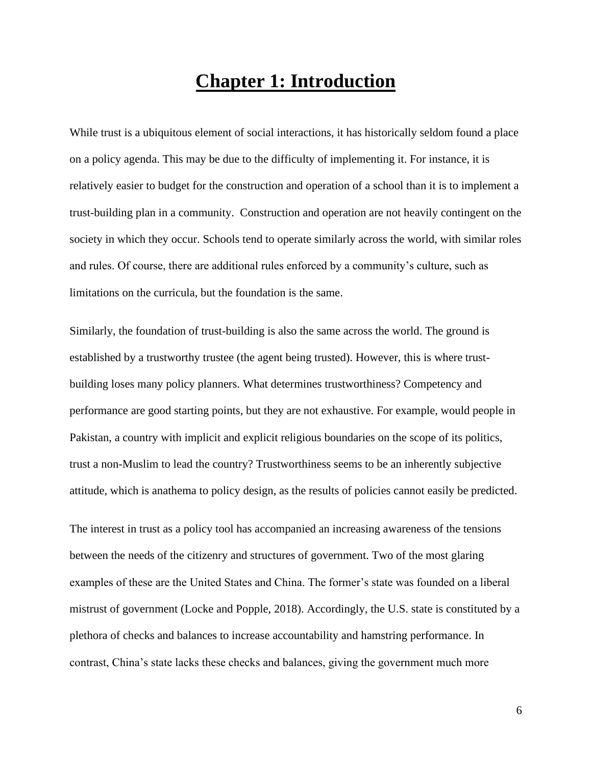# Chapter 1: Introduction

While trust is a ubiquitous element of social interactions, it has historically seldom found a place on a policy agenda. This may be due to the difficulty of implementing it. For instance, it is relatively easier to budget for the construction and operation of a school than it is to implement a trust-building plan in a community. Construction and operation are not heavily contingent on the society in which they occur. Schools tend to operate similarly across the world, with similar roles and rules. Of course, there are additional rules enforced by a community's culture, such as limitations on the curricula, but the foundation is the same.

Similarly, the foundation of trust-building is also the same across the world. The ground is established by a trustworthy trustee (the agent being trusted). However, this is where trust-building loses many policy planners. What determines trustworthiness? Competency and performance are good starting points, but they are not exhaustive. For example, would people in Pakistan, a country with implicit and explicit religious boundaries on the scope of its politics, trust a non-Muslim to lead the country? Trustworthiness seems to be an inherently subjective attitude, which is anathema to policy design, as the results of policies cannot easily be predicted.

The interest in trust as a policy tool has accompanied an increasing awareness of the tensions between the needs of the citizenry and structures of government. Two of the most glaring examples of these are the United States and China. The former's state was founded on a liberal mistrust of government (Locke and Popple, 2018). Accordingly, the U.S. state is constituted by a plethora of checks and balances to increase accountability and hamstring performance. In contrast, China's state lacks these checks and balances, giving the government much more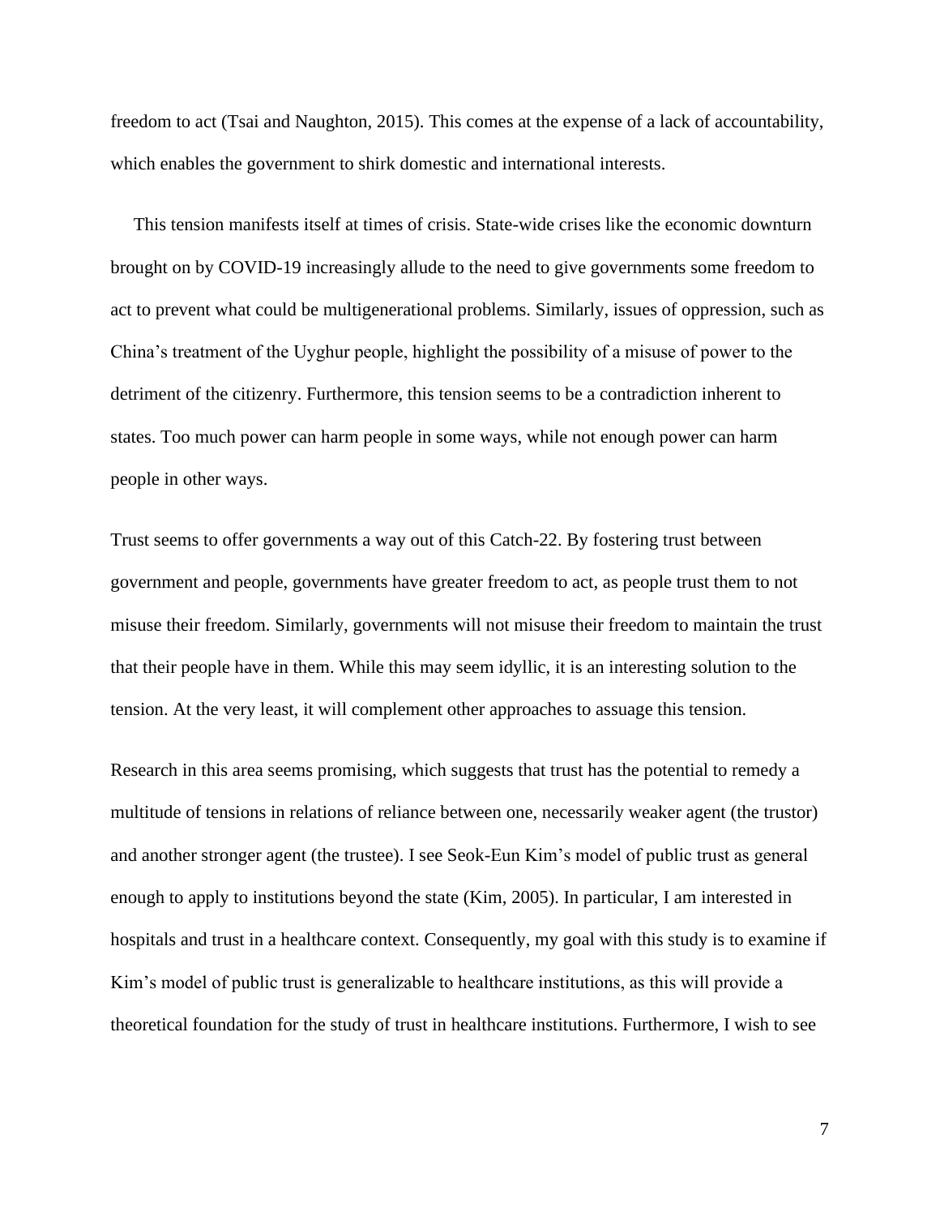freedom to act (Tsai and Naughton, 2015). This comes at the expense of a lack of accountability, which enables the government to shirk domestic and international interests.

This tension manifests itself at times of crisis. State-wide crises like the economic downturn brought on by COVID-19 increasingly allude to the need to give governments some freedom to act to prevent what could be multigenerational problems. Similarly, issues of oppression, such as China's treatment of the Uyghur people, highlight the possibility of a misuse of power to the detriment of the citizenry. Furthermore, this tension seems to be a contradiction inherent to states. Too much power can harm people in some ways, while not enough power can harm people in other ways.

Trust seems to offer governments a way out of this Catch-22. By fostering trust between government and people, governments have greater freedom to act, as people trust them to not misuse their freedom. Similarly, governments will not misuse their freedom to maintain the trust that their people have in them. While this may seem idyllic, it is an interesting solution to the tension. At the very least, it will complement other approaches to assuage this tension.

Research in this area seems promising, which suggests that trust has the potential to remedy a multitude of tensions in relations of reliance between one, necessarily weaker agent (the trustor) and another stronger agent (the trustee). I see Seok-Eun Kim's model of public trust as general enough to apply to institutions beyond the state (Kim, 2005). In particular, I am interested in hospitals and trust in a healthcare context. Consequently, my goal with this study is to examine if Kim's model of public trust is generalizable to healthcare institutions, as this will provide a theoretical foundation for the study of trust in healthcare institutions. Furthermore, I wish to see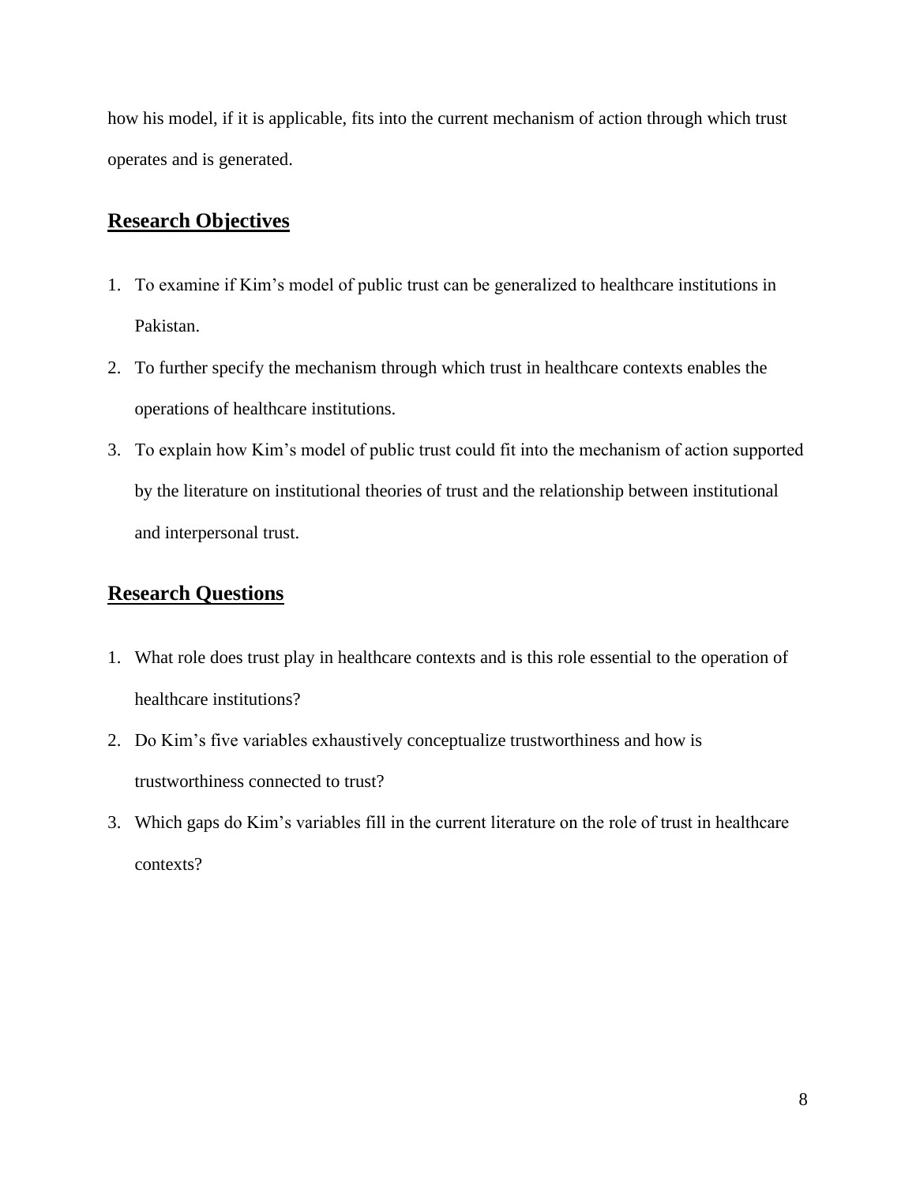how his model, if it is applicable, fits into the current mechanism of action through which trust operates and is generated.

## Research Objectives

1. To examine if Kim's model of public trust can be generalized to healthcare institutions in Pakistan.
2. To further specify the mechanism through which trust in healthcare contexts enables the operations of healthcare institutions.
3. To explain how Kim's model of public trust could fit into the mechanism of action supported by the literature on institutional theories of trust and the relationship between institutional and interpersonal trust.

## Research Questions

1. What role does trust play in healthcare contexts and is this role essential to the operation of healthcare institutions?
2. Do Kim's five variables exhaustively conceptualize trustworthiness and how is trustworthiness connected to trust?
3. Which gaps do Kim's variables fill in the current literature on the role of trust in healthcare contexts?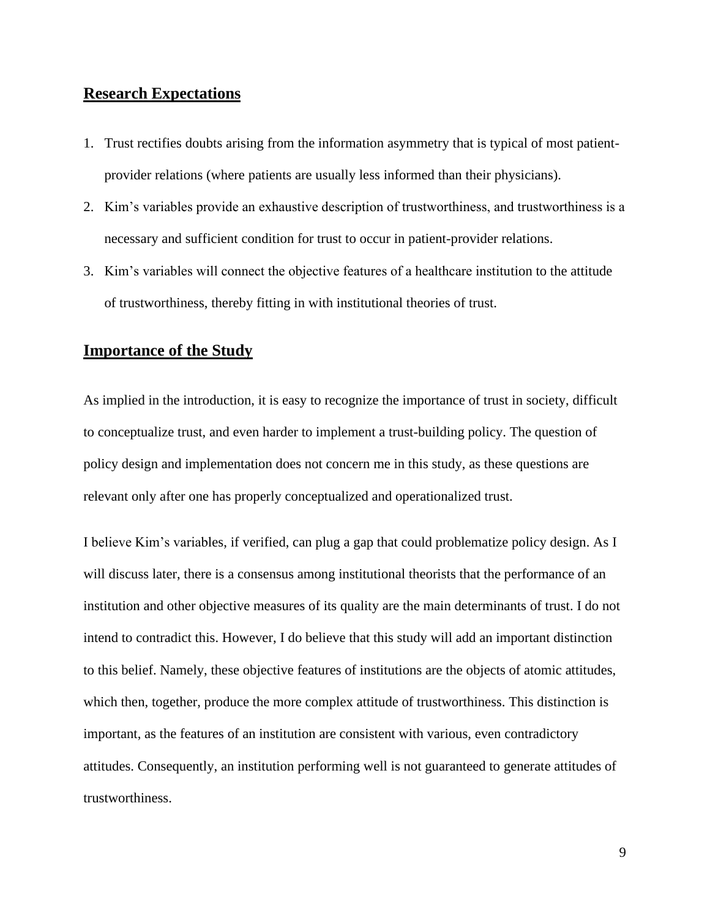## Research Expectations

1. Trust rectifies doubts arising from the information asymmetry that is typical of most patient-provider relations (where patients are usually less informed than their physicians).
2. Kim's variables provide an exhaustive description of trustworthiness, and trustworthiness is a necessary and sufficient condition for trust to occur in patient-provider relations.
3. Kim's variables will connect the objective features of a healthcare institution to the attitude of trustworthiness, thereby fitting in with institutional theories of trust.

## Importance of the Study

As implied in the introduction, it is easy to recognize the importance of trust in society, difficult to conceptualize trust, and even harder to implement a trust-building policy. The question of policy design and implementation does not concern me in this study, as these questions are relevant only after one has properly conceptualized and operationalized trust.

I believe Kim's variables, if verified, can plug a gap that could problematize policy design. As I will discuss later, there is a consensus among institutional theorists that the performance of an institution and other objective measures of its quality are the main determinants of trust. I do not intend to contradict this. However, I do believe that this study will add an important distinction to this belief. Namely, these objective features of institutions are the objects of atomic attitudes, which then, together, produce the more complex attitude of trustworthiness. This distinction is important, as the features of an institution are consistent with various, even contradictory attitudes. Consequently, an institution performing well is not guaranteed to generate attitudes of trustworthiness.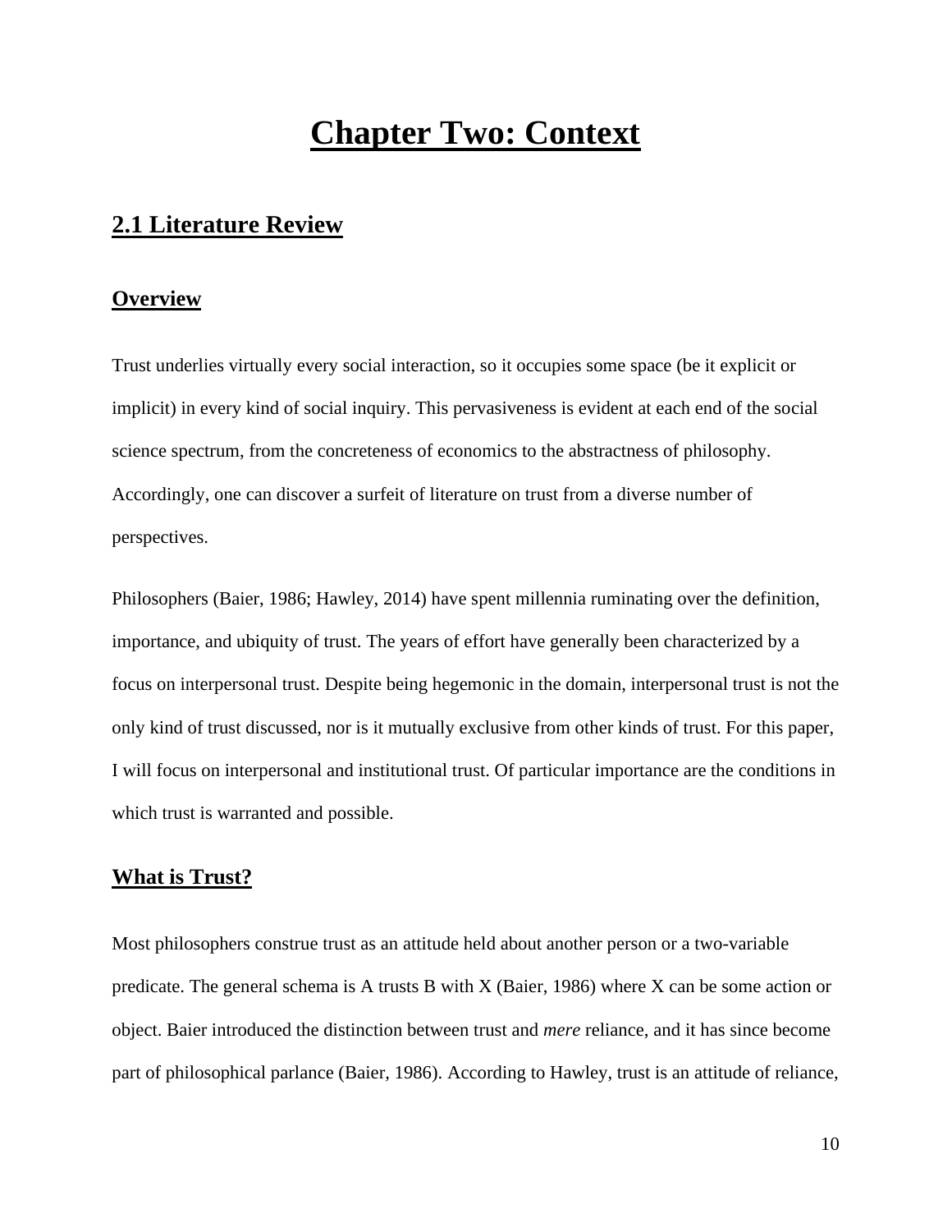# Chapter Two: Context

## 2.1 Literature Review

### Overview

Trust underlies virtually every social interaction, so it occupies some space (be it explicit or implicit) in every kind of social inquiry. This pervasiveness is evident at each end of the social science spectrum, from the concreteness of economics to the abstractness of philosophy. Accordingly, one can discover a surfeit of literature on trust from a diverse number of perspectives.

Philosophers (Baier, 1986; Hawley, 2014) have spent millennia ruminating over the definition, importance, and ubiquity of trust. The years of effort have generally been characterized by a focus on interpersonal trust. Despite being hegemonic in the domain, interpersonal trust is not the only kind of trust discussed, nor is it mutually exclusive from other kinds of trust. For this paper, I will focus on interpersonal and institutional trust. Of particular importance are the conditions in which trust is warranted and possible.

### What is Trust?

Most philosophers construe trust as an attitude held about another person or a two-variable predicate. The general schema is A trusts B with X (Baier, 1986) where X can be some action or object. Baier introduced the distinction between trust and *mere* reliance, and it has since become part of philosophical parlance (Baier, 1986). According to Hawley, trust is an attitude of reliance,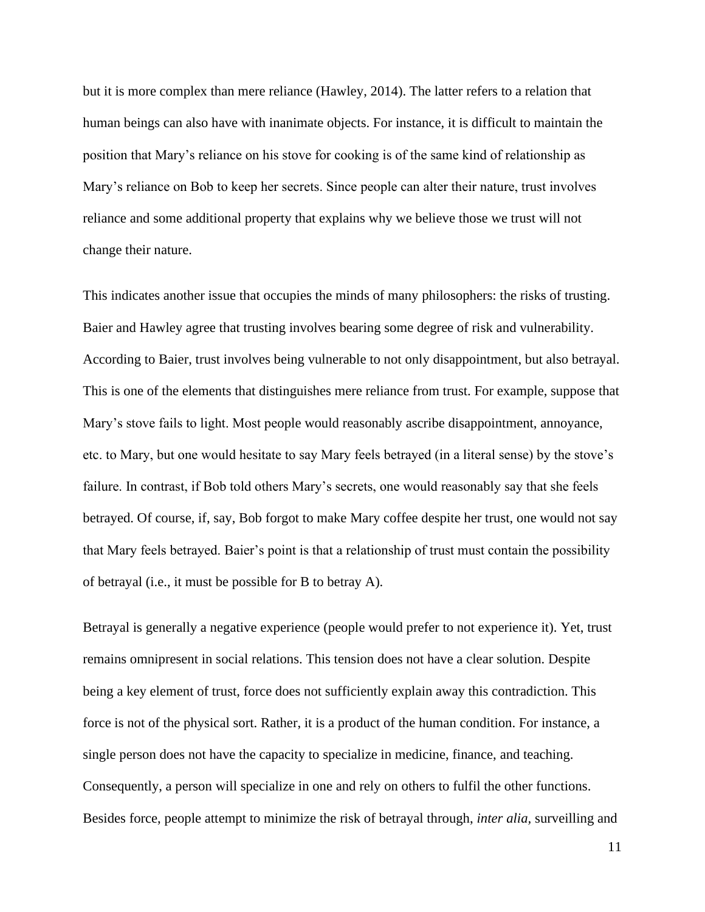but it is more complex than mere reliance (Hawley, 2014). The latter refers to a relation that human beings can also have with inanimate objects. For instance, it is difficult to maintain the position that Mary's reliance on his stove for cooking is of the same kind of relationship as Mary's reliance on Bob to keep her secrets. Since people can alter their nature, trust involves reliance and some additional property that explains why we believe those we trust will not change their nature.

This indicates another issue that occupies the minds of many philosophers: the risks of trusting. Baier and Hawley agree that trusting involves bearing some degree of risk and vulnerability. According to Baier, trust involves being vulnerable to not only disappointment, but also betrayal. This is one of the elements that distinguishes mere reliance from trust. For example, suppose that Mary's stove fails to light. Most people would reasonably ascribe disappointment, annoyance, etc. to Mary, but one would hesitate to say Mary feels betrayed (in a literal sense) by the stove's failure. In contrast, if Bob told others Mary's secrets, one would reasonably say that she feels betrayed. Of course, if, say, Bob forgot to make Mary coffee despite her trust, one would not say that Mary feels betrayed. Baier's point is that a relationship of trust must contain the possibility of betrayal (i.e., it must be possible for B to betray A).

Betrayal is generally a negative experience (people would prefer to not experience it). Yet, trust remains omnipresent in social relations. This tension does not have a clear solution. Despite being a key element of trust, force does not sufficiently explain away this contradiction. This force is not of the physical sort. Rather, it is a product of the human condition. For instance, a single person does not have the capacity to specialize in medicine, finance, and teaching. Consequently, a person will specialize in one and rely on others to fulfil the other functions. Besides force, people attempt to minimize the risk of betrayal through, *inter alia*, surveilling and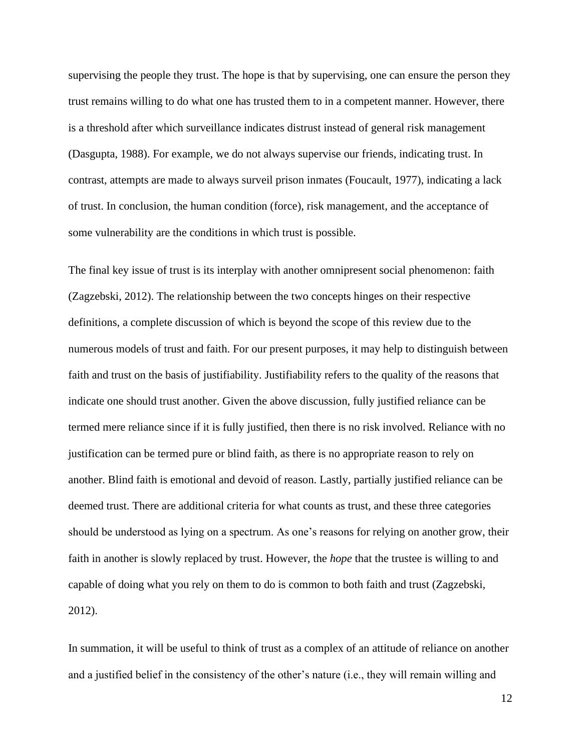supervising the people they trust. The hope is that by supervising, one can ensure the person they trust remains willing to do what one has trusted them to in a competent manner. However, there is a threshold after which surveillance indicates distrust instead of general risk management (Dasgupta, 1988). For example, we do not always supervise our friends, indicating trust. In contrast, attempts are made to always surveil prison inmates (Foucault, 1977), indicating a lack of trust. In conclusion, the human condition (force), risk management, and the acceptance of some vulnerability are the conditions in which trust is possible.

The final key issue of trust is its interplay with another omnipresent social phenomenon: faith (Zagzebski, 2012). The relationship between the two concepts hinges on their respective definitions, a complete discussion of which is beyond the scope of this review due to the numerous models of trust and faith. For our present purposes, it may help to distinguish between faith and trust on the basis of justifiability. Justifiability refers to the quality of the reasons that indicate one should trust another. Given the above discussion, fully justified reliance can be termed mere reliance since if it is fully justified, then there is no risk involved. Reliance with no justification can be termed pure or blind faith, as there is no appropriate reason to rely on another. Blind faith is emotional and devoid of reason. Lastly, partially justified reliance can be deemed trust. There are additional criteria for what counts as trust, and these three categories should be understood as lying on a spectrum. As one's reasons for relying on another grow, their faith in another is slowly replaced by trust. However, the *hope* that the trustee is willing to and capable of doing what you rely on them to do is common to both faith and trust (Zagzebski, 2012).

In summation, it will be useful to think of trust as a complex of an attitude of reliance on another and a justified belief in the consistency of the other's nature (i.e., they will remain willing and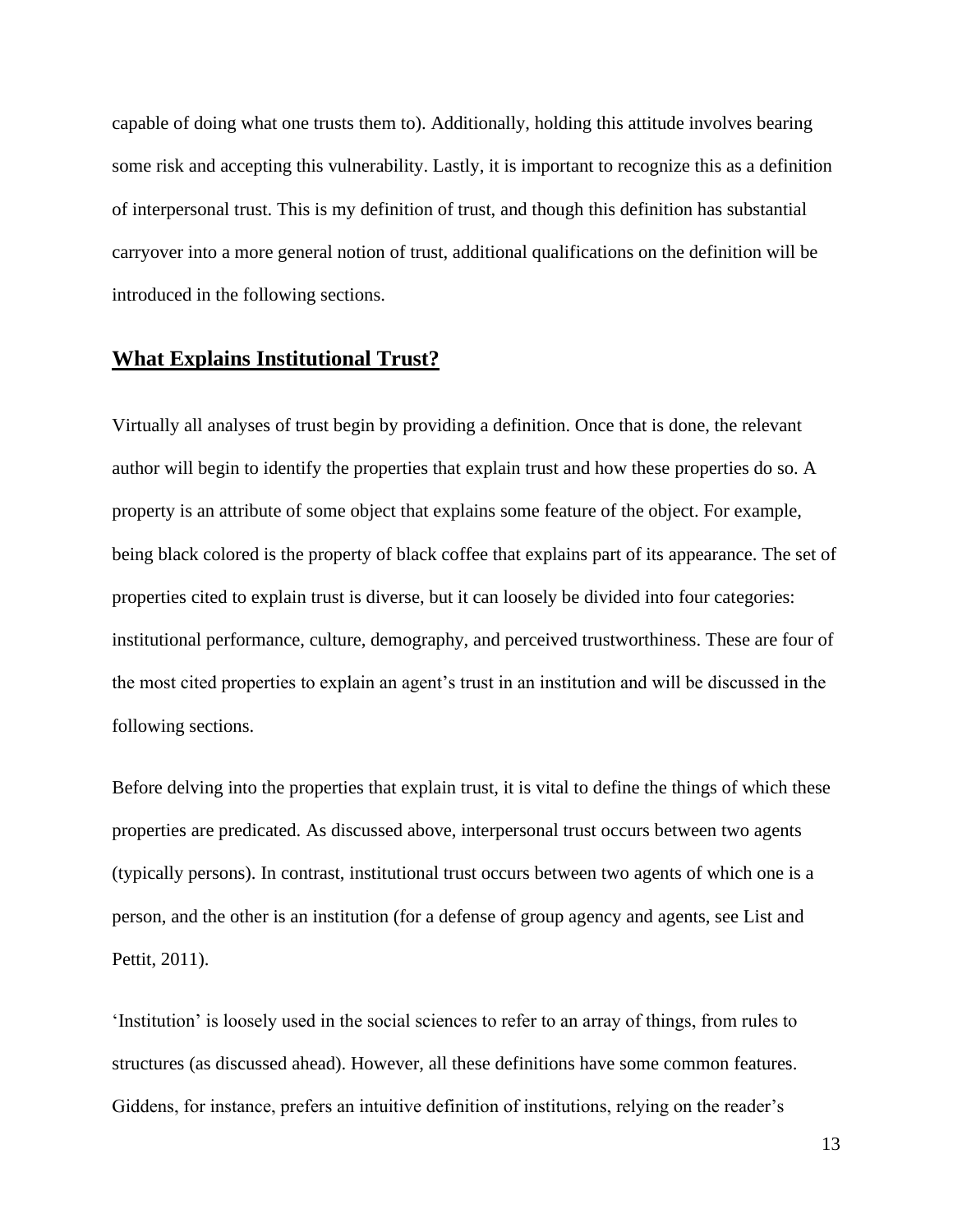capable of doing what one trusts them to). Additionally, holding this attitude involves bearing some risk and accepting this vulnerability. Lastly, it is important to recognize this as a definition of interpersonal trust. This is my definition of trust, and though this definition has substantial carryover into a more general notion of trust, additional qualifications on the definition will be introduced in the following sections.

## What Explains Institutional Trust?

Virtually all analyses of trust begin by providing a definition. Once that is done, the relevant author will begin to identify the properties that explain trust and how these properties do so. A property is an attribute of some object that explains some feature of the object. For example, being black colored is the property of black coffee that explains part of its appearance. The set of properties cited to explain trust is diverse, but it can loosely be divided into four categories: institutional performance, culture, demography, and perceived trustworthiness. These are four of the most cited properties to explain an agent's trust in an institution and will be discussed in the following sections.

Before delving into the properties that explain trust, it is vital to define the things of which these properties are predicated. As discussed above, interpersonal trust occurs between two agents (typically persons). In contrast, institutional trust occurs between two agents of which one is a person, and the other is an institution (for a defense of group agency and agents, see List and Pettit, 2011).

'Institution' is loosely used in the social sciences to refer to an array of things, from rules to structures (as discussed ahead). However, all these definitions have some common features. Giddens, for instance, prefers an intuitive definition of institutions, relying on the reader's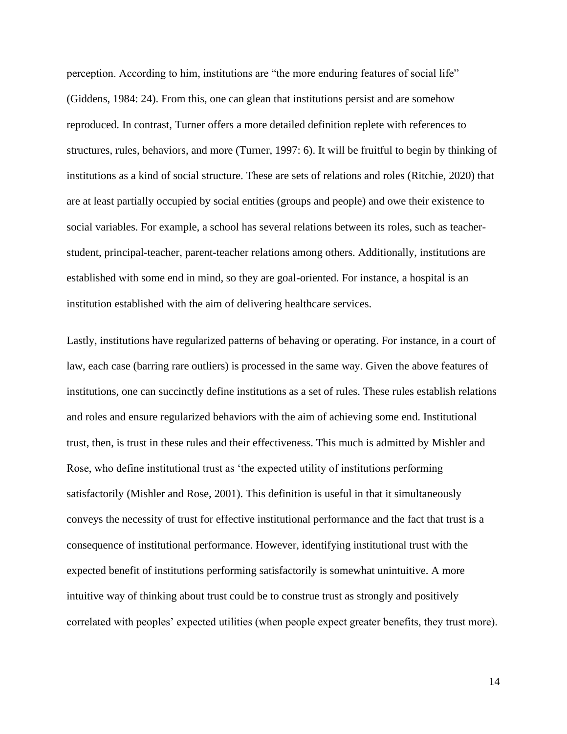perception. According to him, institutions are "the more enduring features of social life" (Giddens, 1984: 24). From this, one can glean that institutions persist and are somehow reproduced. In contrast, Turner offers a more detailed definition replete with references to structures, rules, behaviors, and more (Turner, 1997: 6). It will be fruitful to begin by thinking of institutions as a kind of social structure. These are sets of relations and roles (Ritchie, 2020) that are at least partially occupied by social entities (groups and people) and owe their existence to social variables. For example, a school has several relations between its roles, such as teacher-student, principal-teacher, parent-teacher relations among others. Additionally, institutions are established with some end in mind, so they are goal-oriented. For instance, a hospital is an institution established with the aim of delivering healthcare services.

Lastly, institutions have regularized patterns of behaving or operating. For instance, in a court of law, each case (barring rare outliers) is processed in the same way. Given the above features of institutions, one can succinctly define institutions as a set of rules. These rules establish relations and roles and ensure regularized behaviors with the aim of achieving some end. Institutional trust, then, is trust in these rules and their effectiveness. This much is admitted by Mishler and Rose, who define institutional trust as 'the expected utility of institutions performing satisfactorily (Mishler and Rose, 2001). This definition is useful in that it simultaneously conveys the necessity of trust for effective institutional performance and the fact that trust is a consequence of institutional performance. However, identifying institutional trust with the expected benefit of institutions performing satisfactorily is somewhat unintuitive. A more intuitive way of thinking about trust could be to construe trust as strongly and positively correlated with peoples' expected utilities (when people expect greater benefits, they trust more).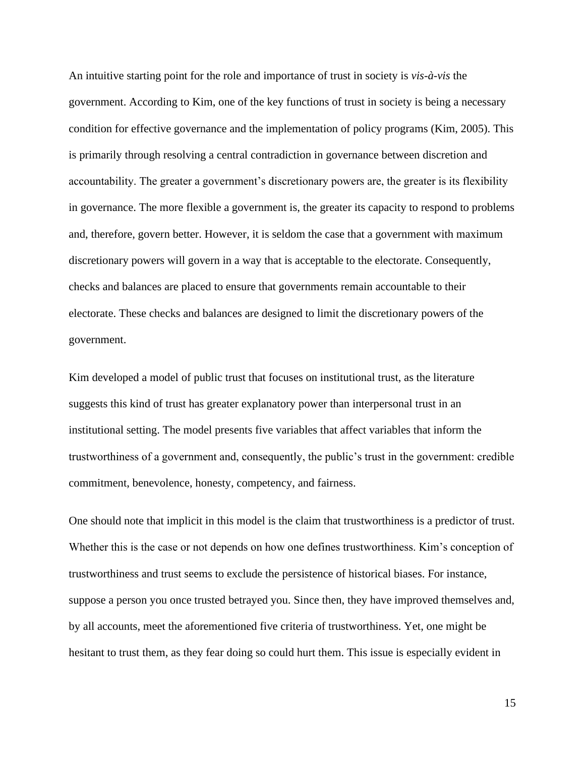An intuitive starting point for the role and importance of trust in society is *vis-à-vis* the government. According to Kim, one of the key functions of trust in society is being a necessary condition for effective governance and the implementation of policy programs (Kim, 2005). This is primarily through resolving a central contradiction in governance between discretion and accountability. The greater a government's discretionary powers are, the greater is its flexibility in governance. The more flexible a government is, the greater its capacity to respond to problems and, therefore, govern better. However, it is seldom the case that a government with maximum discretionary powers will govern in a way that is acceptable to the electorate. Consequently, checks and balances are placed to ensure that governments remain accountable to their electorate. These checks and balances are designed to limit the discretionary powers of the government.

Kim developed a model of public trust that focuses on institutional trust, as the literature suggests this kind of trust has greater explanatory power than interpersonal trust in an institutional setting. The model presents five variables that affect variables that inform the trustworthiness of a government and, consequently, the public's trust in the government: credible commitment, benevolence, honesty, competency, and fairness.

One should note that implicit in this model is the claim that trustworthiness is a predictor of trust. Whether this is the case or not depends on how one defines trustworthiness. Kim's conception of trustworthiness and trust seems to exclude the persistence of historical biases. For instance, suppose a person you once trusted betrayed you. Since then, they have improved themselves and, by all accounts, meet the aforementioned five criteria of trustworthiness. Yet, one might be hesitant to trust them, as they fear doing so could hurt them. This issue is especially evident in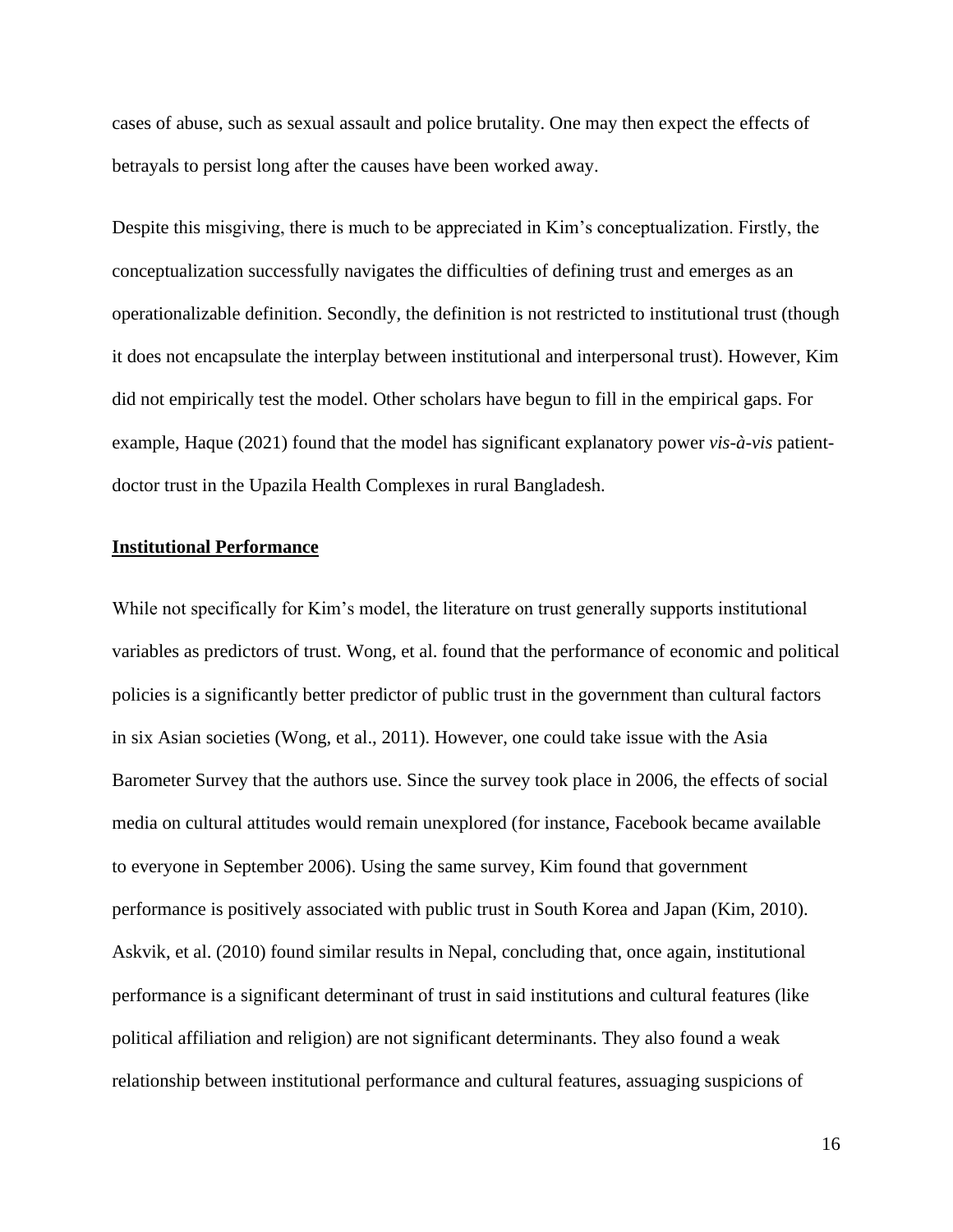cases of abuse, such as sexual assault and police brutality. One may then expect the effects of betrayals to persist long after the causes have been worked away.

Despite this misgiving, there is much to be appreciated in Kim's conceptualization. Firstly, the conceptualization successfully navigates the difficulties of defining trust and emerges as an operationalizable definition. Secondly, the definition is not restricted to institutional trust (though it does not encapsulate the interplay between institutional and interpersonal trust). However, Kim did not empirically test the model. Other scholars have begun to fill in the empirical gaps. For example, Haque (2021) found that the model has significant explanatory power *vis-à-vis* patient-doctor trust in the Upazila Health Complexes in rural Bangladesh.

**Institutional Performance**

While not specifically for Kim's model, the literature on trust generally supports institutional variables as predictors of trust. Wong, et al. found that the performance of economic and political policies is a significantly better predictor of public trust in the government than cultural factors in six Asian societies (Wong, et al., 2011). However, one could take issue with the Asia Barometer Survey that the authors use. Since the survey took place in 2006, the effects of social media on cultural attitudes would remain unexplored (for instance, Facebook became available to everyone in September 2006). Using the same survey, Kim found that government performance is positively associated with public trust in South Korea and Japan (Kim, 2010). Askvik, et al. (2010) found similar results in Nepal, concluding that, once again, institutional performance is a significant determinant of trust in said institutions and cultural features (like political affiliation and religion) are not significant determinants. They also found a weak relationship between institutional performance and cultural features, assuaging suspicions of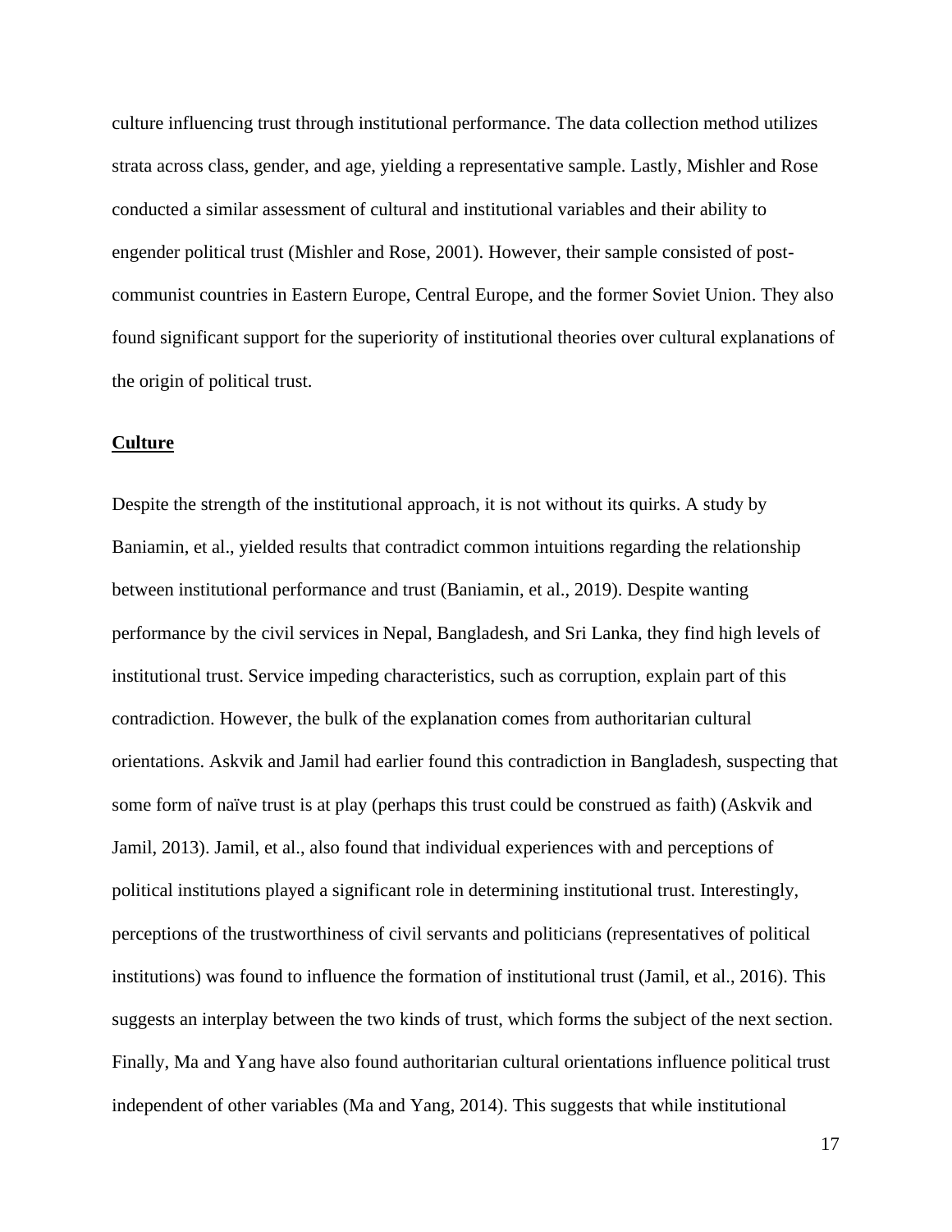culture influencing trust through institutional performance. The data collection method utilizes strata across class, gender, and age, yielding a representative sample. Lastly, Mishler and Rose conducted a similar assessment of cultural and institutional variables and their ability to engender political trust (Mishler and Rose, 2001). However, their sample consisted of post-communist countries in Eastern Europe, Central Europe, and the former Soviet Union. They also found significant support for the superiority of institutional theories over cultural explanations of the origin of political trust.

## Culture

Despite the strength of the institutional approach, it is not without its quirks. A study by Baniamin, et al., yielded results that contradict common intuitions regarding the relationship between institutional performance and trust (Baniamin, et al., 2019). Despite wanting performance by the civil services in Nepal, Bangladesh, and Sri Lanka, they find high levels of institutional trust. Service impeding characteristics, such as corruption, explain part of this contradiction. However, the bulk of the explanation comes from authoritarian cultural orientations. Askvik and Jamil had earlier found this contradiction in Bangladesh, suspecting that some form of naïve trust is at play (perhaps this trust could be construed as faith) (Askvik and Jamil, 2013). Jamil, et al., also found that individual experiences with and perceptions of political institutions played a significant role in determining institutional trust. Interestingly, perceptions of the trustworthiness of civil servants and politicians (representatives of political institutions) was found to influence the formation of institutional trust (Jamil, et al., 2016). This suggests an interplay between the two kinds of trust, which forms the subject of the next section. Finally, Ma and Yang have also found authoritarian cultural orientations influence political trust independent of other variables (Ma and Yang, 2014). This suggests that while institutional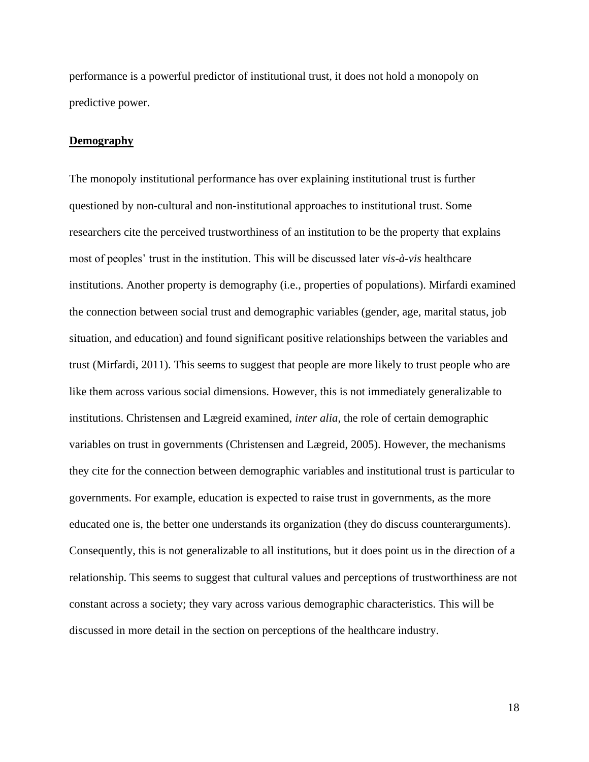performance is a powerful predictor of institutional trust, it does not hold a monopoly on predictive power.

## Demography

The monopoly institutional performance has over explaining institutional trust is further questioned by non-cultural and non-institutional approaches to institutional trust. Some researchers cite the perceived trustworthiness of an institution to be the property that explains most of peoples' trust in the institution. This will be discussed later *vis-à-vis* healthcare institutions. Another property is demography (i.e., properties of populations). Mirfardi examined the connection between social trust and demographic variables (gender, age, marital status, job situation, and education) and found significant positive relationships between the variables and trust (Mirfardi, 2011). This seems to suggest that people are more likely to trust people who are like them across various social dimensions. However, this is not immediately generalizable to institutions. Christensen and Lægreid examined, *inter alia*, the role of certain demographic variables on trust in governments (Christensen and Lægreid, 2005). However, the mechanisms they cite for the connection between demographic variables and institutional trust is particular to governments. For example, education is expected to raise trust in governments, as the more educated one is, the better one understands its organization (they do discuss counterarguments). Consequently, this is not generalizable to all institutions, but it does point us in the direction of a relationship. This seems to suggest that cultural values and perceptions of trustworthiness are not constant across a society; they vary across various demographic characteristics. This will be discussed in more detail in the section on perceptions of the healthcare industry.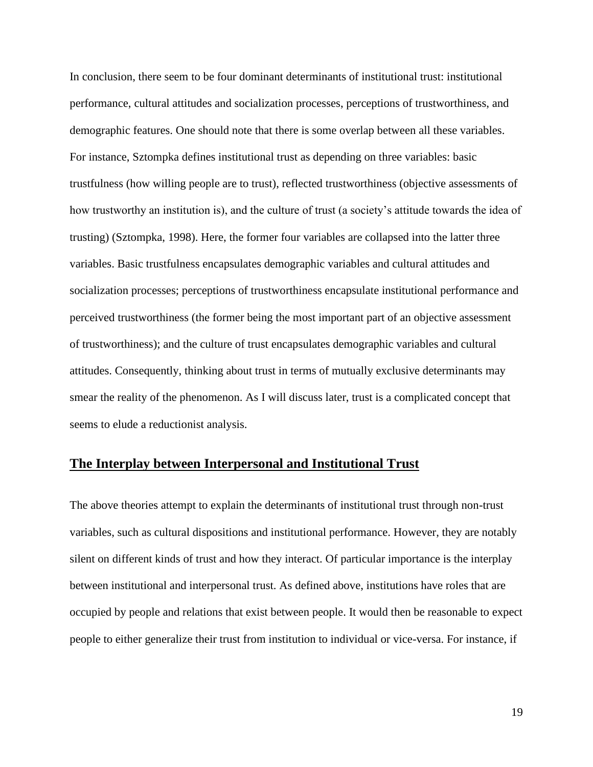In conclusion, there seem to be four dominant determinants of institutional trust: institutional performance, cultural attitudes and socialization processes, perceptions of trustworthiness, and demographic features. One should note that there is some overlap between all these variables. For instance, Sztompka defines institutional trust as depending on three variables: basic trustfulness (how willing people are to trust), reflected trustworthiness (objective assessments of how trustworthy an institution is), and the culture of trust (a society's attitude towards the idea of trusting) (Sztompka, 1998). Here, the former four variables are collapsed into the latter three variables. Basic trustfulness encapsulates demographic variables and cultural attitudes and socialization processes; perceptions of trustworthiness encapsulate institutional performance and perceived trustworthiness (the former being the most important part of an objective assessment of trustworthiness); and the culture of trust encapsulates demographic variables and cultural attitudes. Consequently, thinking about trust in terms of mutually exclusive determinants may smear the reality of the phenomenon. As I will discuss later, trust is a complicated concept that seems to elude a reductionist analysis.

## The Interplay between Interpersonal and Institutional Trust

The above theories attempt to explain the determinants of institutional trust through non-trust variables, such as cultural dispositions and institutional performance. However, they are notably silent on different kinds of trust and how they interact. Of particular importance is the interplay between institutional and interpersonal trust. As defined above, institutions have roles that are occupied by people and relations that exist between people. It would then be reasonable to expect people to either generalize their trust from institution to individual or vice-versa. For instance, if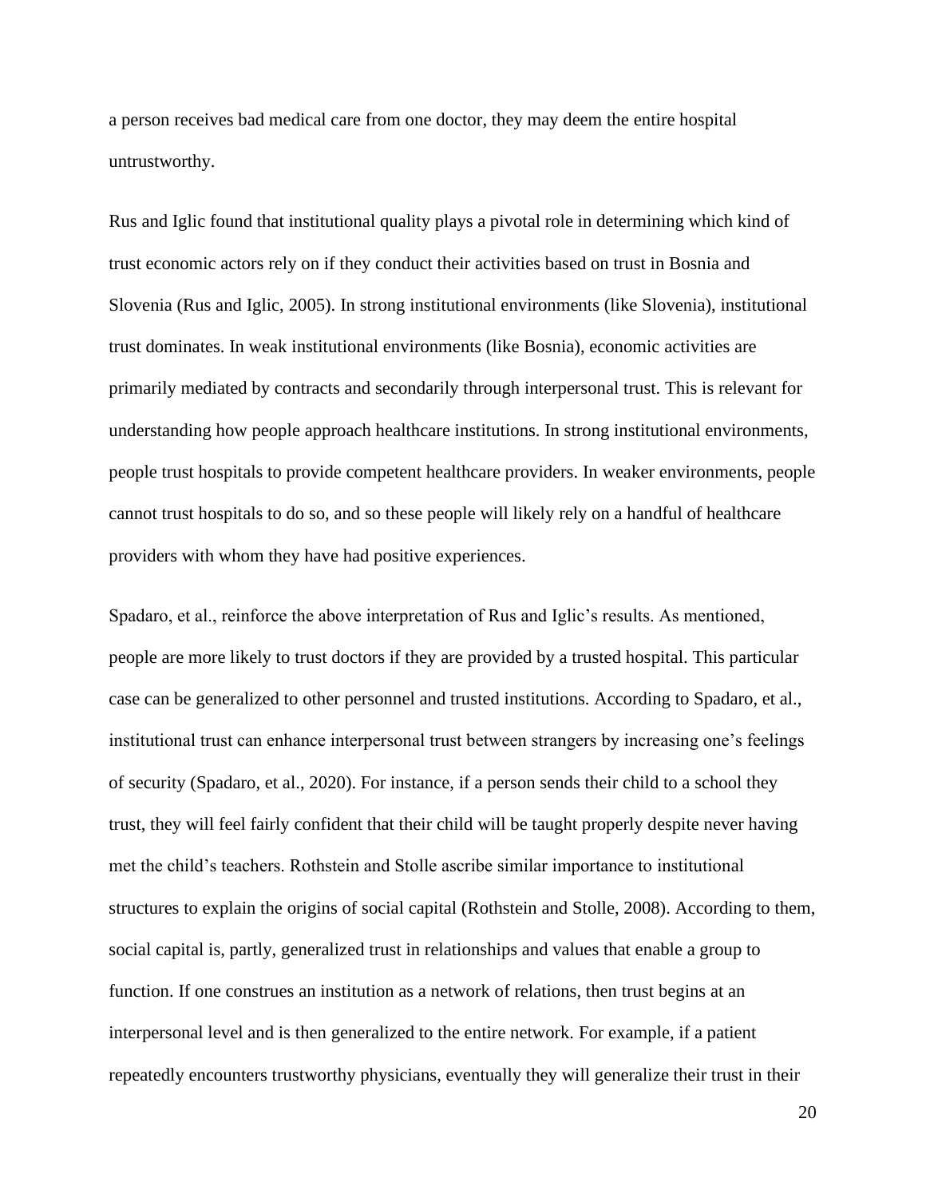a person receives bad medical care from one doctor, they may deem the entire hospital untrustworthy.

Rus and Iglic found that institutional quality plays a pivotal role in determining which kind of trust economic actors rely on if they conduct their activities based on trust in Bosnia and Slovenia (Rus and Iglic, 2005). In strong institutional environments (like Slovenia), institutional trust dominates. In weak institutional environments (like Bosnia), economic activities are primarily mediated by contracts and secondarily through interpersonal trust. This is relevant for understanding how people approach healthcare institutions. In strong institutional environments, people trust hospitals to provide competent healthcare providers. In weaker environments, people cannot trust hospitals to do so, and so these people will likely rely on a handful of healthcare providers with whom they have had positive experiences.

Spadaro, et al., reinforce the above interpretation of Rus and Iglic's results. As mentioned, people are more likely to trust doctors if they are provided by a trusted hospital. This particular case can be generalized to other personnel and trusted institutions. According to Spadaro, et al., institutional trust can enhance interpersonal trust between strangers by increasing one's feelings of security (Spadaro, et al., 2020). For instance, if a person sends their child to a school they trust, they will feel fairly confident that their child will be taught properly despite never having met the child's teachers. Rothstein and Stolle ascribe similar importance to institutional structures to explain the origins of social capital (Rothstein and Stolle, 2008). According to them, social capital is, partly, generalized trust in relationships and values that enable a group to function. If one construes an institution as a network of relations, then trust begins at an interpersonal level and is then generalized to the entire network. For example, if a patient repeatedly encounters trustworthy physicians, eventually they will generalize their trust in their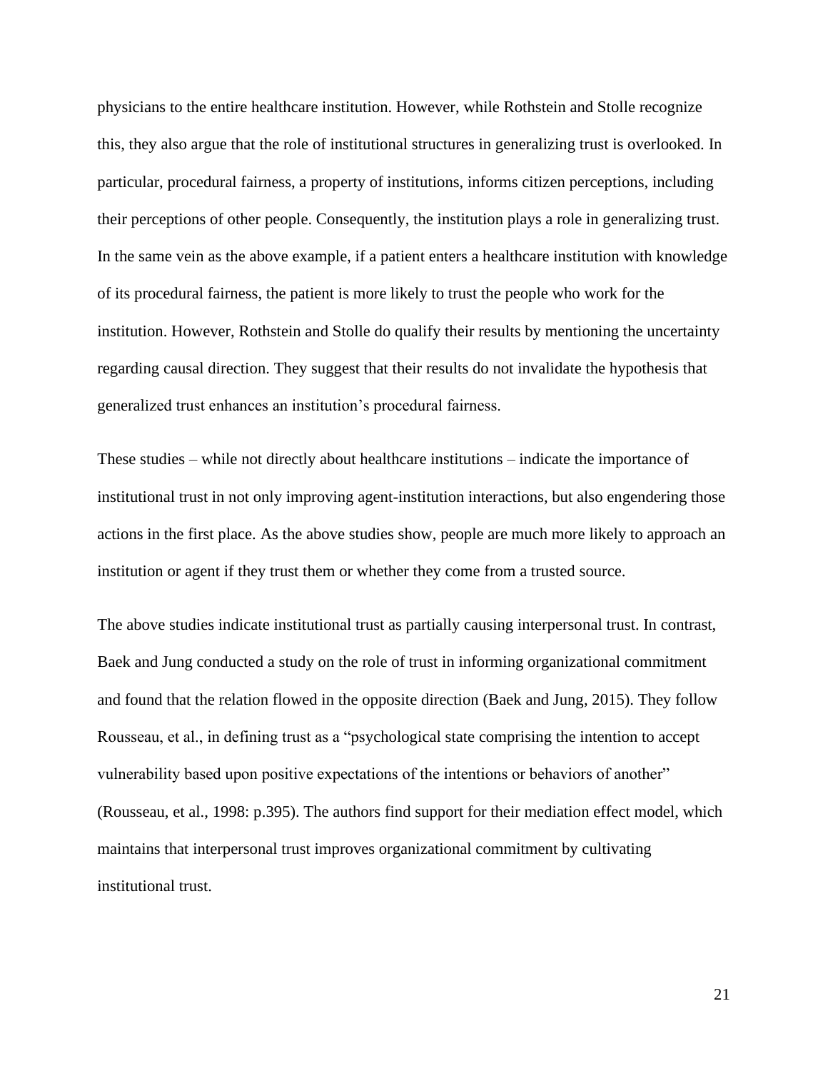physicians to the entire healthcare institution. However, while Rothstein and Stolle recognize this, they also argue that the role of institutional structures in generalizing trust is overlooked. In particular, procedural fairness, a property of institutions, informs citizen perceptions, including their perceptions of other people. Consequently, the institution plays a role in generalizing trust. In the same vein as the above example, if a patient enters a healthcare institution with knowledge of its procedural fairness, the patient is more likely to trust the people who work for the institution. However, Rothstein and Stolle do qualify their results by mentioning the uncertainty regarding causal direction. They suggest that their results do not invalidate the hypothesis that generalized trust enhances an institution's procedural fairness.

These studies – while not directly about healthcare institutions – indicate the importance of institutional trust in not only improving agent-institution interactions, but also engendering those actions in the first place. As the above studies show, people are much more likely to approach an institution or agent if they trust them or whether they come from a trusted source.

The above studies indicate institutional trust as partially causing interpersonal trust. In contrast, Baek and Jung conducted a study on the role of trust in informing organizational commitment and found that the relation flowed in the opposite direction (Baek and Jung, 2015). They follow Rousseau, et al., in defining trust as a "psychological state comprising the intention to accept vulnerability based upon positive expectations of the intentions or behaviors of another" (Rousseau, et al., 1998: p.395). The authors find support for their mediation effect model, which maintains that interpersonal trust improves organizational commitment by cultivating institutional trust.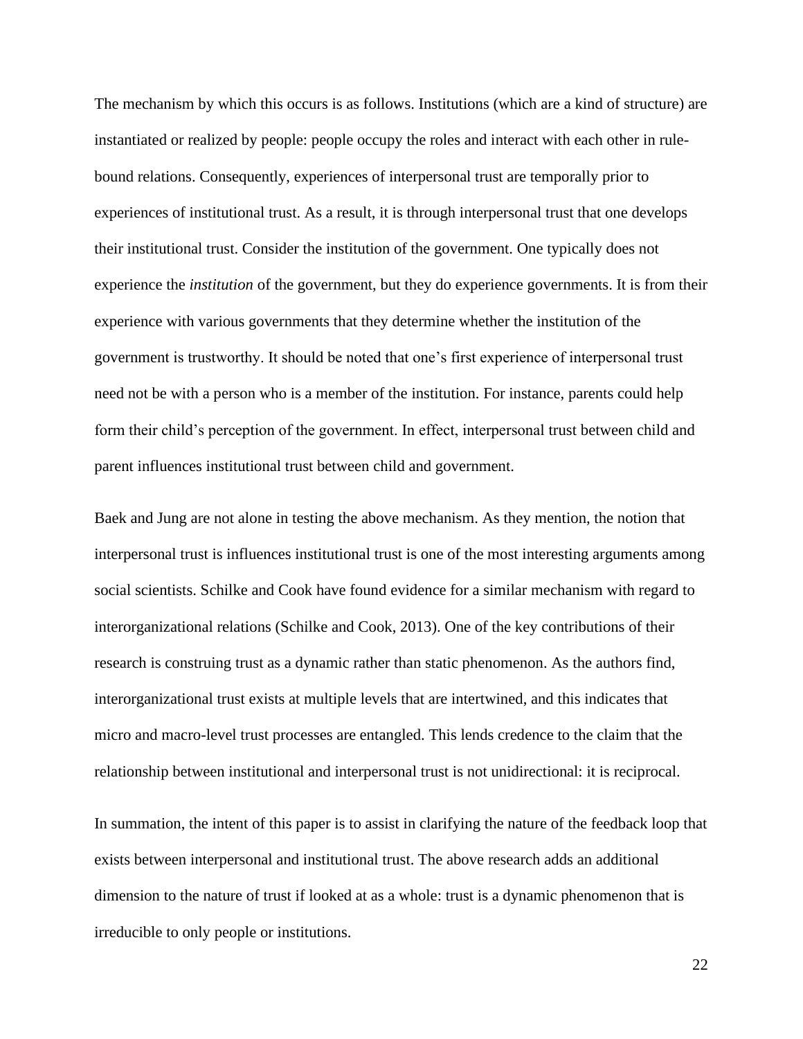The mechanism by which this occurs is as follows. Institutions (which are a kind of structure) are instantiated or realized by people: people occupy the roles and interact with each other in rule-bound relations. Consequently, experiences of interpersonal trust are temporally prior to experiences of institutional trust. As a result, it is through interpersonal trust that one develops their institutional trust. Consider the institution of the government. One typically does not experience the *institution* of the government, but they do experience governments. It is from their experience with various governments that they determine whether the institution of the government is trustworthy. It should be noted that one's first experience of interpersonal trust need not be with a person who is a member of the institution. For instance, parents could help form their child's perception of the government. In effect, interpersonal trust between child and parent influences institutional trust between child and government.

Baek and Jung are not alone in testing the above mechanism. As they mention, the notion that interpersonal trust is influences institutional trust is one of the most interesting arguments among social scientists. Schilke and Cook have found evidence for a similar mechanism with regard to interorganizational relations (Schilke and Cook, 2013). One of the key contributions of their research is construing trust as a dynamic rather than static phenomenon. As the authors find, interorganizational trust exists at multiple levels that are intertwined, and this indicates that micro and macro-level trust processes are entangled. This lends credence to the claim that the relationship between institutional and interpersonal trust is not unidirectional: it is reciprocal.

In summation, the intent of this paper is to assist in clarifying the nature of the feedback loop that exists between interpersonal and institutional trust. The above research adds an additional dimension to the nature of trust if looked at as a whole: trust is a dynamic phenomenon that is irreducible to only people or institutions.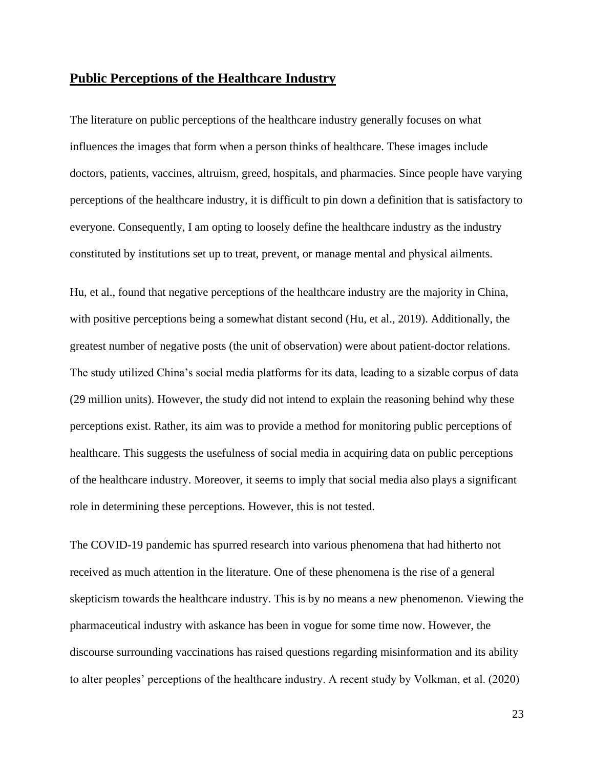## **Public Perceptions of the Healthcare Industry**

The literature on public perceptions of the healthcare industry generally focuses on what influences the images that form when a person thinks of healthcare. These images include doctors, patients, vaccines, altruism, greed, hospitals, and pharmacies. Since people have varying perceptions of the healthcare industry, it is difficult to pin down a definition that is satisfactory to everyone. Consequently, I am opting to loosely define the healthcare industry as the industry constituted by institutions set up to treat, prevent, or manage mental and physical ailments.

Hu, et al., found that negative perceptions of the healthcare industry are the majority in China, with positive perceptions being a somewhat distant second (Hu, et al., 2019). Additionally, the greatest number of negative posts (the unit of observation) were about patient-doctor relations. The study utilized China's social media platforms for its data, leading to a sizable corpus of data (29 million units). However, the study did not intend to explain the reasoning behind why these perceptions exist. Rather, its aim was to provide a method for monitoring public perceptions of healthcare. This suggests the usefulness of social media in acquiring data on public perceptions of the healthcare industry. Moreover, it seems to imply that social media also plays a significant role in determining these perceptions. However, this is not tested.

The COVID-19 pandemic has spurred research into various phenomena that had hitherto not received as much attention in the literature. One of these phenomena is the rise of a general skepticism towards the healthcare industry. This is by no means a new phenomenon. Viewing the pharmaceutical industry with askance has been in vogue for some time now. However, the discourse surrounding vaccinations has raised questions regarding misinformation and its ability to alter peoples' perceptions of the healthcare industry. A recent study by Volkman, et al. (2020)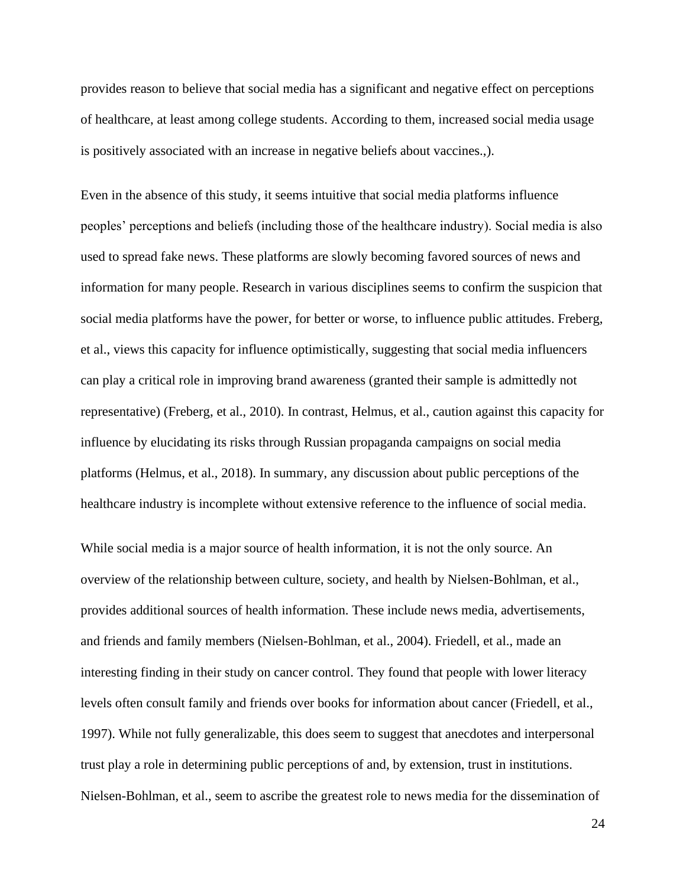provides reason to believe that social media has a significant and negative effect on perceptions of healthcare, at least among college students. According to them, increased social media usage is positively associated with an increase in negative beliefs about vaccines.,).

Even in the absence of this study, it seems intuitive that social media platforms influence peoples' perceptions and beliefs (including those of the healthcare industry). Social media is also used to spread fake news. These platforms are slowly becoming favored sources of news and information for many people. Research in various disciplines seems to confirm the suspicion that social media platforms have the power, for better or worse, to influence public attitudes. Freberg, et al., views this capacity for influence optimistically, suggesting that social media influencers can play a critical role in improving brand awareness (granted their sample is admittedly not representative) (Freberg, et al., 2010). In contrast, Helmus, et al., caution against this capacity for influence by elucidating its risks through Russian propaganda campaigns on social media platforms (Helmus, et al., 2018). In summary, any discussion about public perceptions of the healthcare industry is incomplete without extensive reference to the influence of social media.

While social media is a major source of health information, it is not the only source. An overview of the relationship between culture, society, and health by Nielsen-Bohlman, et al., provides additional sources of health information. These include news media, advertisements, and friends and family members (Nielsen-Bohlman, et al., 2004). Friedell, et al., made an interesting finding in their study on cancer control. They found that people with lower literacy levels often consult family and friends over books for information about cancer (Friedell, et al., 1997). While not fully generalizable, this does seem to suggest that anecdotes and interpersonal trust play a role in determining public perceptions of and, by extension, trust in institutions. Nielsen-Bohlman, et al., seem to ascribe the greatest role to news media for the dissemination of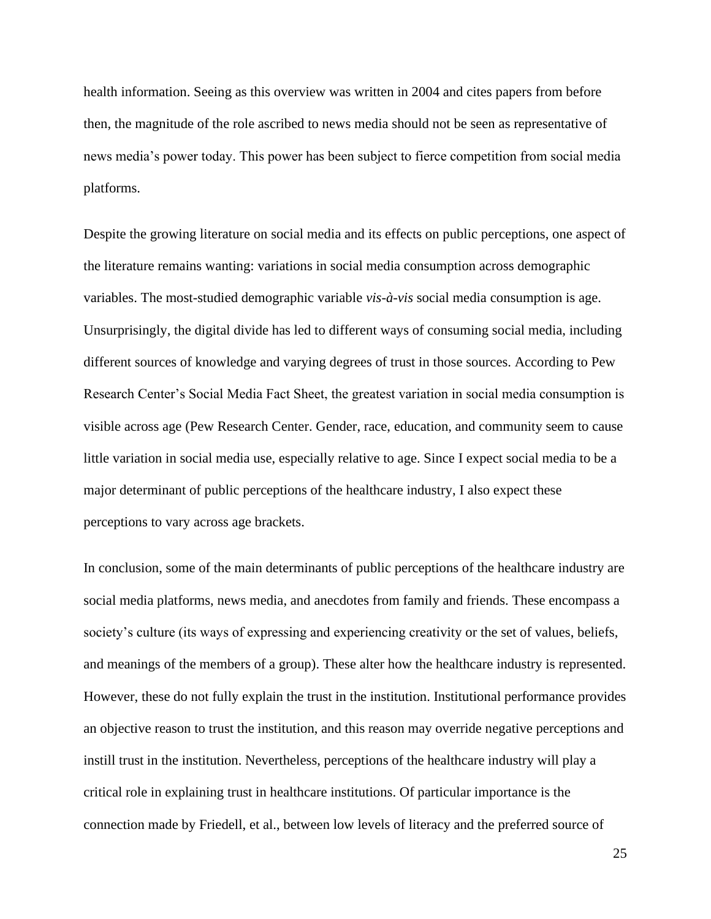health information. Seeing as this overview was written in 2004 and cites papers from before then, the magnitude of the role ascribed to news media should not be seen as representative of news media's power today. This power has been subject to fierce competition from social media platforms.

Despite the growing literature on social media and its effects on public perceptions, one aspect of the literature remains wanting: variations in social media consumption across demographic variables. The most-studied demographic variable *vis-à-vis* social media consumption is age. Unsurprisingly, the digital divide has led to different ways of consuming social media, including different sources of knowledge and varying degrees of trust in those sources. According to Pew Research Center's Social Media Fact Sheet, the greatest variation in social media consumption is visible across age (Pew Research Center. Gender, race, education, and community seem to cause little variation in social media use, especially relative to age. Since I expect social media to be a major determinant of public perceptions of the healthcare industry, I also expect these perceptions to vary across age brackets.

In conclusion, some of the main determinants of public perceptions of the healthcare industry are social media platforms, news media, and anecdotes from family and friends. These encompass a society's culture (its ways of expressing and experiencing creativity or the set of values, beliefs, and meanings of the members of a group). These alter how the healthcare industry is represented. However, these do not fully explain the trust in the institution. Institutional performance provides an objective reason to trust the institution, and this reason may override negative perceptions and instill trust in the institution. Nevertheless, perceptions of the healthcare industry will play a critical role in explaining trust in healthcare institutions. Of particular importance is the connection made by Friedell, et al., between low levels of literacy and the preferred source of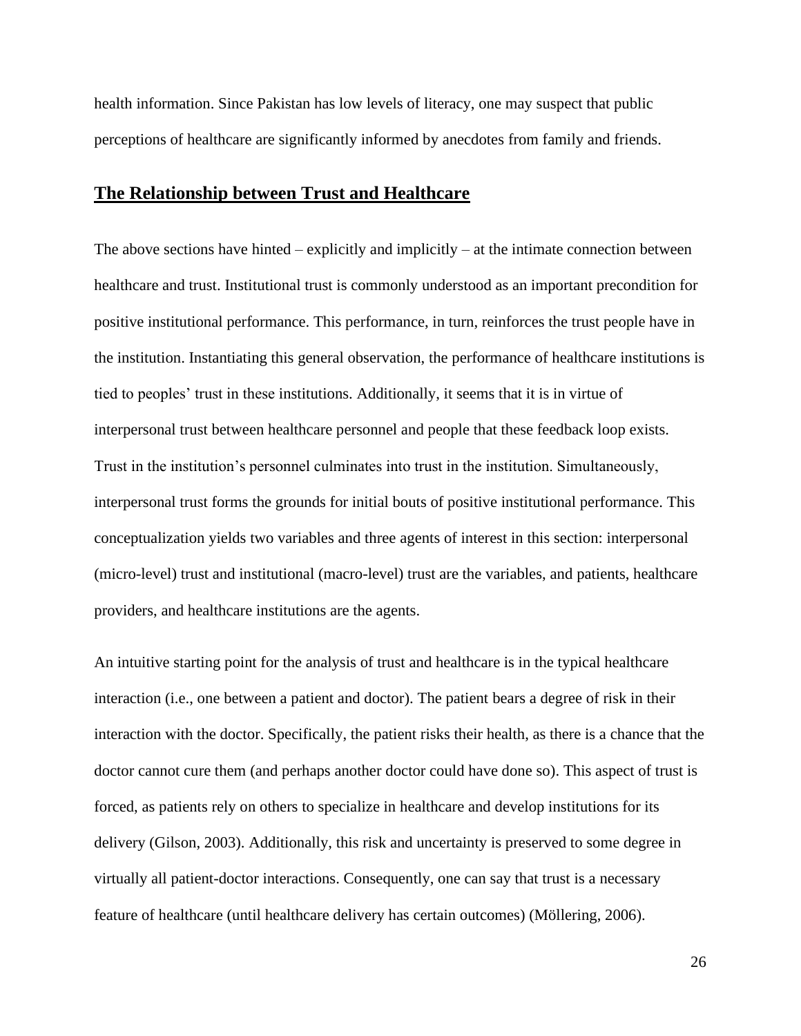health information. Since Pakistan has low levels of literacy, one may suspect that public perceptions of healthcare are significantly informed by anecdotes from family and friends.

## The Relationship between Trust and Healthcare

The above sections have hinted – explicitly and implicitly – at the intimate connection between healthcare and trust. Institutional trust is commonly understood as an important precondition for positive institutional performance. This performance, in turn, reinforces the trust people have in the institution. Instantiating this general observation, the performance of healthcare institutions is tied to peoples' trust in these institutions. Additionally, it seems that it is in virtue of interpersonal trust between healthcare personnel and people that these feedback loop exists. Trust in the institution's personnel culminates into trust in the institution. Simultaneously, interpersonal trust forms the grounds for initial bouts of positive institutional performance. This conceptualization yields two variables and three agents of interest in this section: interpersonal (micro-level) trust and institutional (macro-level) trust are the variables, and patients, healthcare providers, and healthcare institutions are the agents.

An intuitive starting point for the analysis of trust and healthcare is in the typical healthcare interaction (i.e., one between a patient and doctor). The patient bears a degree of risk in their interaction with the doctor. Specifically, the patient risks their health, as there is a chance that the doctor cannot cure them (and perhaps another doctor could have done so). This aspect of trust is forced, as patients rely on others to specialize in healthcare and develop institutions for its delivery (Gilson, 2003). Additionally, this risk and uncertainty is preserved to some degree in virtually all patient-doctor interactions. Consequently, one can say that trust is a necessary feature of healthcare (until healthcare delivery has certain outcomes) (Möllering, 2006).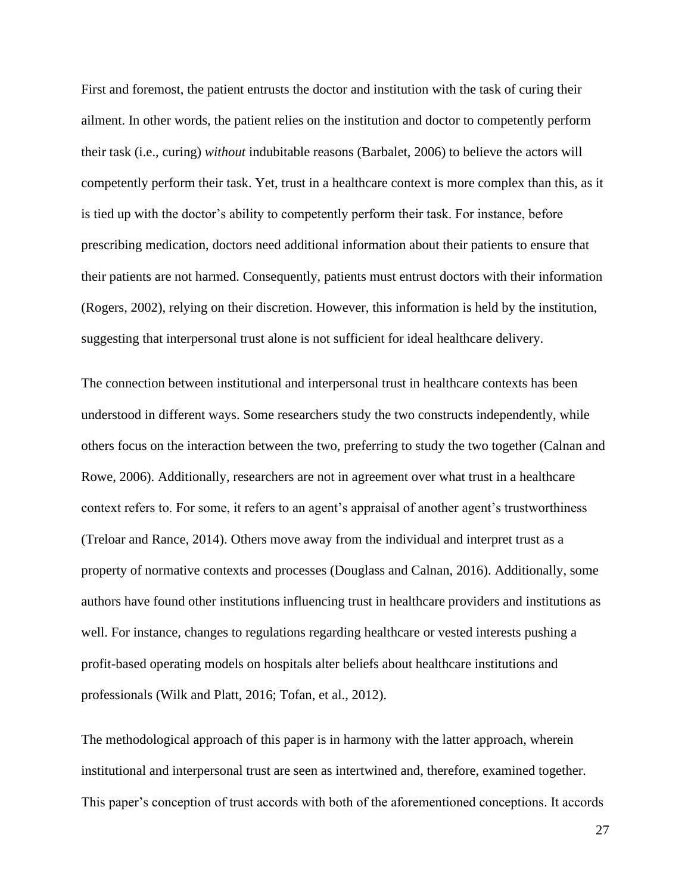First and foremost, the patient entrusts the doctor and institution with the task of curing their ailment. In other words, the patient relies on the institution and doctor to competently perform their task (i.e., curing) *without* indubitable reasons (Barbalet, 2006) to believe the actors will competently perform their task. Yet, trust in a healthcare context is more complex than this, as it is tied up with the doctor's ability to competently perform their task. For instance, before prescribing medication, doctors need additional information about their patients to ensure that their patients are not harmed. Consequently, patients must entrust doctors with their information (Rogers, 2002), relying on their discretion. However, this information is held by the institution, suggesting that interpersonal trust alone is not sufficient for ideal healthcare delivery.

The connection between institutional and interpersonal trust in healthcare contexts has been understood in different ways. Some researchers study the two constructs independently, while others focus on the interaction between the two, preferring to study the two together (Calnan and Rowe, 2006). Additionally, researchers are not in agreement over what trust in a healthcare context refers to. For some, it refers to an agent's appraisal of another agent's trustworthiness (Treloar and Rance, 2014). Others move away from the individual and interpret trust as a property of normative contexts and processes (Douglass and Calnan, 2016). Additionally, some authors have found other institutions influencing trust in healthcare providers and institutions as well. For instance, changes to regulations regarding healthcare or vested interests pushing a profit-based operating models on hospitals alter beliefs about healthcare institutions and professionals (Wilk and Platt, 2016; Tofan, et al., 2012).

The methodological approach of this paper is in harmony with the latter approach, wherein institutional and interpersonal trust are seen as intertwined and, therefore, examined together. This paper's conception of trust accords with both of the aforementioned conceptions. It accords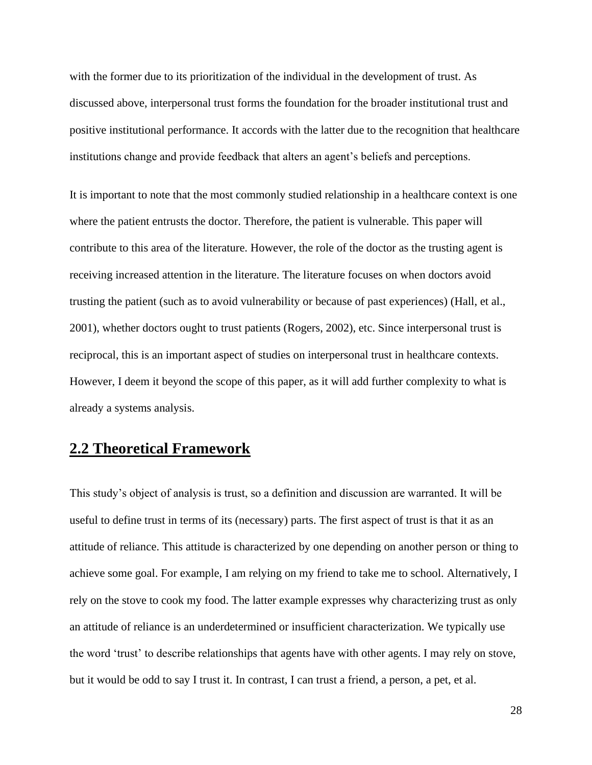with the former due to its prioritization of the individual in the development of trust. As discussed above, interpersonal trust forms the foundation for the broader institutional trust and positive institutional performance. It accords with the latter due to the recognition that healthcare institutions change and provide feedback that alters an agent's beliefs and perceptions.

It is important to note that the most commonly studied relationship in a healthcare context is one where the patient entrusts the doctor. Therefore, the patient is vulnerable. This paper will contribute to this area of the literature. However, the role of the doctor as the trusting agent is receiving increased attention in the literature. The literature focuses on when doctors avoid trusting the patient (such as to avoid vulnerability or because of past experiences) (Hall, et al., 2001), whether doctors ought to trust patients (Rogers, 2002), etc. Since interpersonal trust is reciprocal, this is an important aspect of studies on interpersonal trust in healthcare contexts. However, I deem it beyond the scope of this paper, as it will add further complexity to what is already a systems analysis.

## 2.2 Theoretical Framework

This study's object of analysis is trust, so a definition and discussion are warranted. It will be useful to define trust in terms of its (necessary) parts. The first aspect of trust is that it as an attitude of reliance. This attitude is characterized by one depending on another person or thing to achieve some goal. For example, I am relying on my friend to take me to school. Alternatively, I rely on the stove to cook my food. The latter example expresses why characterizing trust as only an attitude of reliance is an underdetermined or insufficient characterization. We typically use the word 'trust' to describe relationships that agents have with other agents. I may rely on stove, but it would be odd to say I trust it. In contrast, I can trust a friend, a person, a pet, et al.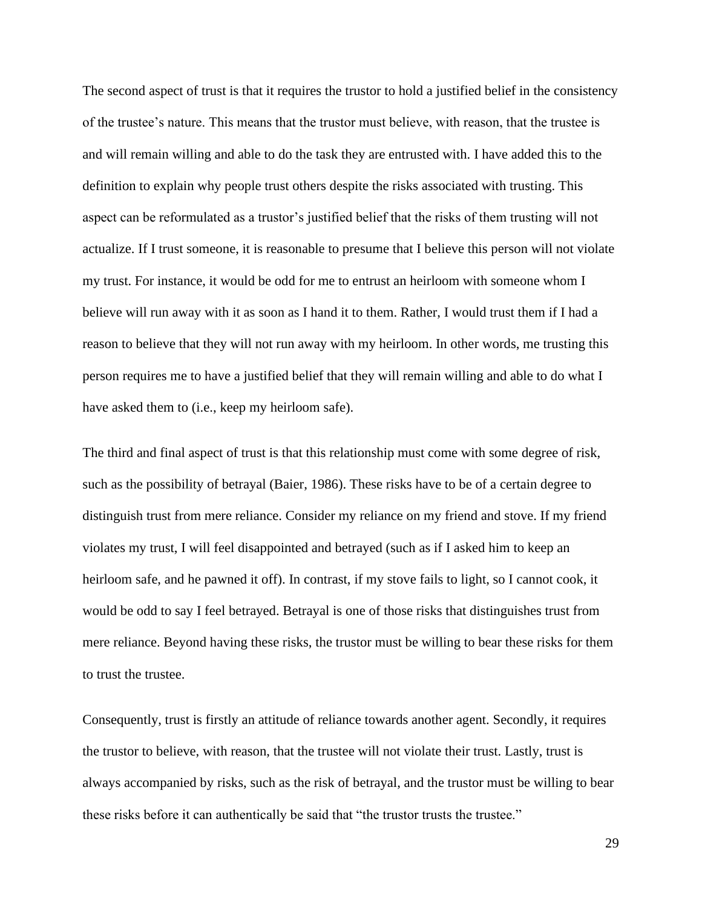The second aspect of trust is that it requires the trustor to hold a justified belief in the consistency of the trustee's nature. This means that the trustor must believe, with reason, that the trustee is and will remain willing and able to do the task they are entrusted with. I have added this to the definition to explain why people trust others despite the risks associated with trusting. This aspect can be reformulated as a trustor's justified belief that the risks of them trusting will not actualize. If I trust someone, it is reasonable to presume that I believe this person will not violate my trust. For instance, it would be odd for me to entrust an heirloom with someone whom I believe will run away with it as soon as I hand it to them. Rather, I would trust them if I had a reason to believe that they will not run away with my heirloom. In other words, me trusting this person requires me to have a justified belief that they will remain willing and able to do what I have asked them to (i.e., keep my heirloom safe).

The third and final aspect of trust is that this relationship must come with some degree of risk, such as the possibility of betrayal (Baier, 1986). These risks have to be of a certain degree to distinguish trust from mere reliance. Consider my reliance on my friend and stove. If my friend violates my trust, I will feel disappointed and betrayed (such as if I asked him to keep an heirloom safe, and he pawned it off). In contrast, if my stove fails to light, so I cannot cook, it would be odd to say I feel betrayed. Betrayal is one of those risks that distinguishes trust from mere reliance. Beyond having these risks, the trustor must be willing to bear these risks for them to trust the trustee.

Consequently, trust is firstly an attitude of reliance towards another agent. Secondly, it requires the trustor to believe, with reason, that the trustee will not violate their trust. Lastly, trust is always accompanied by risks, such as the risk of betrayal, and the trustor must be willing to bear these risks before it can authentically be said that "the trustor trusts the trustee."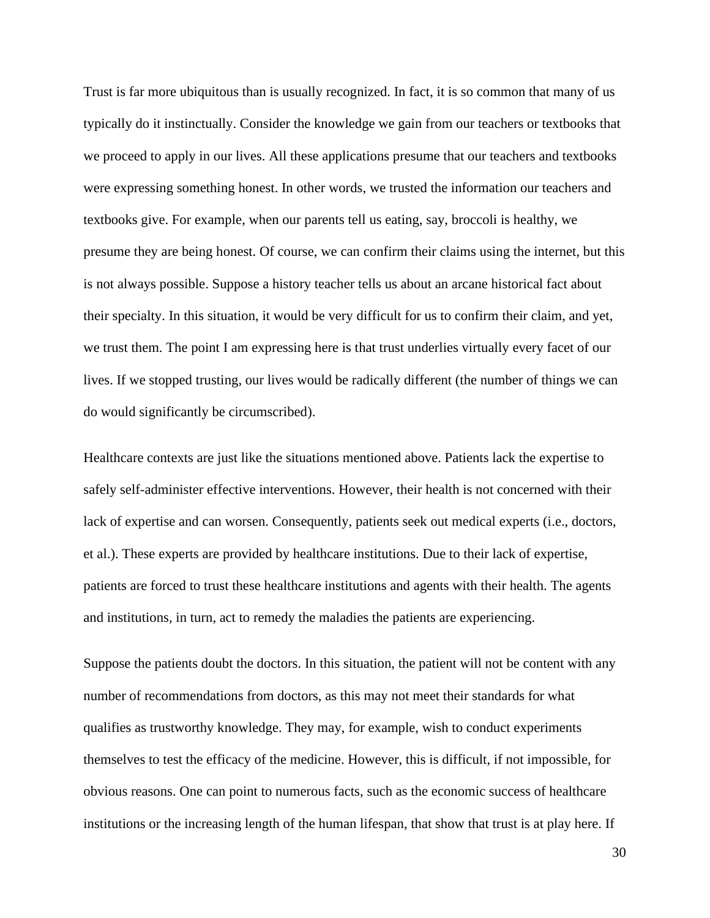Trust is far more ubiquitous than is usually recognized. In fact, it is so common that many of us typically do it instinctually. Consider the knowledge we gain from our teachers or textbooks that we proceed to apply in our lives. All these applications presume that our teachers and textbooks were expressing something honest. In other words, we trusted the information our teachers and textbooks give. For example, when our parents tell us eating, say, broccoli is healthy, we presume they are being honest. Of course, we can confirm their claims using the internet, but this is not always possible. Suppose a history teacher tells us about an arcane historical fact about their specialty. In this situation, it would be very difficult for us to confirm their claim, and yet, we trust them. The point I am expressing here is that trust underlies virtually every facet of our lives. If we stopped trusting, our lives would be radically different (the number of things we can do would significantly be circumscribed).

Healthcare contexts are just like the situations mentioned above. Patients lack the expertise to safely self-administer effective interventions. However, their health is not concerned with their lack of expertise and can worsen. Consequently, patients seek out medical experts (i.e., doctors, et al.). These experts are provided by healthcare institutions. Due to their lack of expertise, patients are forced to trust these healthcare institutions and agents with their health. The agents and institutions, in turn, act to remedy the maladies the patients are experiencing.

Suppose the patients doubt the doctors. In this situation, the patient will not be content with any number of recommendations from doctors, as this may not meet their standards for what qualifies as trustworthy knowledge. They may, for example, wish to conduct experiments themselves to test the efficacy of the medicine. However, this is difficult, if not impossible, for obvious reasons. One can point to numerous facts, such as the economic success of healthcare institutions or the increasing length of the human lifespan, that show that trust is at play here. If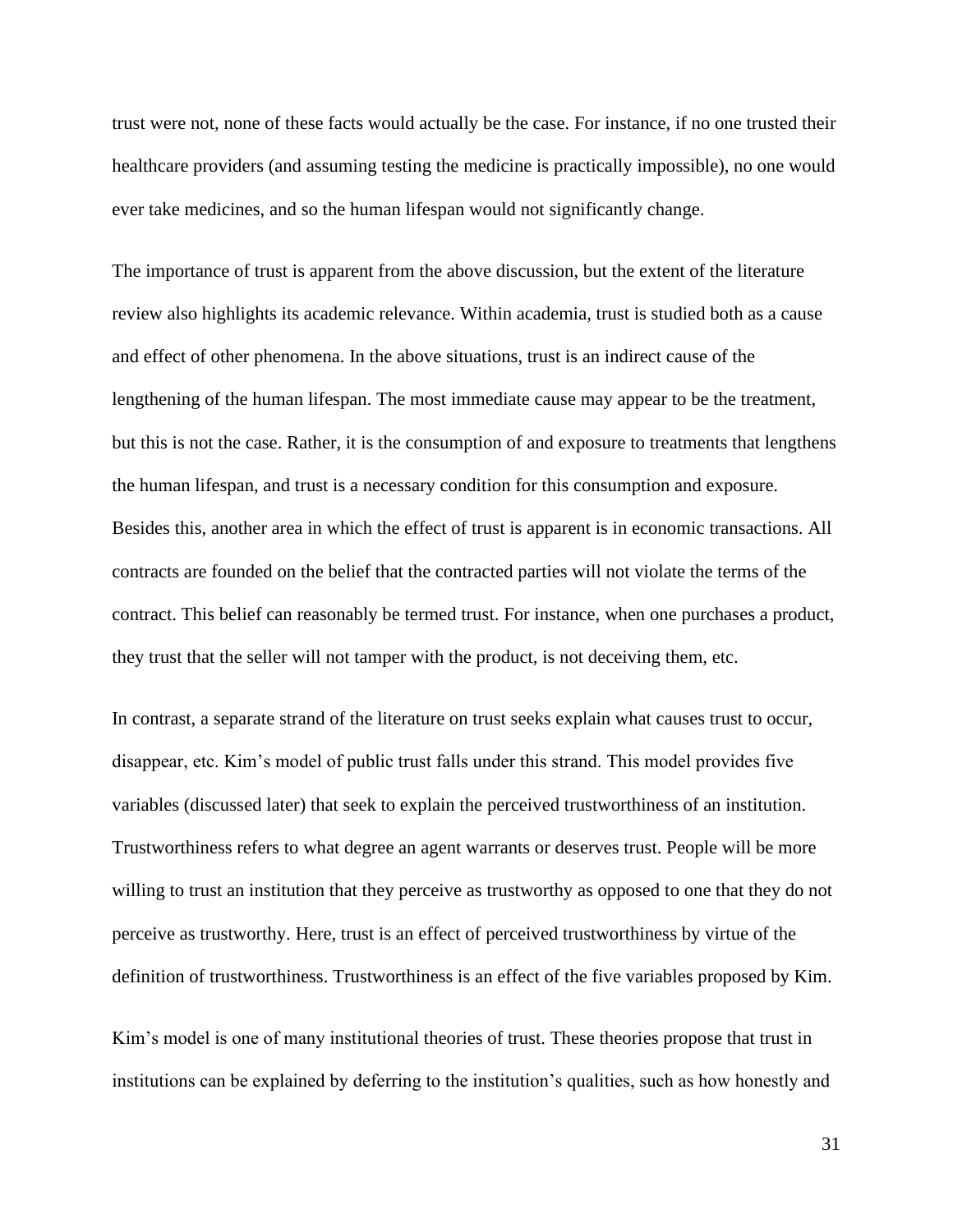trust were not, none of these facts would actually be the case. For instance, if no one trusted their healthcare providers (and assuming testing the medicine is practically impossible), no one would ever take medicines, and so the human lifespan would not significantly change.

The importance of trust is apparent from the above discussion, but the extent of the literature review also highlights its academic relevance. Within academia, trust is studied both as a cause and effect of other phenomena. In the above situations, trust is an indirect cause of the lengthening of the human lifespan. The most immediate cause may appear to be the treatment, but this is not the case. Rather, it is the consumption of and exposure to treatments that lengthens the human lifespan, and trust is a necessary condition for this consumption and exposure. Besides this, another area in which the effect of trust is apparent is in economic transactions. All contracts are founded on the belief that the contracted parties will not violate the terms of the contract. This belief can reasonably be termed trust. For instance, when one purchases a product, they trust that the seller will not tamper with the product, is not deceiving them, etc.

In contrast, a separate strand of the literature on trust seeks explain what causes trust to occur, disappear, etc. Kim's model of public trust falls under this strand. This model provides five variables (discussed later) that seek to explain the perceived trustworthiness of an institution. Trustworthiness refers to what degree an agent warrants or deserves trust. People will be more willing to trust an institution that they perceive as trustworthy as opposed to one that they do not perceive as trustworthy. Here, trust is an effect of perceived trustworthiness by virtue of the definition of trustworthiness. Trustworthiness is an effect of the five variables proposed by Kim.

Kim's model is one of many institutional theories of trust. These theories propose that trust in institutions can be explained by deferring to the institution's qualities, such as how honestly and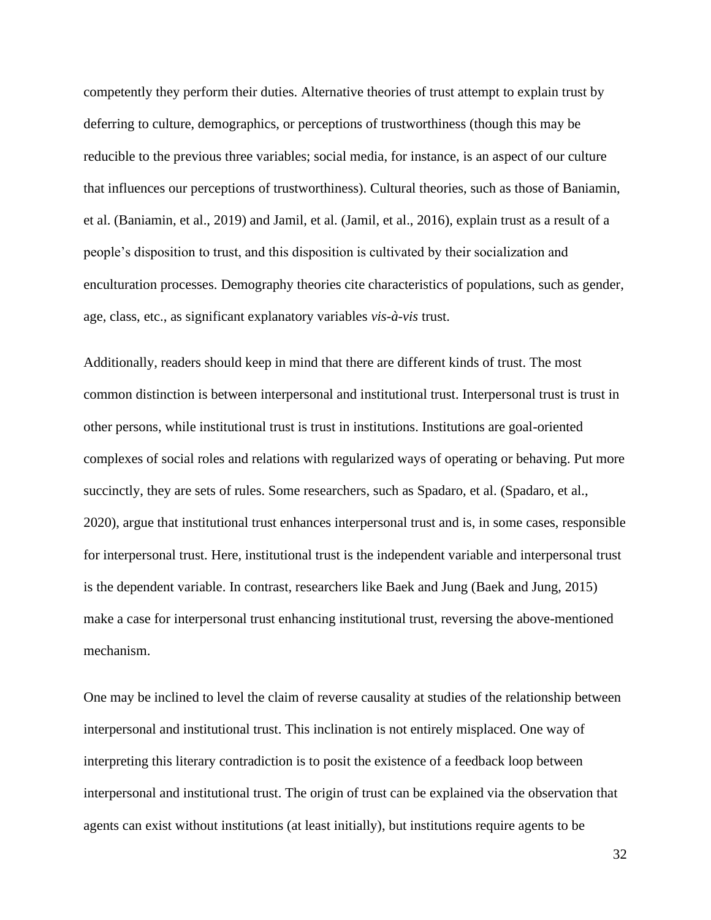competently they perform their duties. Alternative theories of trust attempt to explain trust by deferring to culture, demographics, or perceptions of trustworthiness (though this may be reducible to the previous three variables; social media, for instance, is an aspect of our culture that influences our perceptions of trustworthiness). Cultural theories, such as those of Baniamin, et al. (Baniamin, et al., 2019) and Jamil, et al. (Jamil, et al., 2016), explain trust as a result of a people's disposition to trust, and this disposition is cultivated by their socialization and enculturation processes. Demography theories cite characteristics of populations, such as gender, age, class, etc., as significant explanatory variables *vis-à-vis* trust.

Additionally, readers should keep in mind that there are different kinds of trust. The most common distinction is between interpersonal and institutional trust. Interpersonal trust is trust in other persons, while institutional trust is trust in institutions. Institutions are goal-oriented complexes of social roles and relations with regularized ways of operating or behaving. Put more succinctly, they are sets of rules. Some researchers, such as Spadaro, et al. (Spadaro, et al., 2020), argue that institutional trust enhances interpersonal trust and is, in some cases, responsible for interpersonal trust. Here, institutional trust is the independent variable and interpersonal trust is the dependent variable. In contrast, researchers like Baek and Jung (Baek and Jung, 2015) make a case for interpersonal trust enhancing institutional trust, reversing the above-mentioned mechanism.

One may be inclined to level the claim of reverse causality at studies of the relationship between interpersonal and institutional trust. This inclination is not entirely misplaced. One way of interpreting this literary contradiction is to posit the existence of a feedback loop between interpersonal and institutional trust. The origin of trust can be explained via the observation that agents can exist without institutions (at least initially), but institutions require agents to be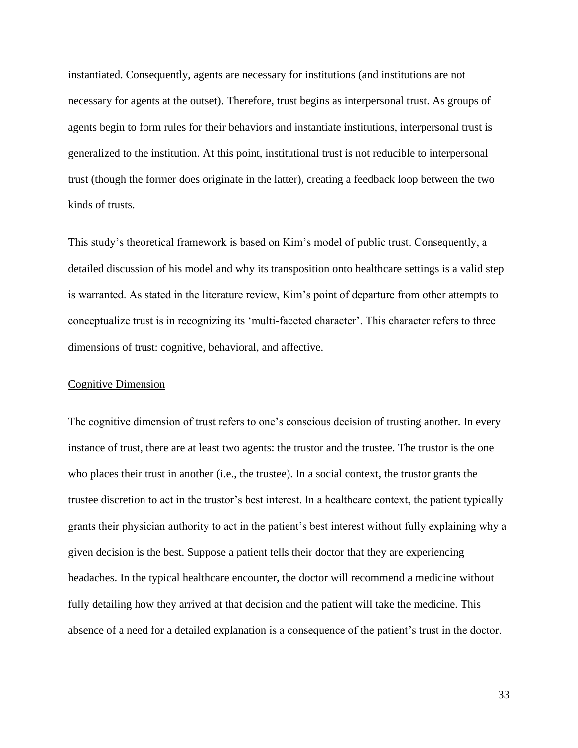instantiated. Consequently, agents are necessary for institutions (and institutions are not necessary for agents at the outset). Therefore, trust begins as interpersonal trust. As groups of agents begin to form rules for their behaviors and instantiate institutions, interpersonal trust is generalized to the institution. At this point, institutional trust is not reducible to interpersonal trust (though the former does originate in the latter), creating a feedback loop between the two kinds of trusts.

This study's theoretical framework is based on Kim's model of public trust. Consequently, a detailed discussion of his model and why its transposition onto healthcare settings is a valid step is warranted. As stated in the literature review, Kim's point of departure from other attempts to conceptualize trust is in recognizing its 'multi-faceted character'. This character refers to three dimensions of trust: cognitive, behavioral, and affective.

### Cognitive Dimension

The cognitive dimension of trust refers to one's conscious decision of trusting another. In every instance of trust, there are at least two agents: the trustor and the trustee. The trustor is the one who places their trust in another (i.e., the trustee). In a social context, the trustor grants the trustee discretion to act in the trustor's best interest. In a healthcare context, the patient typically grants their physician authority to act in the patient's best interest without fully explaining why a given decision is the best. Suppose a patient tells their doctor that they are experiencing headaches. In the typical healthcare encounter, the doctor will recommend a medicine without fully detailing how they arrived at that decision and the patient will take the medicine. This absence of a need for a detailed explanation is a consequence of the patient's trust in the doctor.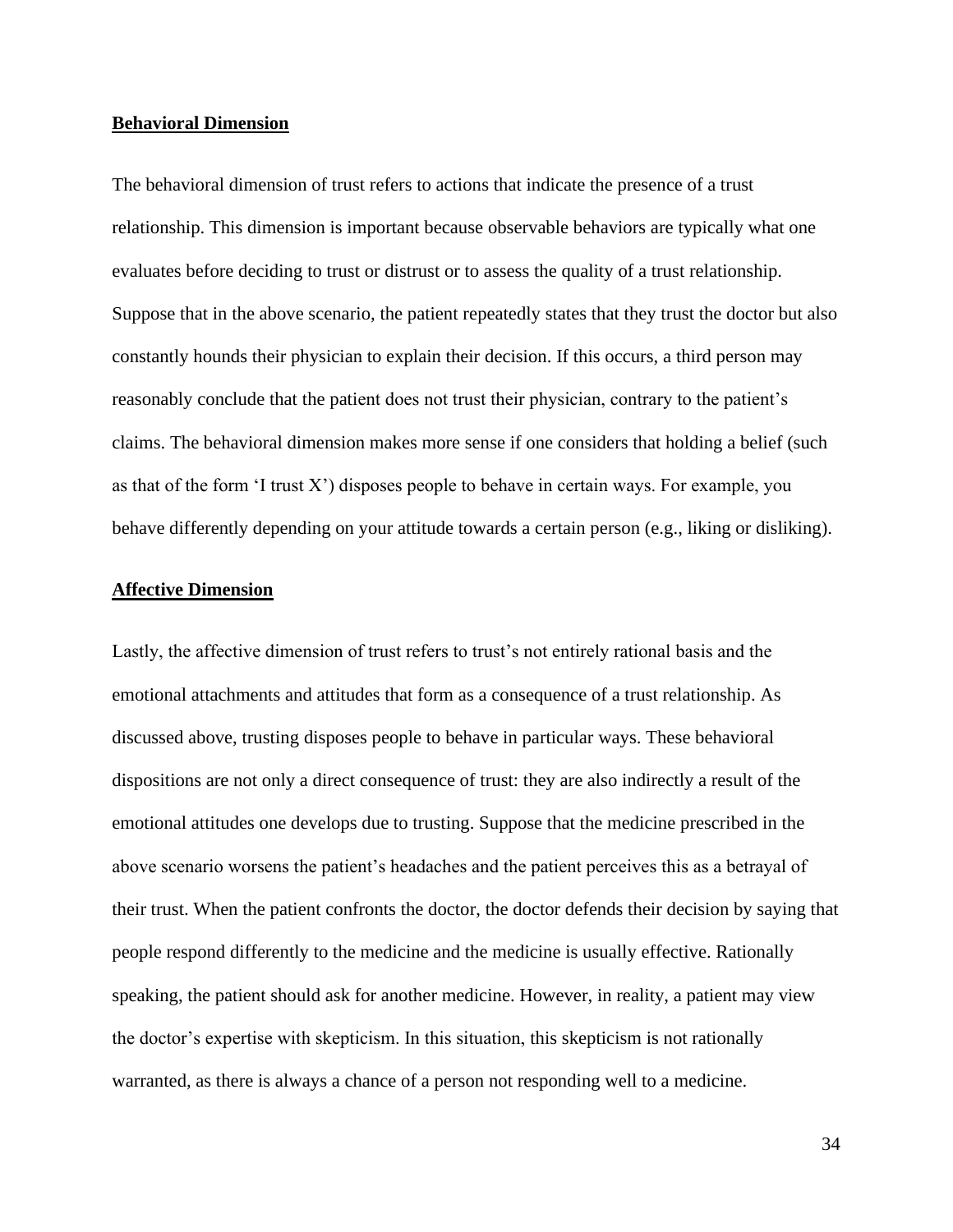**Behavioral Dimension**

The behavioral dimension of trust refers to actions that indicate the presence of a trust relationship. This dimension is important because observable behaviors are typically what one evaluates before deciding to trust or distrust or to assess the quality of a trust relationship. Suppose that in the above scenario, the patient repeatedly states that they trust the doctor but also constantly hounds their physician to explain their decision. If this occurs, a third person may reasonably conclude that the patient does not trust their physician, contrary to the patient's claims. The behavioral dimension makes more sense if one considers that holding a belief (such as that of the form 'I trust X') disposes people to behave in certain ways. For example, you behave differently depending on your attitude towards a certain person (e.g., liking or disliking).

**Affective Dimension**

Lastly, the affective dimension of trust refers to trust's not entirely rational basis and the emotional attachments and attitudes that form as a consequence of a trust relationship. As discussed above, trusting disposes people to behave in particular ways. These behavioral dispositions are not only a direct consequence of trust: they are also indirectly a result of the emotional attitudes one develops due to trusting. Suppose that the medicine prescribed in the above scenario worsens the patient's headaches and the patient perceives this as a betrayal of their trust. When the patient confronts the doctor, the doctor defends their decision by saying that people respond differently to the medicine and the medicine is usually effective. Rationally speaking, the patient should ask for another medicine. However, in reality, a patient may view the doctor's expertise with skepticism. In this situation, this skepticism is not rationally warranted, as there is always a chance of a person not responding well to a medicine.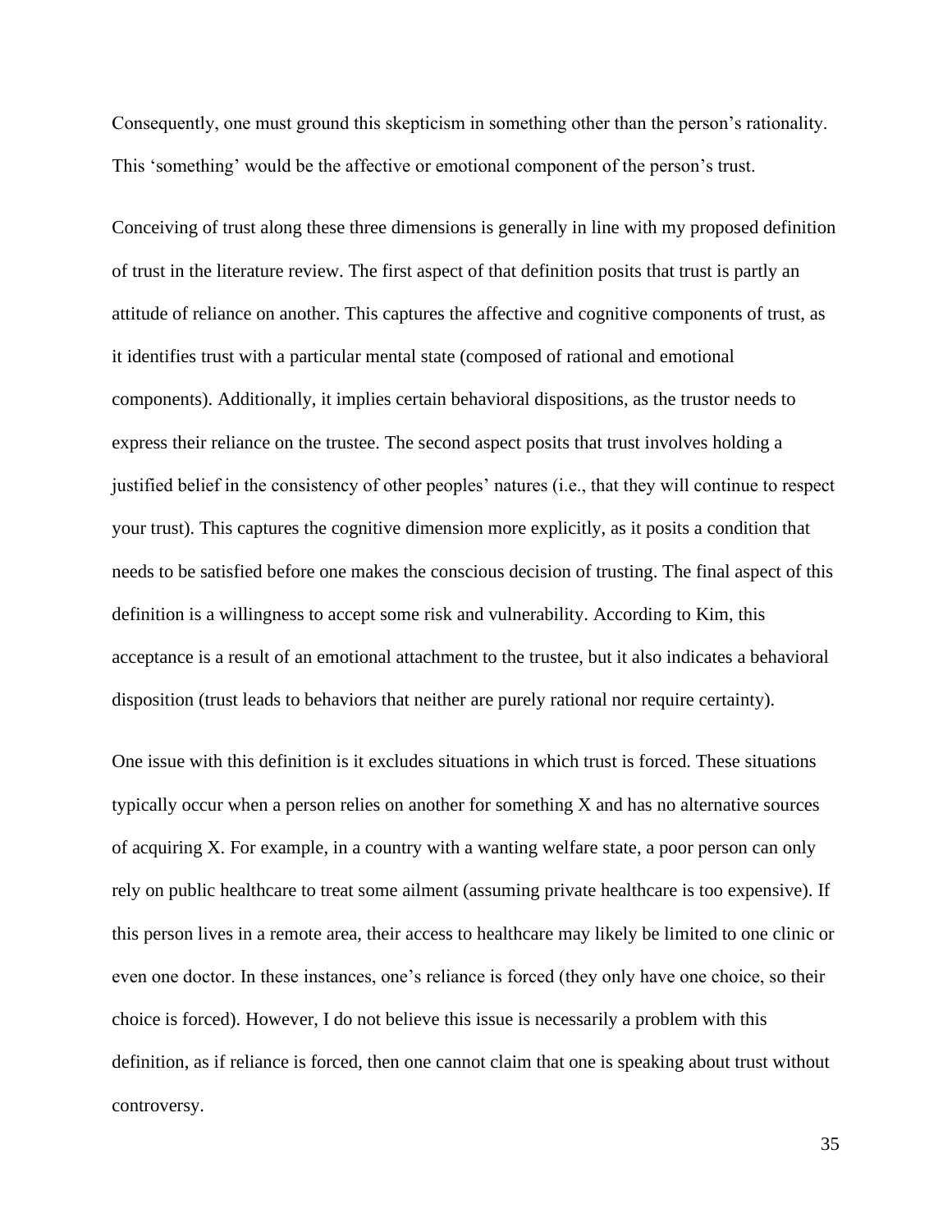Consequently, one must ground this skepticism in something other than the person's rationality. This 'something' would be the affective or emotional component of the person's trust.

Conceiving of trust along these three dimensions is generally in line with my proposed definition of trust in the literature review. The first aspect of that definition posits that trust is partly an attitude of reliance on another. This captures the affective and cognitive components of trust, as it identifies trust with a particular mental state (composed of rational and emotional components). Additionally, it implies certain behavioral dispositions, as the trustor needs to express their reliance on the trustee. The second aspect posits that trust involves holding a justified belief in the consistency of other peoples' natures (i.e., that they will continue to respect your trust). This captures the cognitive dimension more explicitly, as it posits a condition that needs to be satisfied before one makes the conscious decision of trusting. The final aspect of this definition is a willingness to accept some risk and vulnerability. According to Kim, this acceptance is a result of an emotional attachment to the trustee, but it also indicates a behavioral disposition (trust leads to behaviors that neither are purely rational nor require certainty).

One issue with this definition is it excludes situations in which trust is forced. These situations typically occur when a person relies on another for something X and has no alternative sources of acquiring X. For example, in a country with a wanting welfare state, a poor person can only rely on public healthcare to treat some ailment (assuming private healthcare is too expensive). If this person lives in a remote area, their access to healthcare may likely be limited to one clinic or even one doctor. In these instances, one's reliance is forced (they only have one choice, so their choice is forced). However, I do not believe this issue is necessarily a problem with this definition, as if reliance is forced, then one cannot claim that one is speaking about trust without controversy.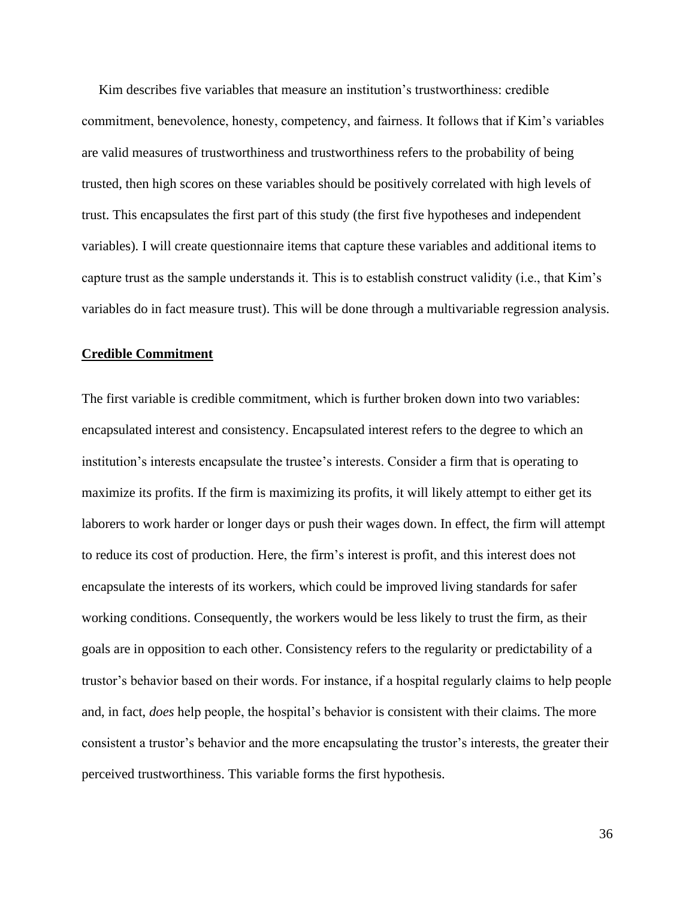Kim describes five variables that measure an institution's trustworthiness: credible commitment, benevolence, honesty, competency, and fairness. It follows that if Kim's variables are valid measures of trustworthiness and trustworthiness refers to the probability of being trusted, then high scores on these variables should be positively correlated with high levels of trust. This encapsulates the first part of this study (the first five hypotheses and independent variables). I will create questionnaire items that capture these variables and additional items to capture trust as the sample understands it. This is to establish construct validity (i.e., that Kim's variables do in fact measure trust). This will be done through a multivariable regression analysis.

## Credible Commitment

The first variable is credible commitment, which is further broken down into two variables: encapsulated interest and consistency. Encapsulated interest refers to the degree to which an institution's interests encapsulate the trustee's interests. Consider a firm that is operating to maximize its profits. If the firm is maximizing its profits, it will likely attempt to either get its laborers to work harder or longer days or push their wages down. In effect, the firm will attempt to reduce its cost of production. Here, the firm's interest is profit, and this interest does not encapsulate the interests of its workers, which could be improved living standards for safer working conditions. Consequently, the workers would be less likely to trust the firm, as their goals are in opposition to each other. Consistency refers to the regularity or predictability of a trustor's behavior based on their words. For instance, if a hospital regularly claims to help people and, in fact, *does* help people, the hospital's behavior is consistent with their claims. The more consistent a trustor's behavior and the more encapsulating the trustor's interests, the greater their perceived trustworthiness. This variable forms the first hypothesis.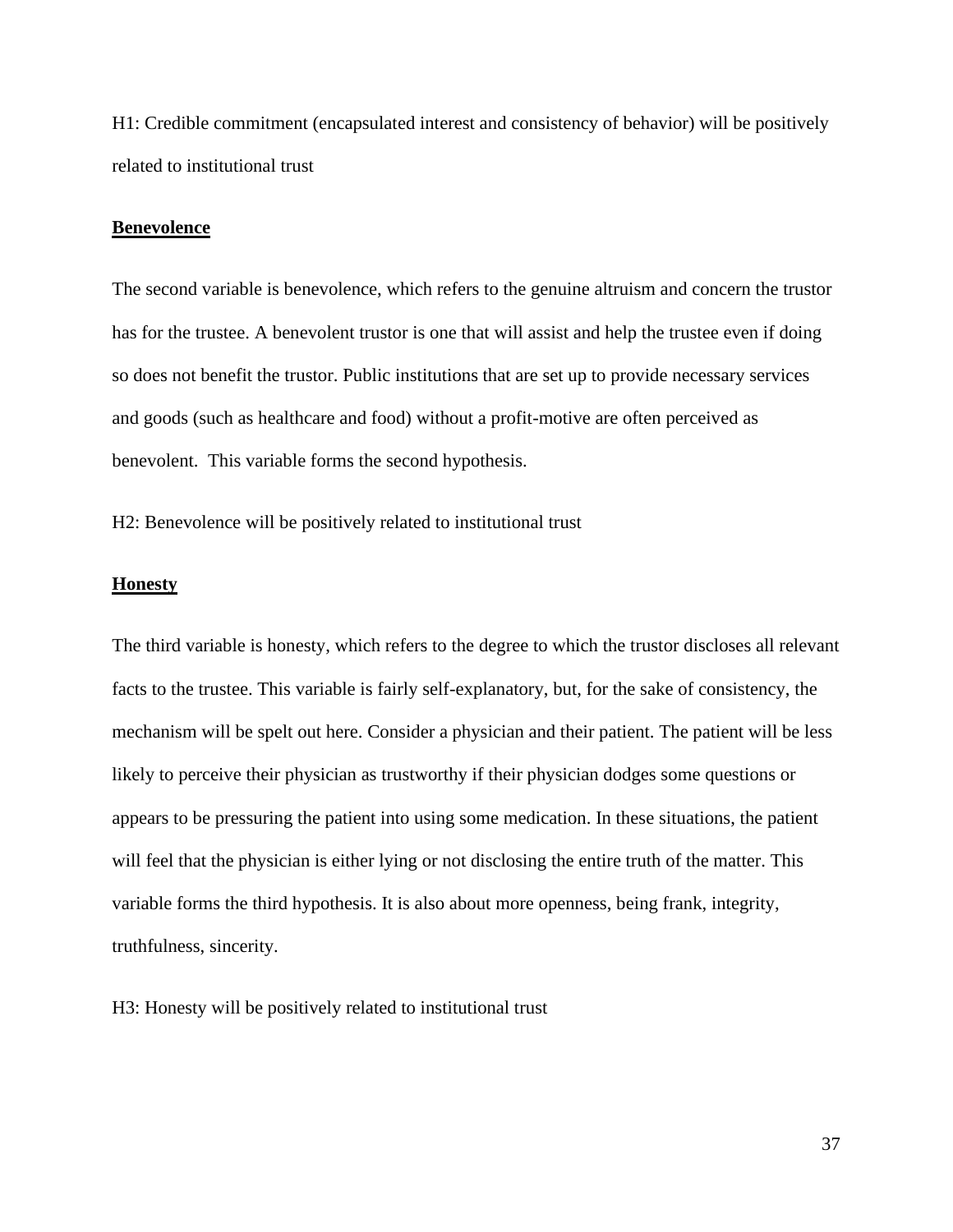H1: Credible commitment (encapsulated interest and consistency of behavior) will be positively related to institutional trust

**Benevolence**

The second variable is benevolence, which refers to the genuine altruism and concern the trustor has for the trustee. A benevolent trustor is one that will assist and help the trustee even if doing so does not benefit the trustor. Public institutions that are set up to provide necessary services and goods (such as healthcare and food) without a profit-motive are often perceived as benevolent. This variable forms the second hypothesis.

H2: Benevolence will be positively related to institutional trust

**Honesty**

The third variable is honesty, which refers to the degree to which the trustor discloses all relevant facts to the trustee. This variable is fairly self-explanatory, but, for the sake of consistency, the mechanism will be spelt out here. Consider a physician and their patient. The patient will be less likely to perceive their physician as trustworthy if their physician dodges some questions or appears to be pressuring the patient into using some medication. In these situations, the patient will feel that the physician is either lying or not disclosing the entire truth of the matter. This variable forms the third hypothesis. It is also about more openness, being frank, integrity, truthfulness, sincerity.

H3: Honesty will be positively related to institutional trust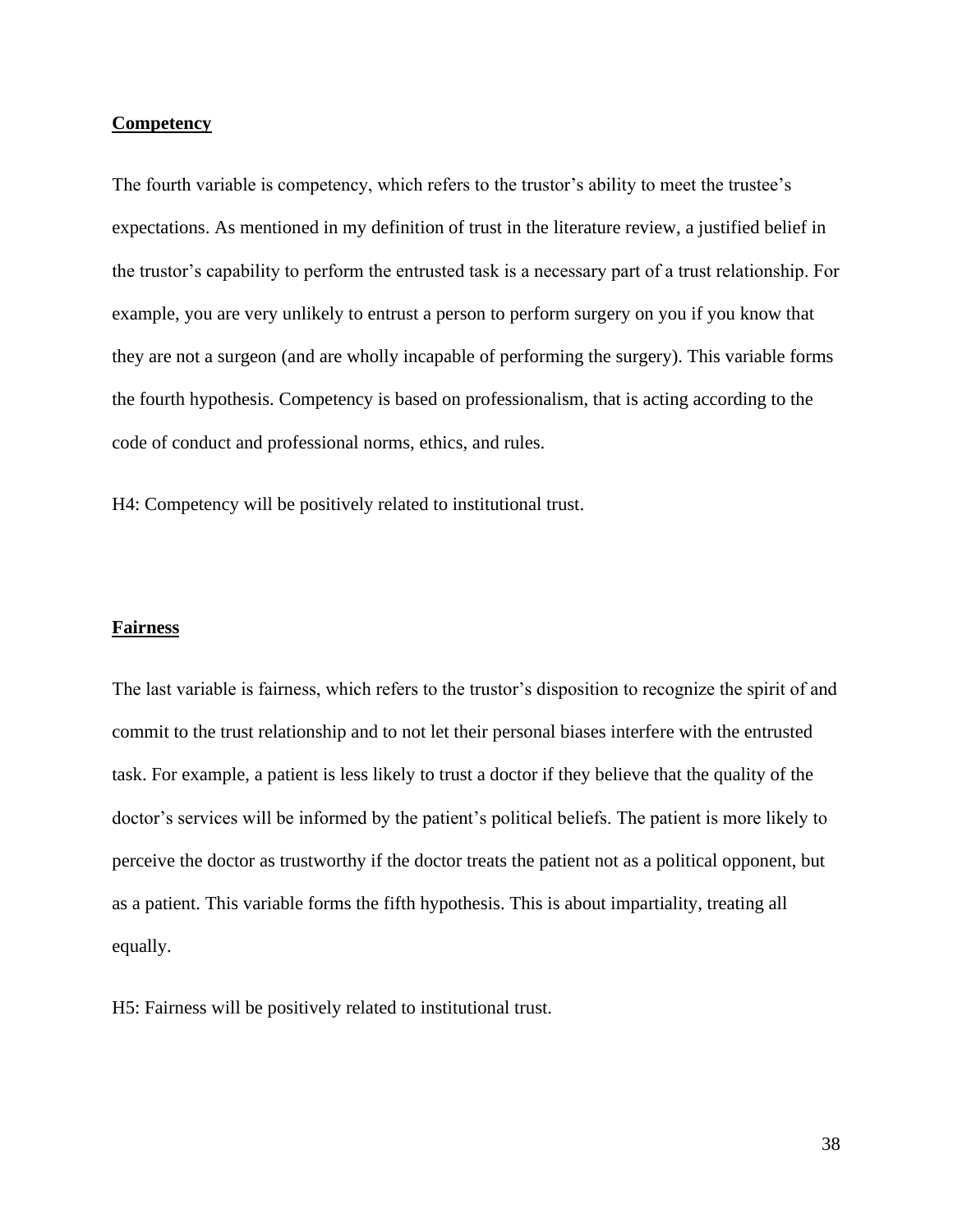**Competency**

The fourth variable is competency, which refers to the trustor's ability to meet the trustee's expectations. As mentioned in my definition of trust in the literature review, a justified belief in the trustor's capability to perform the entrusted task is a necessary part of a trust relationship. For example, you are very unlikely to entrust a person to perform surgery on you if you know that they are not a surgeon (and are wholly incapable of performing the surgery). This variable forms the fourth hypothesis. Competency is based on professionalism, that is acting according to the code of conduct and professional norms, ethics, and rules.

H4: Competency will be positively related to institutional trust.

**Fairness**

The last variable is fairness, which refers to the trustor's disposition to recognize the spirit of and commit to the trust relationship and to not let their personal biases interfere with the entrusted task. For example, a patient is less likely to trust a doctor if they believe that the quality of the doctor's services will be informed by the patient's political beliefs. The patient is more likely to perceive the doctor as trustworthy if the doctor treats the patient not as a political opponent, but as a patient. This variable forms the fifth hypothesis. This is about impartiality, treating all equally.

H5: Fairness will be positively related to institutional trust.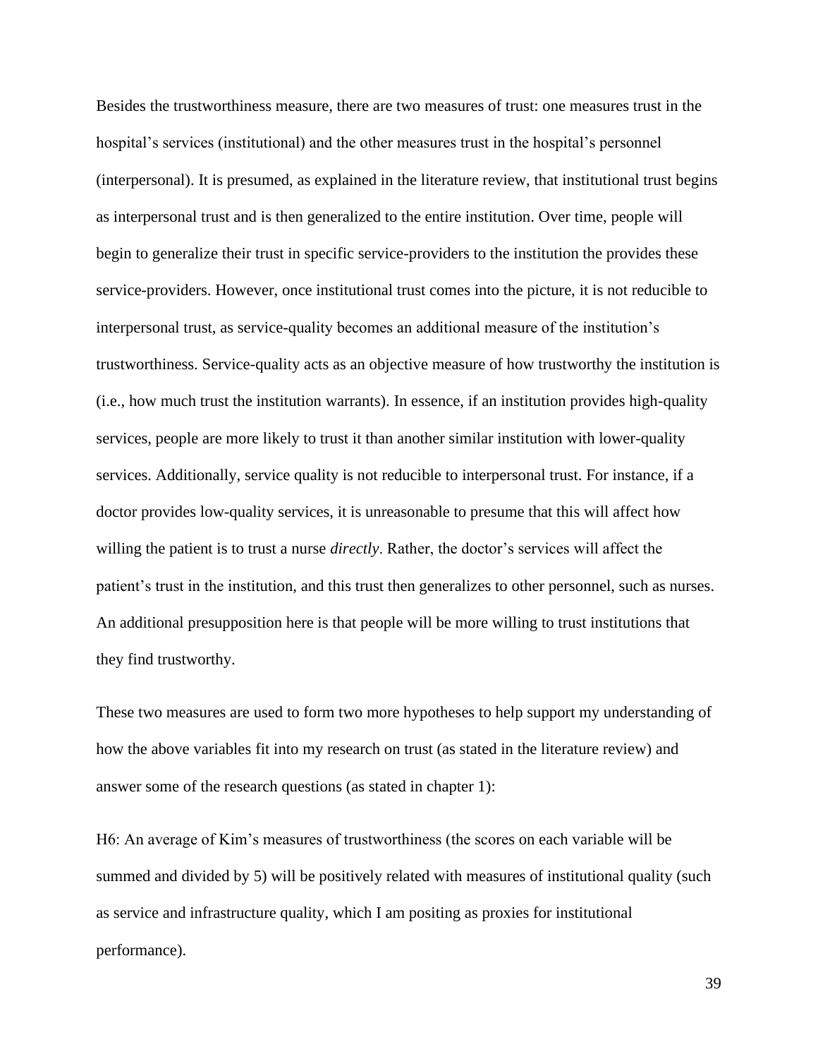Besides the trustworthiness measure, there are two measures of trust: one measures trust in the hospital's services (institutional) and the other measures trust in the hospital's personnel (interpersonal). It is presumed, as explained in the literature review, that institutional trust begins as interpersonal trust and is then generalized to the entire institution. Over time, people will begin to generalize their trust in specific service-providers to the institution the provides these service-providers. However, once institutional trust comes into the picture, it is not reducible to interpersonal trust, as service-quality becomes an additional measure of the institution's trustworthiness. Service-quality acts as an objective measure of how trustworthy the institution is (i.e., how much trust the institution warrants). In essence, if an institution provides high-quality services, people are more likely to trust it than another similar institution with lower-quality services. Additionally, service quality is not reducible to interpersonal trust. For instance, if a doctor provides low-quality services, it is unreasonable to presume that this will affect how willing the patient is to trust a nurse *directly*. Rather, the doctor's services will affect the patient's trust in the institution, and this trust then generalizes to other personnel, such as nurses. An additional presupposition here is that people will be more willing to trust institutions that they find trustworthy.

These two measures are used to form two more hypotheses to help support my understanding of how the above variables fit into my research on trust (as stated in the literature review) and answer some of the research questions (as stated in chapter 1):

H6: An average of Kim's measures of trustworthiness (the scores on each variable will be summed and divided by 5) will be positively related with measures of institutional quality (such as service and infrastructure quality, which I am positing as proxies for institutional performance).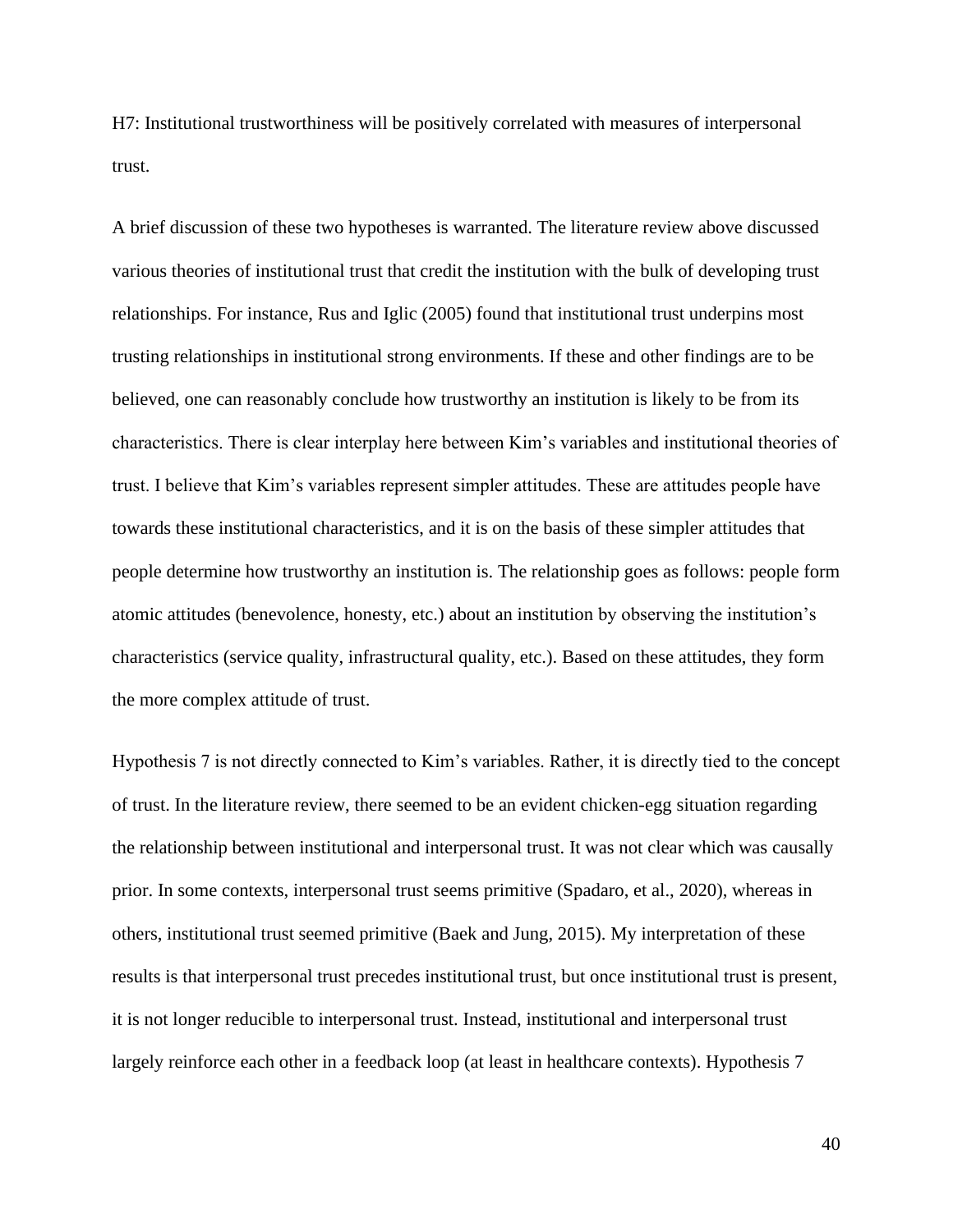H7: Institutional trustworthiness will be positively correlated with measures of interpersonal trust.

A brief discussion of these two hypotheses is warranted. The literature review above discussed various theories of institutional trust that credit the institution with the bulk of developing trust relationships. For instance, Rus and Iglic (2005) found that institutional trust underpins most trusting relationships in institutional strong environments. If these and other findings are to be believed, one can reasonably conclude how trustworthy an institution is likely to be from its characteristics. There is clear interplay here between Kim's variables and institutional theories of trust. I believe that Kim's variables represent simpler attitudes. These are attitudes people have towards these institutional characteristics, and it is on the basis of these simpler attitudes that people determine how trustworthy an institution is. The relationship goes as follows: people form atomic attitudes (benevolence, honesty, etc.) about an institution by observing the institution's characteristics (service quality, infrastructural quality, etc.). Based on these attitudes, they form the more complex attitude of trust.

Hypothesis 7 is not directly connected to Kim's variables. Rather, it is directly tied to the concept of trust. In the literature review, there seemed to be an evident chicken-egg situation regarding the relationship between institutional and interpersonal trust. It was not clear which was causally prior. In some contexts, interpersonal trust seems primitive (Spadaro, et al., 2020), whereas in others, institutional trust seemed primitive (Baek and Jung, 2015). My interpretation of these results is that interpersonal trust precedes institutional trust, but once institutional trust is present, it is not longer reducible to interpersonal trust. Instead, institutional and interpersonal trust largely reinforce each other in a feedback loop (at least in healthcare contexts). Hypothesis 7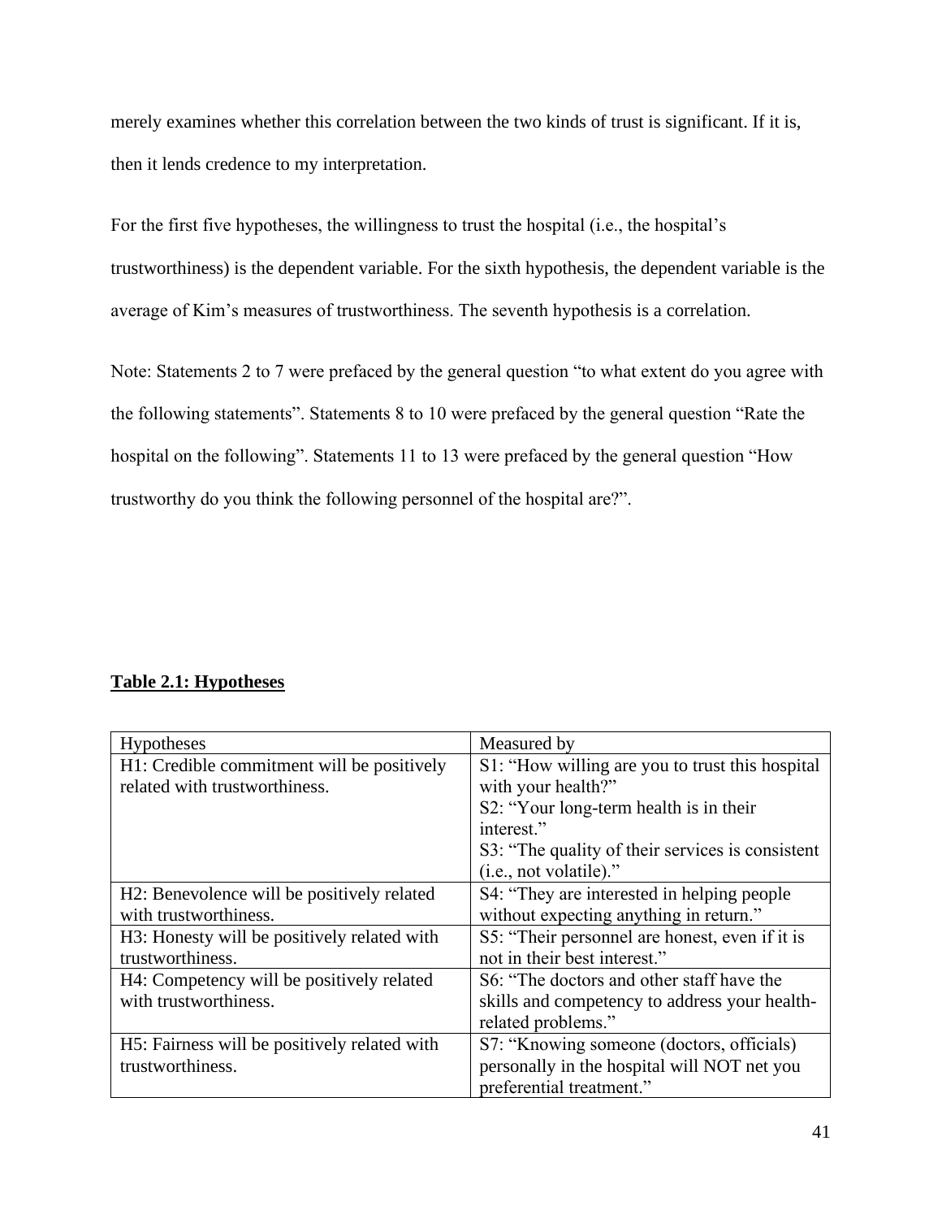merely examines whether this correlation between the two kinds of trust is significant. If it is, then it lends credence to my interpretation.

For the first five hypotheses, the willingness to trust the hospital (i.e., the hospital's trustworthiness) is the dependent variable. For the sixth hypothesis, the dependent variable is the average of Kim's measures of trustworthiness. The seventh hypothesis is a correlation.

Note: Statements 2 to 7 were prefaced by the general question "to what extent do you agree with the following statements". Statements 8 to 10 were prefaced by the general question "Rate the hospital on the following". Statements 11 to 13 were prefaced by the general question "How trustworthy do you think the following personnel of the hospital are?".

**Table 2.1: Hypotheses**

| Hypotheses | Measured by |
|---|---|
| H1: Credible commitment will be positively related with trustworthiness. | S1: "How willing are you to trust this hospital with your health?"<br>S2: "Your long-term health is in their interest."<br>S3: "The quality of their services is consistent (i.e., not volatile)." |
| H2: Benevolence will be positively related with trustworthiness. | S4: "They are interested in helping people without expecting anything in return." |
| H3: Honesty will be positively related with trustworthiness. | S5: "Their personnel are honest, even if it is not in their best interest." |
| H4: Competency will be positively related with trustworthiness. | S6: "The doctors and other staff have the skills and competency to address your health-related problems." |
| H5: Fairness will be positively related with trustworthiness. | S7: "Knowing someone (doctors, officials) personally in the hospital will NOT net you preferential treatment." |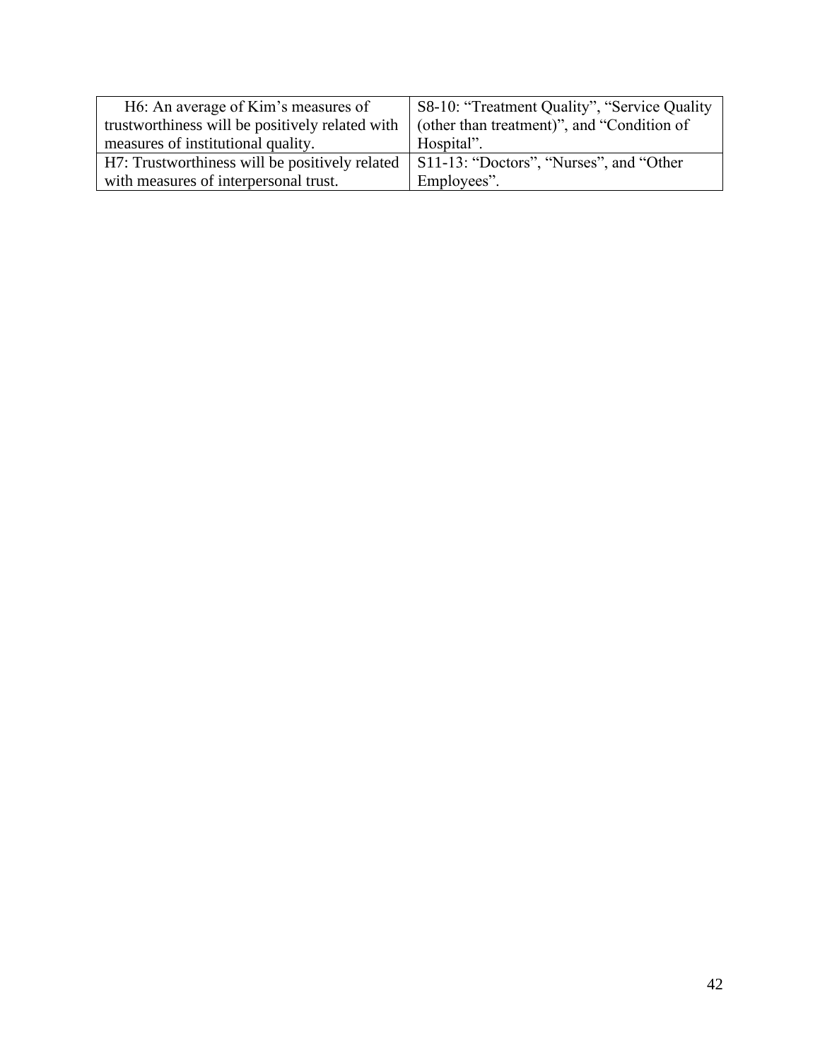| H6: An average of Kim's measures of trustworthiness will be positively related with measures of institutional quality. | S8-10: "Treatment Quality", "Service Quality (other than treatment)", and "Condition of Hospital". |
|---|---|
| H7: Trustworthiness will be positively related with measures of interpersonal trust. | S11-13: "Doctors", "Nurses", and "Other Employees". |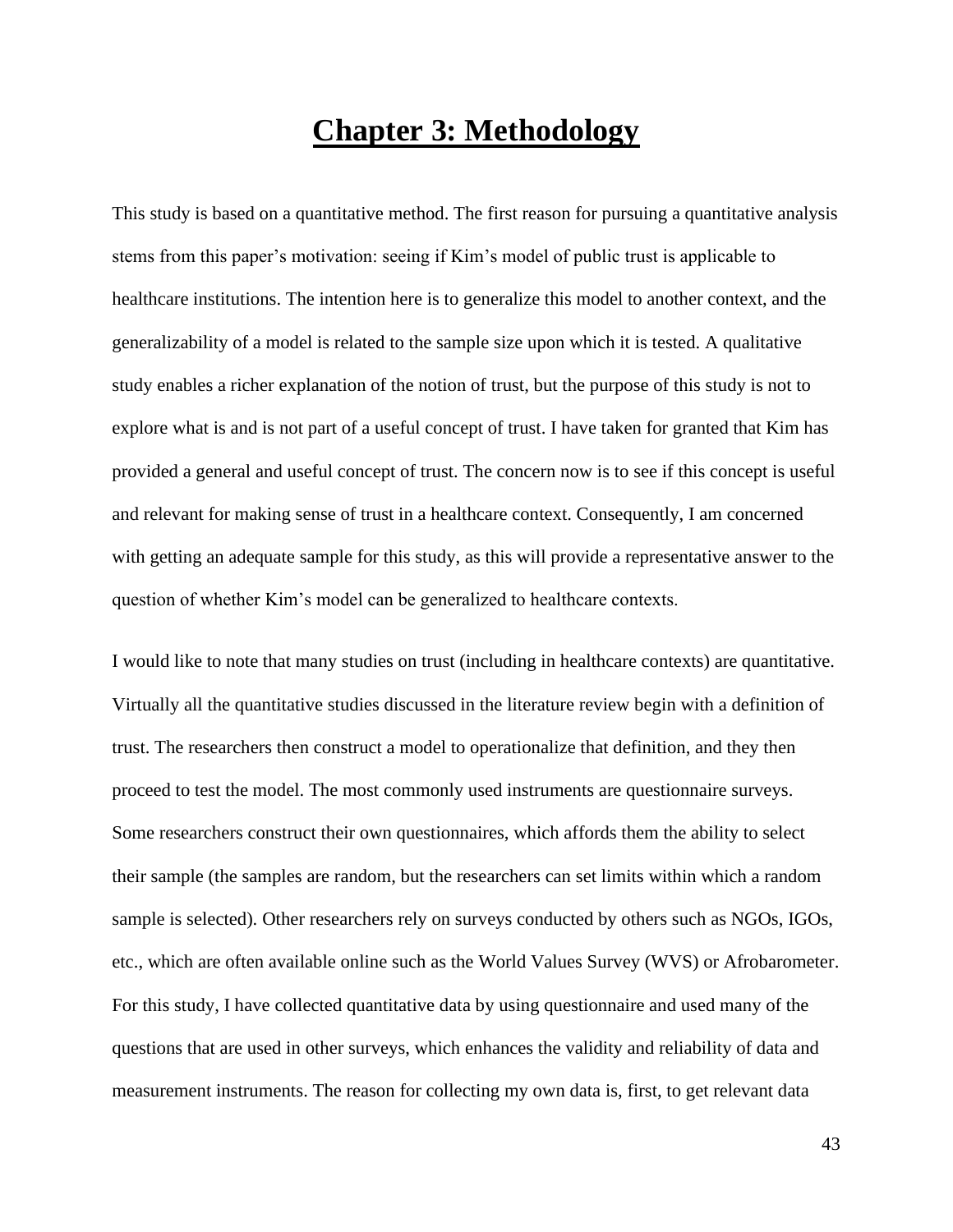# Chapter 3: Methodology

This study is based on a quantitative method. The first reason for pursuing a quantitative analysis stems from this paper's motivation: seeing if Kim's model of public trust is applicable to healthcare institutions. The intention here is to generalize this model to another context, and the generalizability of a model is related to the sample size upon which it is tested. A qualitative study enables a richer explanation of the notion of trust, but the purpose of this study is not to explore what is and is not part of a useful concept of trust. I have taken for granted that Kim has provided a general and useful concept of trust. The concern now is to see if this concept is useful and relevant for making sense of trust in a healthcare context. Consequently, I am concerned with getting an adequate sample for this study, as this will provide a representative answer to the question of whether Kim's model can be generalized to healthcare contexts.

I would like to note that many studies on trust (including in healthcare contexts) are quantitative. Virtually all the quantitative studies discussed in the literature review begin with a definition of trust. The researchers then construct a model to operationalize that definition, and they then proceed to test the model. The most commonly used instruments are questionnaire surveys. Some researchers construct their own questionnaires, which affords them the ability to select their sample (the samples are random, but the researchers can set limits within which a random sample is selected). Other researchers rely on surveys conducted by others such as NGOs, IGOs, etc., which are often available online such as the World Values Survey (WVS) or Afrobarometer. For this study, I have collected quantitative data by using questionnaire and used many of the questions that are used in other surveys, which enhances the validity and reliability of data and measurement instruments. The reason for collecting my own data is, first, to get relevant data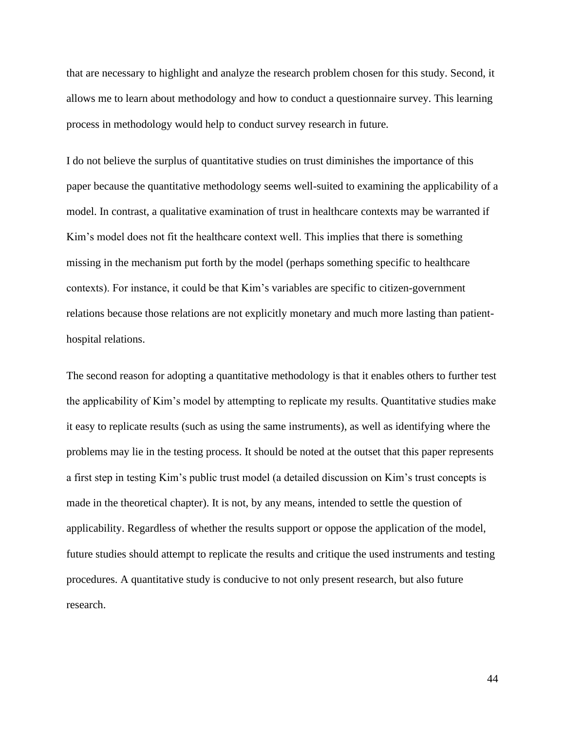that are necessary to highlight and analyze the research problem chosen for this study. Second, it allows me to learn about methodology and how to conduct a questionnaire survey. This learning process in methodology would help to conduct survey research in future.

I do not believe the surplus of quantitative studies on trust diminishes the importance of this paper because the quantitative methodology seems well-suited to examining the applicability of a model. In contrast, a qualitative examination of trust in healthcare contexts may be warranted if Kim's model does not fit the healthcare context well. This implies that there is something missing in the mechanism put forth by the model (perhaps something specific to healthcare contexts). For instance, it could be that Kim's variables are specific to citizen-government relations because those relations are not explicitly monetary and much more lasting than patient-hospital relations.

The second reason for adopting a quantitative methodology is that it enables others to further test the applicability of Kim's model by attempting to replicate my results. Quantitative studies make it easy to replicate results (such as using the same instruments), as well as identifying where the problems may lie in the testing process. It should be noted at the outset that this paper represents a first step in testing Kim's public trust model (a detailed discussion on Kim's trust concepts is made in the theoretical chapter). It is not, by any means, intended to settle the question of applicability. Regardless of whether the results support or oppose the application of the model, future studies should attempt to replicate the results and critique the used instruments and testing procedures. A quantitative study is conducive to not only present research, but also future research.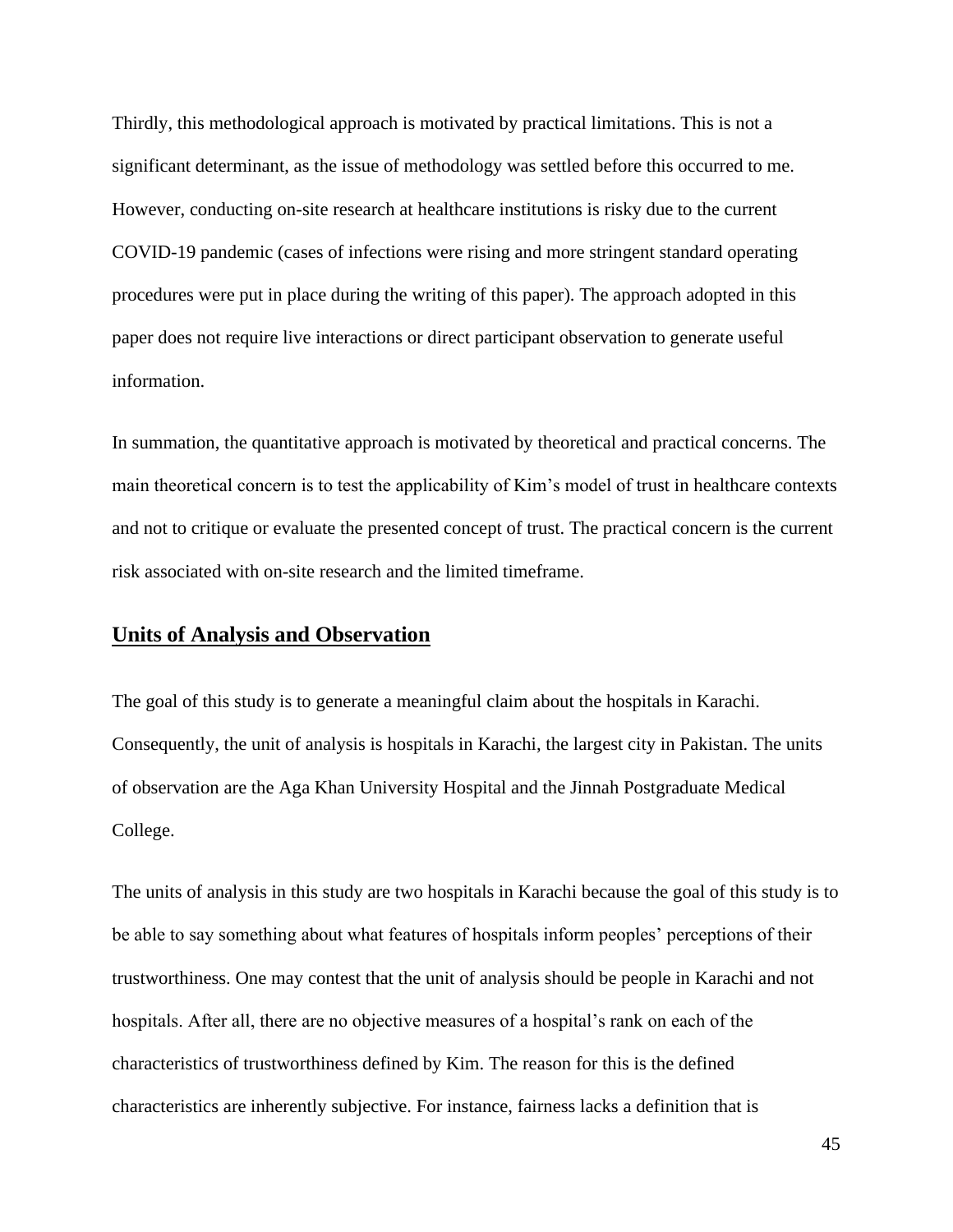Thirdly, this methodological approach is motivated by practical limitations. This is not a significant determinant, as the issue of methodology was settled before this occurred to me. However, conducting on-site research at healthcare institutions is risky due to the current COVID-19 pandemic (cases of infections were rising and more stringent standard operating procedures were put in place during the writing of this paper). The approach adopted in this paper does not require live interactions or direct participant observation to generate useful information.

In summation, the quantitative approach is motivated by theoretical and practical concerns. The main theoretical concern is to test the applicability of Kim's model of trust in healthcare contexts and not to critique or evaluate the presented concept of trust. The practical concern is the current risk associated with on-site research and the limited timeframe.

## Units of Analysis and Observation

The goal of this study is to generate a meaningful claim about the hospitals in Karachi. Consequently, the unit of analysis is hospitals in Karachi, the largest city in Pakistan. The units of observation are the Aga Khan University Hospital and the Jinnah Postgraduate Medical College.

The units of analysis in this study are two hospitals in Karachi because the goal of this study is to be able to say something about what features of hospitals inform peoples' perceptions of their trustworthiness. One may contest that the unit of analysis should be people in Karachi and not hospitals. After all, there are no objective measures of a hospital's rank on each of the characteristics of trustworthiness defined by Kim. The reason for this is the defined characteristics are inherently subjective. For instance, fairness lacks a definition that is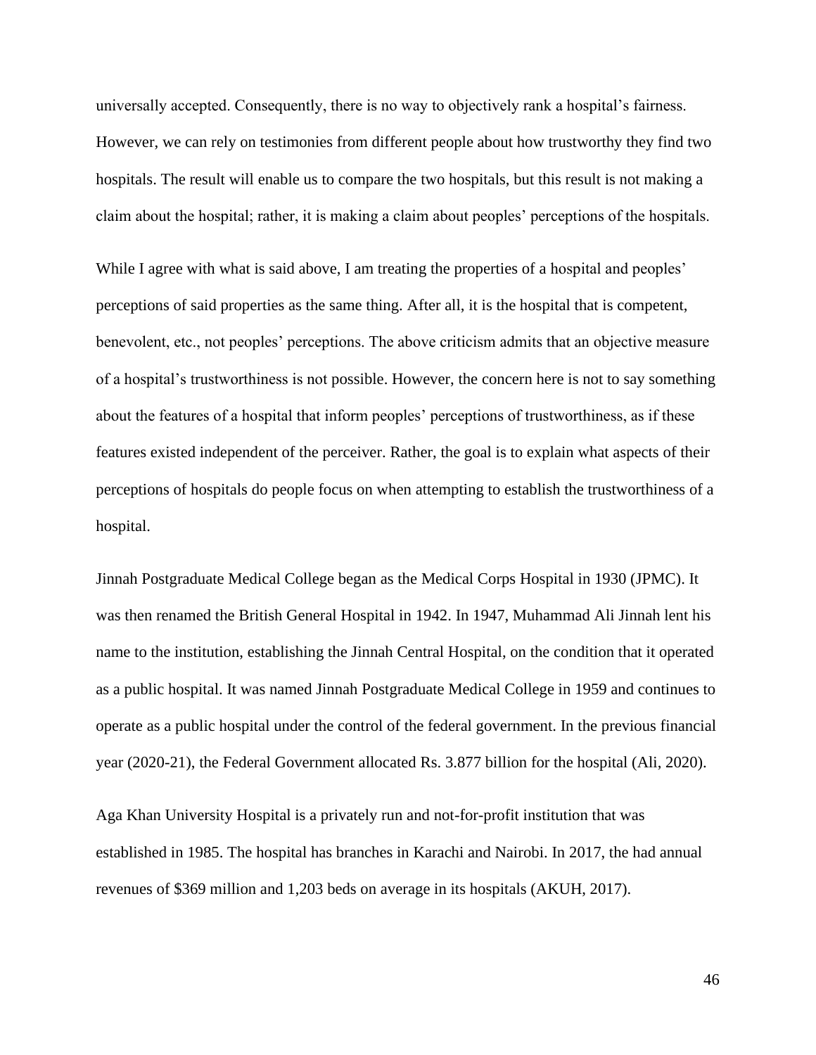universally accepted. Consequently, there is no way to objectively rank a hospital's fairness. However, we can rely on testimonies from different people about how trustworthy they find two hospitals. The result will enable us to compare the two hospitals, but this result is not making a claim about the hospital; rather, it is making a claim about peoples' perceptions of the hospitals.

While I agree with what is said above, I am treating the properties of a hospital and peoples' perceptions of said properties as the same thing. After all, it is the hospital that is competent, benevolent, etc., not peoples' perceptions. The above criticism admits that an objective measure of a hospital's trustworthiness is not possible. However, the concern here is not to say something about the features of a hospital that inform peoples' perceptions of trustworthiness, as if these features existed independent of the perceiver. Rather, the goal is to explain what aspects of their perceptions of hospitals do people focus on when attempting to establish the trustworthiness of a hospital.

Jinnah Postgraduate Medical College began as the Medical Corps Hospital in 1930 (JPMC). It was then renamed the British General Hospital in 1942. In 1947, Muhammad Ali Jinnah lent his name to the institution, establishing the Jinnah Central Hospital, on the condition that it operated as a public hospital. It was named Jinnah Postgraduate Medical College in 1959 and continues to operate as a public hospital under the control of the federal government. In the previous financial year (2020-21), the Federal Government allocated Rs. 3.877 billion for the hospital (Ali, 2020).

Aga Khan University Hospital is a privately run and not-for-profit institution that was established in 1985. The hospital has branches in Karachi and Nairobi. In 2017, the had annual revenues of $369 million and 1,203 beds on average in its hospitals (AKUH, 2017).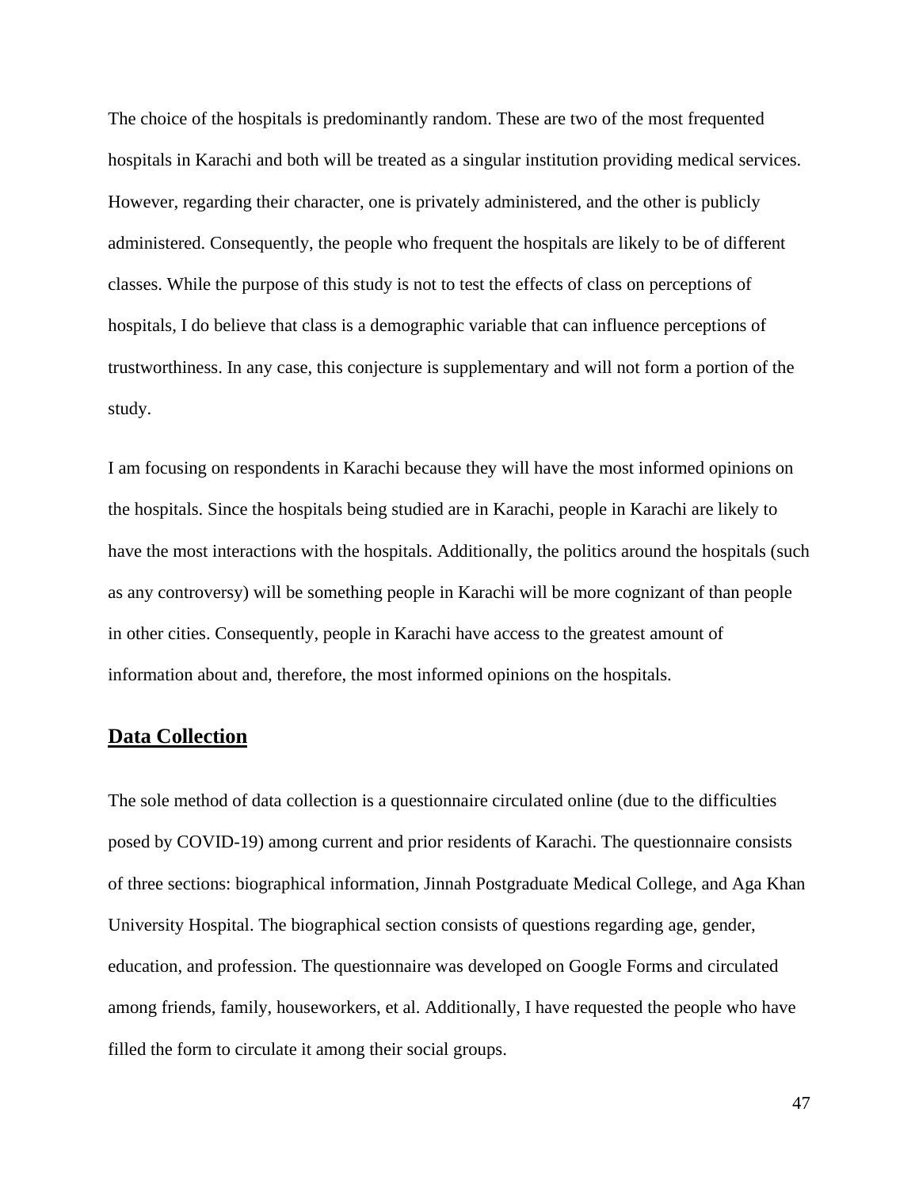The choice of the hospitals is predominantly random. These are two of the most frequented hospitals in Karachi and both will be treated as a singular institution providing medical services. However, regarding their character, one is privately administered, and the other is publicly administered. Consequently, the people who frequent the hospitals are likely to be of different classes. While the purpose of this study is not to test the effects of class on perceptions of hospitals, I do believe that class is a demographic variable that can influence perceptions of trustworthiness. In any case, this conjecture is supplementary and will not form a portion of the study.

I am focusing on respondents in Karachi because they will have the most informed opinions on the hospitals. Since the hospitals being studied are in Karachi, people in Karachi are likely to have the most interactions with the hospitals. Additionally, the politics around the hospitals (such as any controversy) will be something people in Karachi will be more cognizant of than people in other cities. Consequently, people in Karachi have access to the greatest amount of information about and, therefore, the most informed opinions on the hospitals.

## Data Collection

The sole method of data collection is a questionnaire circulated online (due to the difficulties posed by COVID-19) among current and prior residents of Karachi. The questionnaire consists of three sections: biographical information, Jinnah Postgraduate Medical College, and Aga Khan University Hospital. The biographical section consists of questions regarding age, gender, education, and profession. The questionnaire was developed on Google Forms and circulated among friends, family, houseworkers, et al. Additionally, I have requested the people who have filled the form to circulate it among their social groups.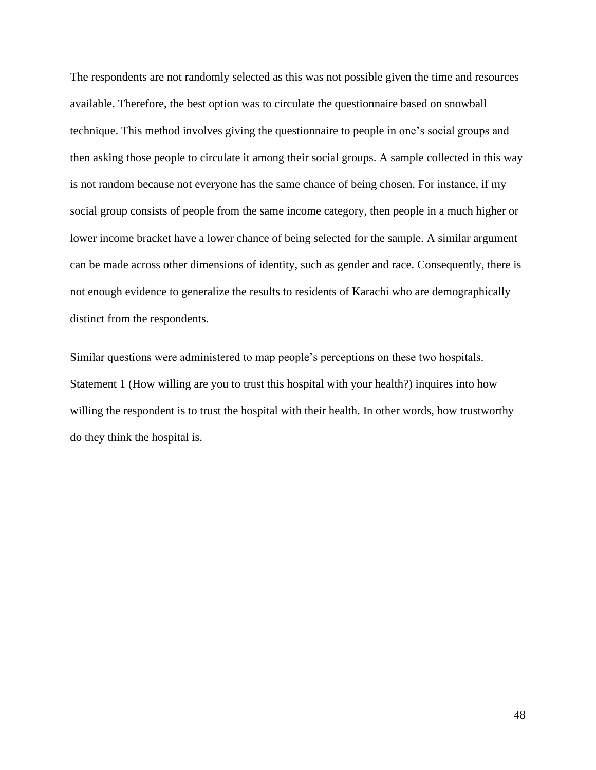The respondents are not randomly selected as this was not possible given the time and resources available. Therefore, the best option was to circulate the questionnaire based on snowball technique. This method involves giving the questionnaire to people in one's social groups and then asking those people to circulate it among their social groups. A sample collected in this way is not random because not everyone has the same chance of being chosen. For instance, if my social group consists of people from the same income category, then people in a much higher or lower income bracket have a lower chance of being selected for the sample. A similar argument can be made across other dimensions of identity, such as gender and race. Consequently, there is not enough evidence to generalize the results to residents of Karachi who are demographically distinct from the respondents.

Similar questions were administered to map people's perceptions on these two hospitals. Statement 1 (How willing are you to trust this hospital with your health?) inquires into how willing the respondent is to trust the hospital with their health. In other words, how trustworthy do they think the hospital is.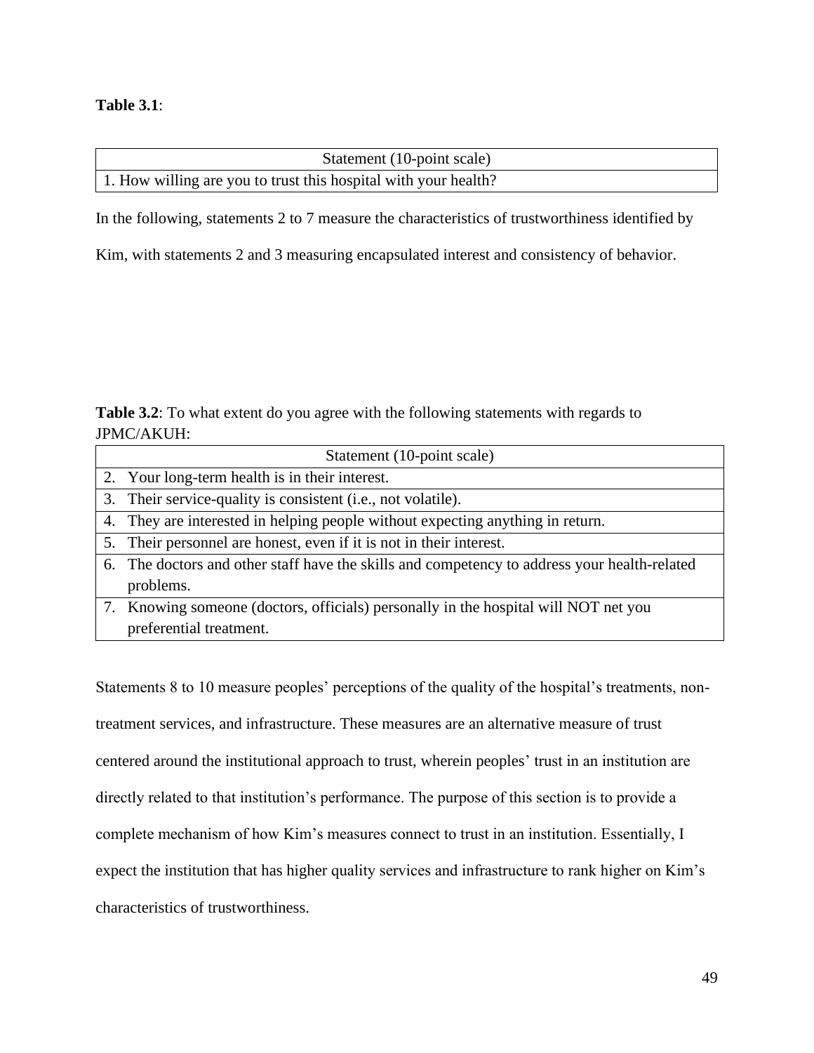**Table 3.1**:

| Statement (10-point scale) |
|---|
| 1. How willing are you to trust this hospital with your health? |

In the following, statements 2 to 7 measure the characteristics of trustworthiness identified by Kim, with statements 2 and 3 measuring encapsulated interest and consistency of behavior.

**Table 3.2**: To what extent do you agree with the following statements with regards to JPMC/AKUH:

| Statement (10-point scale) |
|---|
| 2. Your long-term health is in their interest. |
| 3. Their service-quality is consistent (i.e., not volatile). |
| 4. They are interested in helping people without expecting anything in return. |
| 5. Their personnel are honest, even if it is not in their interest. |
| 6. The doctors and other staff have the skills and competency to address your health-related problems. |
| 7. Knowing someone (doctors, officials) personally in the hospital will NOT net you preferential treatment. |

Statements 8 to 10 measure peoples' perceptions of the quality of the hospital's treatments, non-treatment services, and infrastructure. These measures are an alternative measure of trust centered around the institutional approach to trust, wherein peoples' trust in an institution are directly related to that institution's performance. The purpose of this section is to provide a complete mechanism of how Kim's measures connect to trust in an institution. Essentially, I expect the institution that has higher quality services and infrastructure to rank higher on Kim's characteristics of trustworthiness.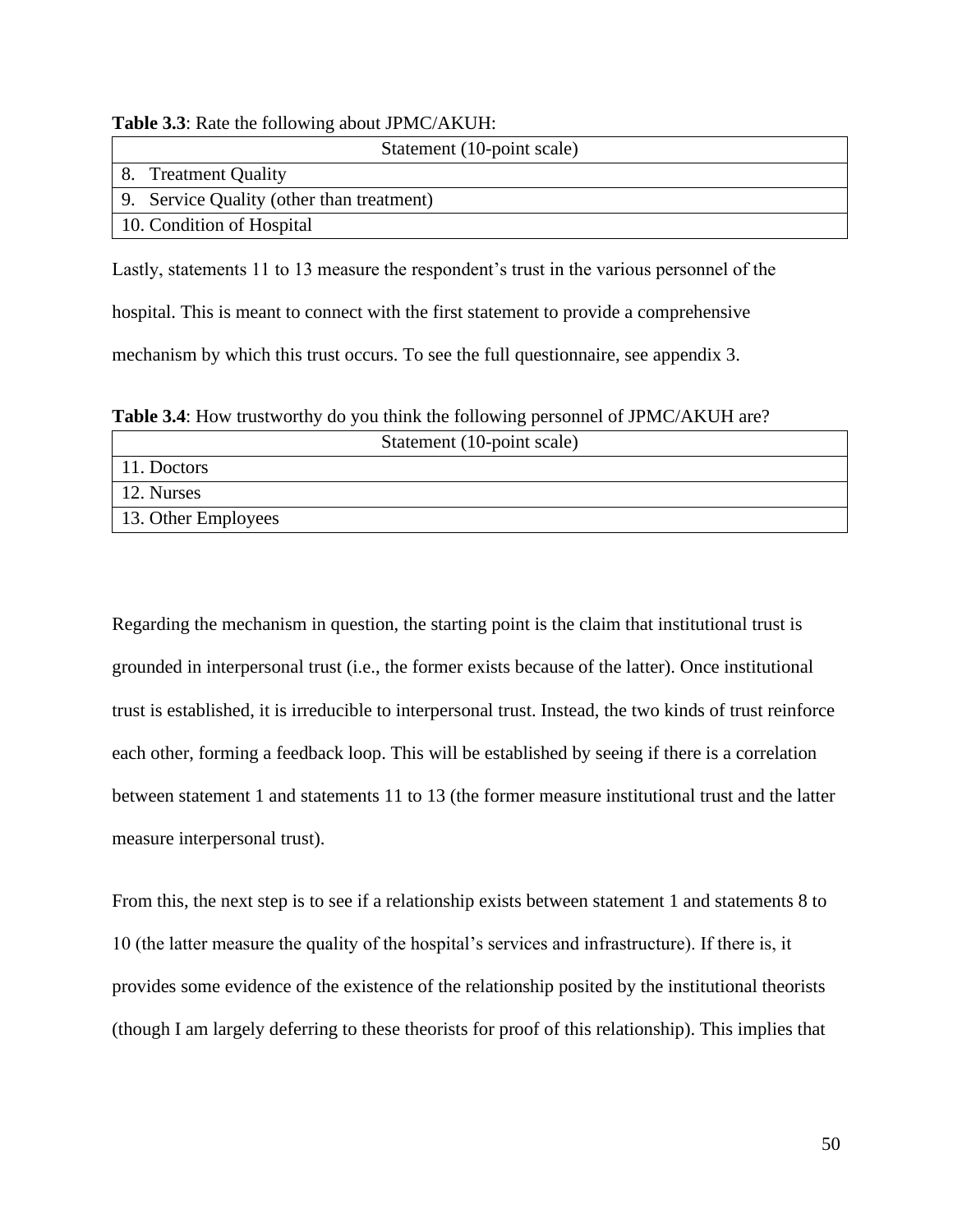**Table 3.3**: Rate the following about JPMC/AKUH:

| Statement (10-point scale) |
|---|
| 8. Treatment Quality |
| 9. Service Quality (other than treatment) |
| 10. Condition of Hospital |

Lastly, statements 11 to 13 measure the respondent's trust in the various personnel of the hospital. This is meant to connect with the first statement to provide a comprehensive mechanism by which this trust occurs. To see the full questionnaire, see appendix 3.

**Table 3.4**: How trustworthy do you think the following personnel of JPMC/AKUH are?

| Statement (10-point scale) |
|---|
| 11. Doctors |
| 12. Nurses |
| 13. Other Employees |

Regarding the mechanism in question, the starting point is the claim that institutional trust is grounded in interpersonal trust (i.e., the former exists because of the latter). Once institutional trust is established, it is irreducible to interpersonal trust. Instead, the two kinds of trust reinforce each other, forming a feedback loop. This will be established by seeing if there is a correlation between statement 1 and statements 11 to 13 (the former measure institutional trust and the latter measure interpersonal trust).

From this, the next step is to see if a relationship exists between statement 1 and statements 8 to 10 (the latter measure the quality of the hospital's services and infrastructure). If there is, it provides some evidence of the existence of the relationship posited by the institutional theorists (though I am largely deferring to these theorists for proof of this relationship). This implies that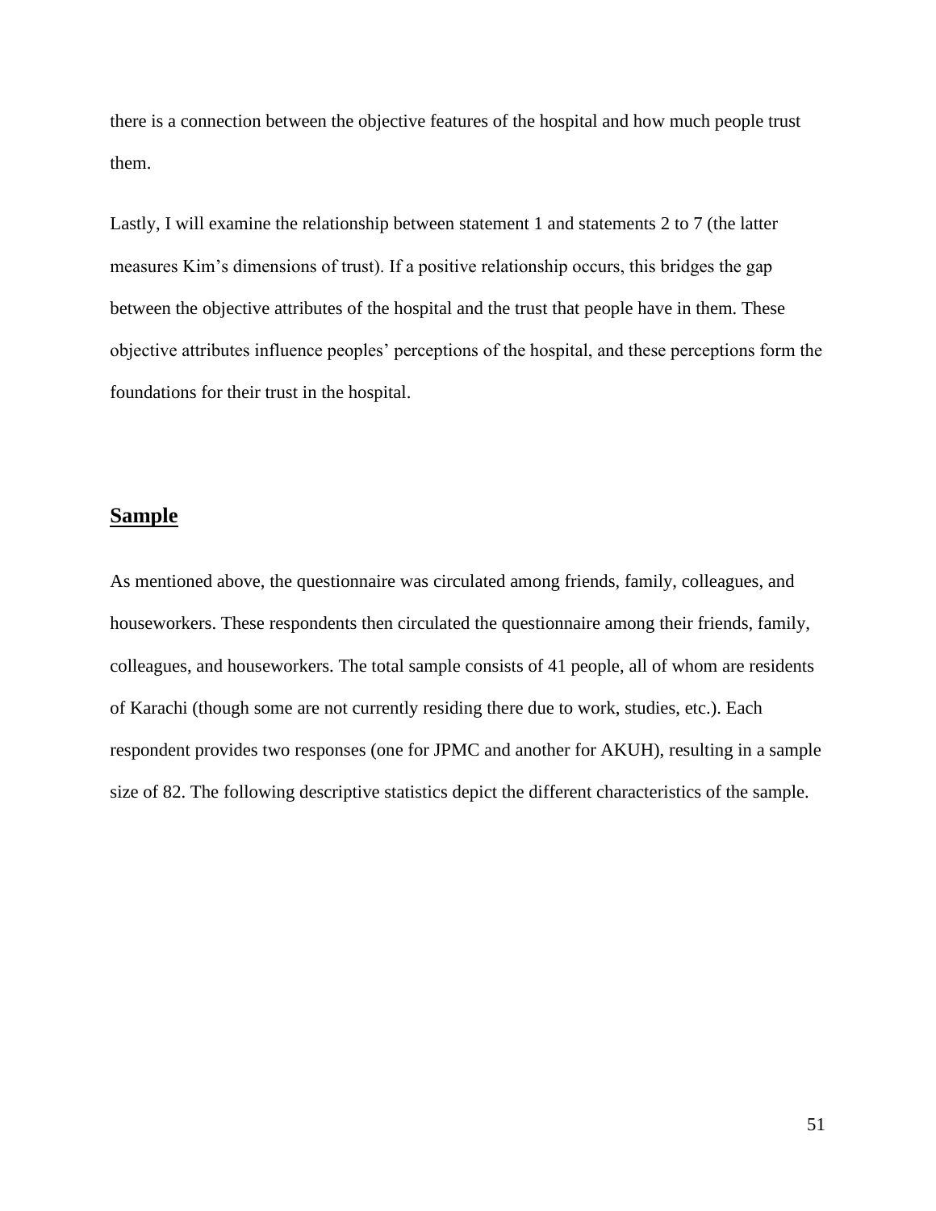there is a connection between the objective features of the hospital and how much people trust them.

Lastly, I will examine the relationship between statement 1 and statements 2 to 7 (the latter measures Kim's dimensions of trust). If a positive relationship occurs, this bridges the gap between the objective attributes of the hospital and the trust that people have in them. These objective attributes influence peoples' perceptions of the hospital, and these perceptions form the foundations for their trust in the hospital.

## Sample

As mentioned above, the questionnaire was circulated among friends, family, colleagues, and houseworkers. These respondents then circulated the questionnaire among their friends, family, colleagues, and houseworkers. The total sample consists of 41 people, all of whom are residents of Karachi (though some are not currently residing there due to work, studies, etc.). Each respondent provides two responses (one for JPMC and another for AKUH), resulting in a sample size of 82. The following descriptive statistics depict the different characteristics of the sample.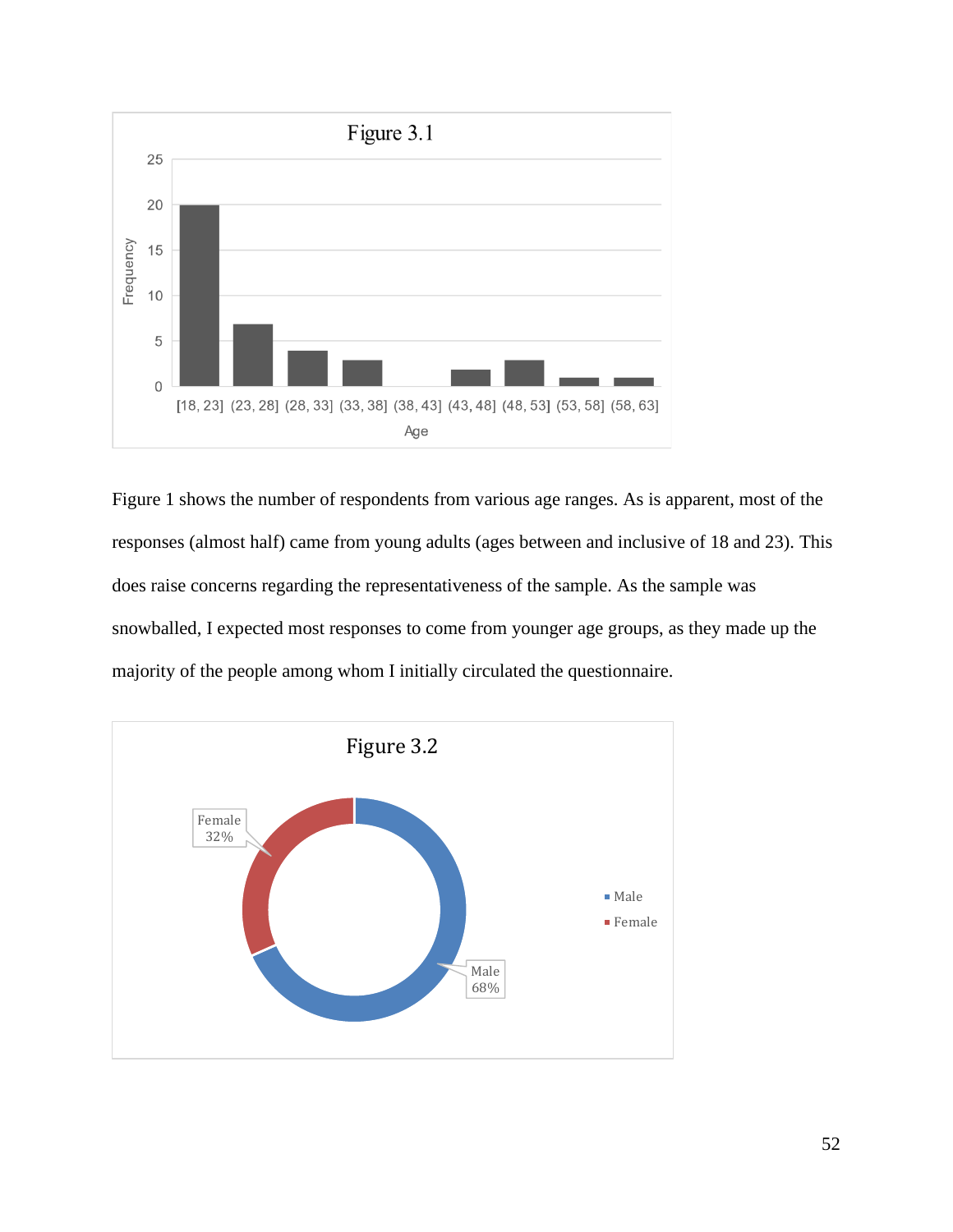Figure 3.1

| Age | Frequency |
|---|---|
| [18, 23] | 20 |
| (23, 28] | 7 |
| (28, 33] | 4 |
| (33, 38] | 3 |
| (38, 43] | 0 |
| (43, 48] | 2 |
| (48, 53] | 3 |
| (53, 58] | 1 |
| (58, 63] | 1 |

Figure 1 shows the number of respondents from various age ranges. As is apparent, most of the responses (almost half) came from young adults (ages between and inclusive of 18 and 23). This does raise concerns regarding the representativeness of the sample. As the sample was snowballed, I expected most responses to come from younger age groups, as they made up the majority of the people among whom I initially circulated the questionnaire.

Figure 3.2

| Gender | Percentage |
|---|---|
| Male | 68% |
| Female | 32% |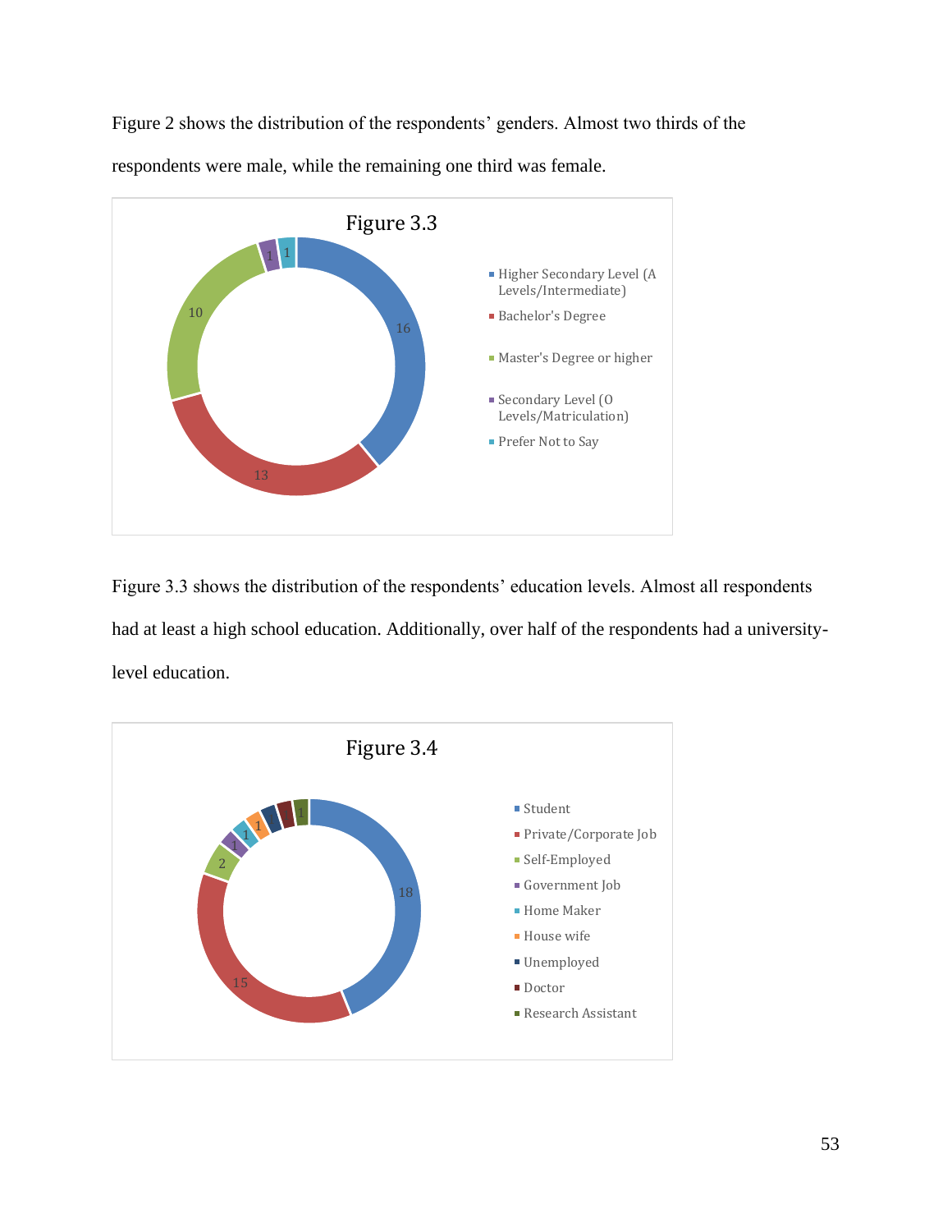Figure 2 shows the distribution of the respondents' genders. Almost two thirds of the respondents were male, while the remaining one third was female.

Figure 3.3

| Education Level | Count |
|---|---|
| Higher Secondary Level (A Levels/Intermediate) | 16 |
| Bachelor's Degree | 13 |
| Master's Degree or higher | 10 |
| Secondary Level (O Levels/Matriculation) | 1 |
| Prefer Not to Say | 1 |

Figure 3.3 shows the distribution of the respondents' education levels. Almost all respondents had at least a high school education. Additionally, over half of the respondents had a university-level education.

Figure 3.4

| Occupation | Count |
|---|---|
| Student | 18 |
| Private/Corporate Job | 15 |
| Self-Employed | 2 |
| Government Job | 1 |
| Home Maker | 1 |
| House wife | 1 |
| Unemployed | |
| Doctor | |
| Research Assistant | 1 |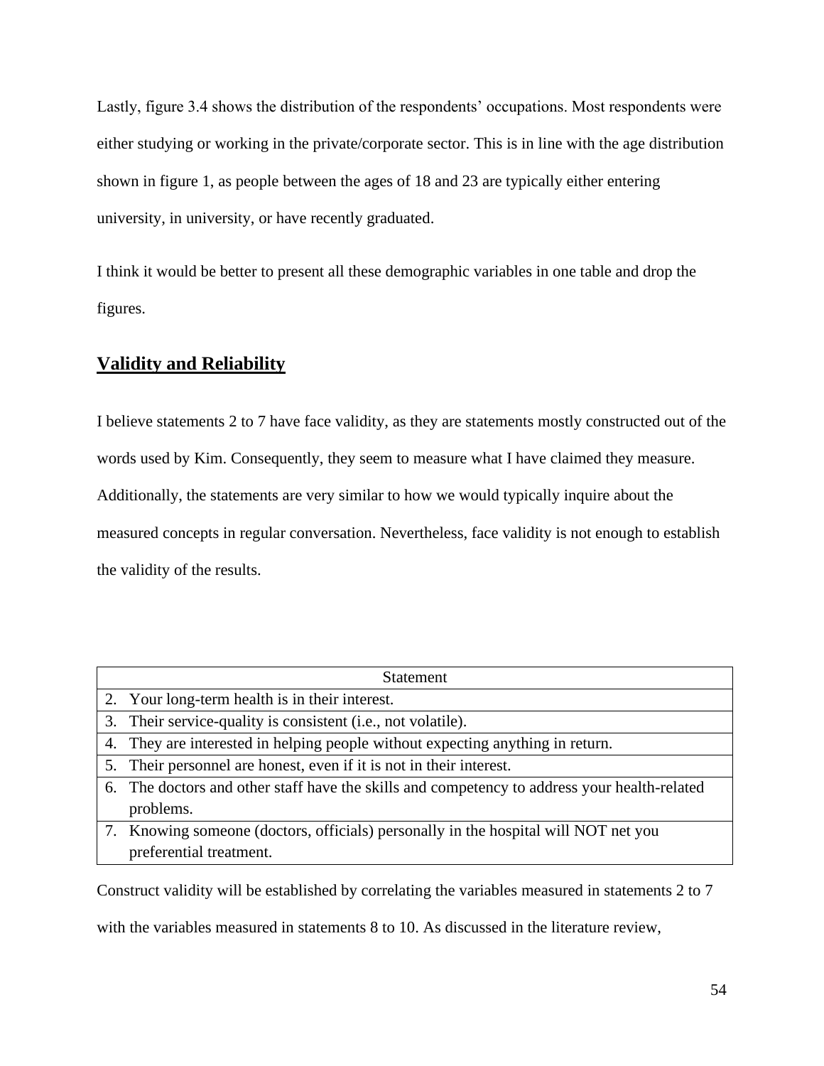Lastly, figure 3.4 shows the distribution of the respondents' occupations. Most respondents were either studying or working in the private/corporate sector. This is in line with the age distribution shown in figure 1, as people between the ages of 18 and 23 are typically either entering university, in university, or have recently graduated.

I think it would be better to present all these demographic variables in one table and drop the figures.

## Validity and Reliability

I believe statements 2 to 7 have face validity, as they are statements mostly constructed out of the words used by Kim. Consequently, they seem to measure what I have claimed they measure. Additionally, the statements are very similar to how we would typically inquire about the measured concepts in regular conversation. Nevertheless, face validity is not enough to establish the validity of the results.

| Statement |
|---|
| 2. Your long-term health is in their interest. |
| 3. Their service-quality is consistent (i.e., not volatile). |
| 4. They are interested in helping people without expecting anything in return. |
| 5. Their personnel are honest, even if it is not in their interest. |
| 6. The doctors and other staff have the skills and competency to address your health-related problems. |
| 7. Knowing someone (doctors, officials) personally in the hospital will NOT net you preferential treatment. |

Construct validity will be established by correlating the variables measured in statements 2 to 7 with the variables measured in statements 8 to 10. As discussed in the literature review,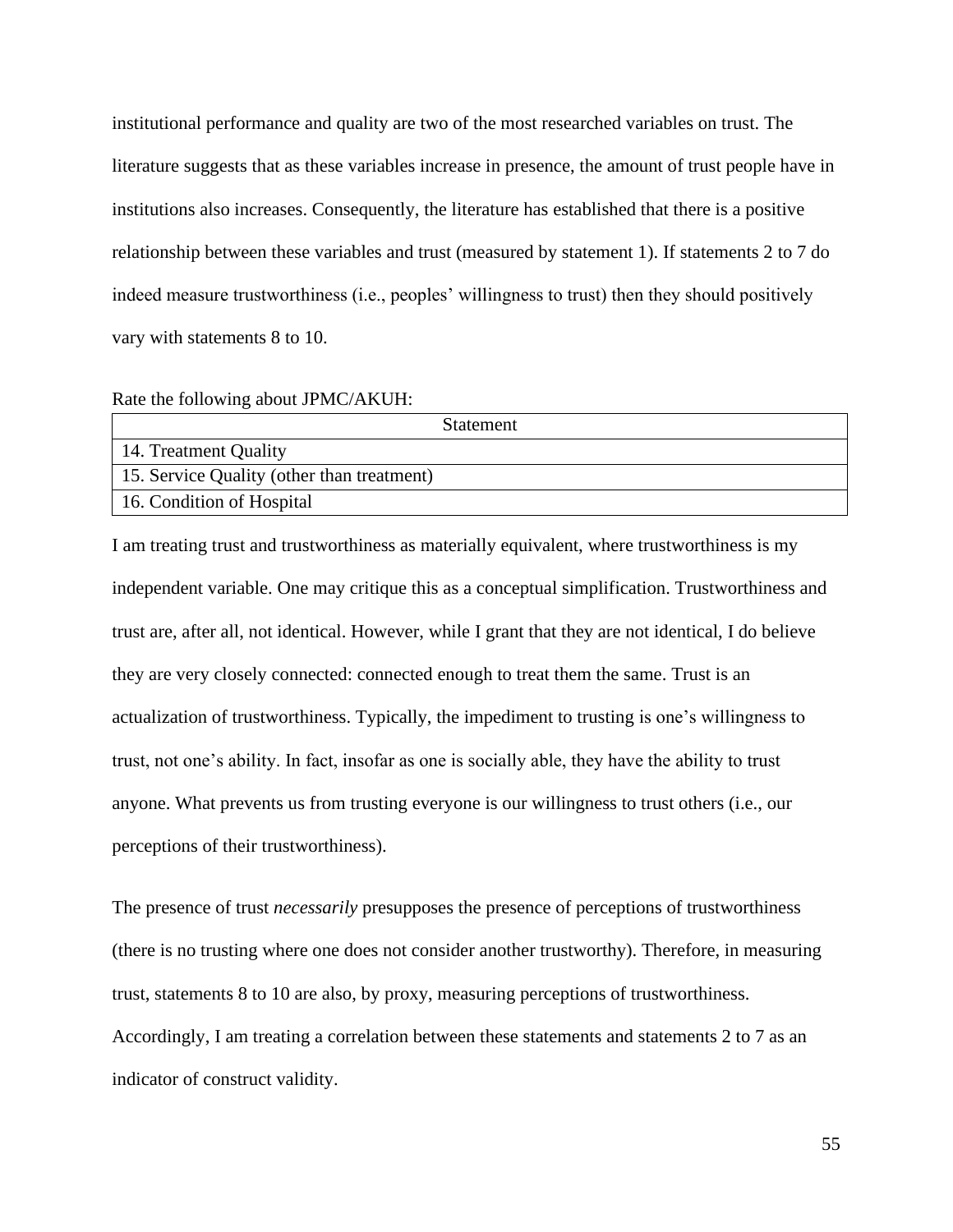institutional performance and quality are two of the most researched variables on trust. The literature suggests that as these variables increase in presence, the amount of trust people have in institutions also increases. Consequently, the literature has established that there is a positive relationship between these variables and trust (measured by statement 1). If statements 2 to 7 do indeed measure trustworthiness (i.e., peoples' willingness to trust) then they should positively vary with statements 8 to 10.

Rate the following about JPMC/AKUH:

| Statement |
|---|
| 14. Treatment Quality |
| 15. Service Quality (other than treatment) |
| 16. Condition of Hospital |

I am treating trust and trustworthiness as materially equivalent, where trustworthiness is my independent variable. One may critique this as a conceptual simplification. Trustworthiness and trust are, after all, not identical. However, while I grant that they are not identical, I do believe they are very closely connected: connected enough to treat them the same. Trust is an actualization of trustworthiness. Typically, the impediment to trusting is one's willingness to trust, not one's ability. In fact, insofar as one is socially able, they have the ability to trust anyone. What prevents us from trusting everyone is our willingness to trust others (i.e., our perceptions of their trustworthiness).

The presence of trust *necessarily* presupposes the presence of perceptions of trustworthiness (there is no trusting where one does not consider another trustworthy). Therefore, in measuring trust, statements 8 to 10 are also, by proxy, measuring perceptions of trustworthiness. Accordingly, I am treating a correlation between these statements and statements 2 to 7 as an indicator of construct validity.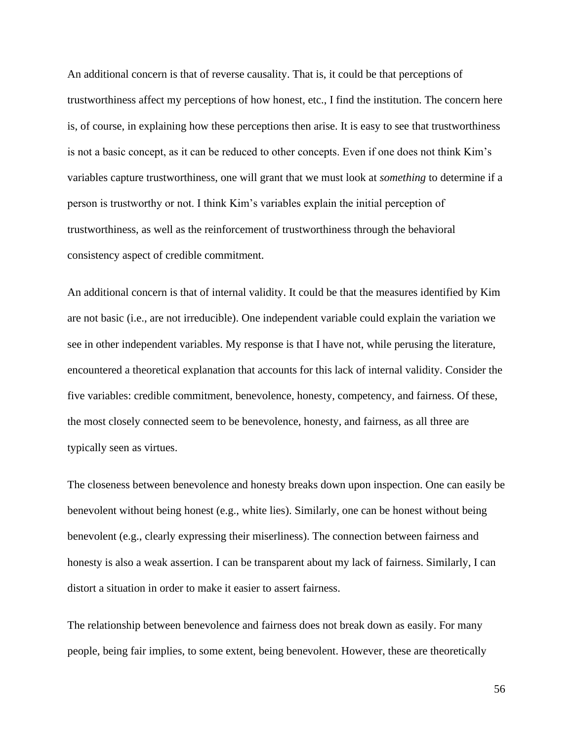An additional concern is that of reverse causality. That is, it could be that perceptions of trustworthiness affect my perceptions of how honest, etc., I find the institution. The concern here is, of course, in explaining how these perceptions then arise. It is easy to see that trustworthiness is not a basic concept, as it can be reduced to other concepts. Even if one does not think Kim's variables capture trustworthiness, one will grant that we must look at *something* to determine if a person is trustworthy or not. I think Kim's variables explain the initial perception of trustworthiness, as well as the reinforcement of trustworthiness through the behavioral consistency aspect of credible commitment.

An additional concern is that of internal validity. It could be that the measures identified by Kim are not basic (i.e., are not irreducible). One independent variable could explain the variation we see in other independent variables. My response is that I have not, while perusing the literature, encountered a theoretical explanation that accounts for this lack of internal validity. Consider the five variables: credible commitment, benevolence, honesty, competency, and fairness. Of these, the most closely connected seem to be benevolence, honesty, and fairness, as all three are typically seen as virtues.

The closeness between benevolence and honesty breaks down upon inspection. One can easily be benevolent without being honest (e.g., white lies). Similarly, one can be honest without being benevolent (e.g., clearly expressing their miserliness). The connection between fairness and honesty is also a weak assertion. I can be transparent about my lack of fairness. Similarly, I can distort a situation in order to make it easier to assert fairness.

The relationship between benevolence and fairness does not break down as easily. For many people, being fair implies, to some extent, being benevolent. However, these are theoretically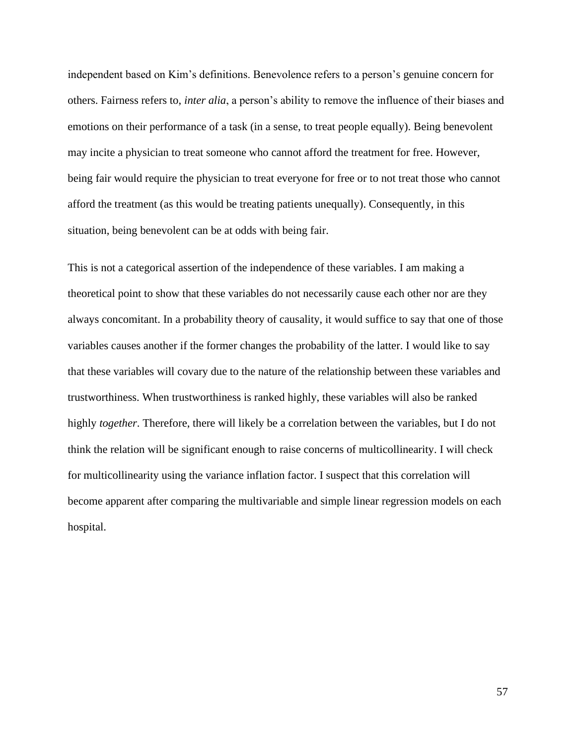independent based on Kim's definitions. Benevolence refers to a person's genuine concern for others. Fairness refers to, *inter alia*, a person's ability to remove the influence of their biases and emotions on their performance of a task (in a sense, to treat people equally). Being benevolent may incite a physician to treat someone who cannot afford the treatment for free. However, being fair would require the physician to treat everyone for free or to not treat those who cannot afford the treatment (as this would be treating patients unequally). Consequently, in this situation, being benevolent can be at odds with being fair.

This is not a categorical assertion of the independence of these variables. I am making a theoretical point to show that these variables do not necessarily cause each other nor are they always concomitant. In a probability theory of causality, it would suffice to say that one of those variables causes another if the former changes the probability of the latter. I would like to say that these variables will covary due to the nature of the relationship between these variables and trustworthiness. When trustworthiness is ranked highly, these variables will also be ranked highly *together*. Therefore, there will likely be a correlation between the variables, but I do not think the relation will be significant enough to raise concerns of multicollinearity. I will check for multicollinearity using the variance inflation factor. I suspect that this correlation will become apparent after comparing the multivariable and simple linear regression models on each hospital.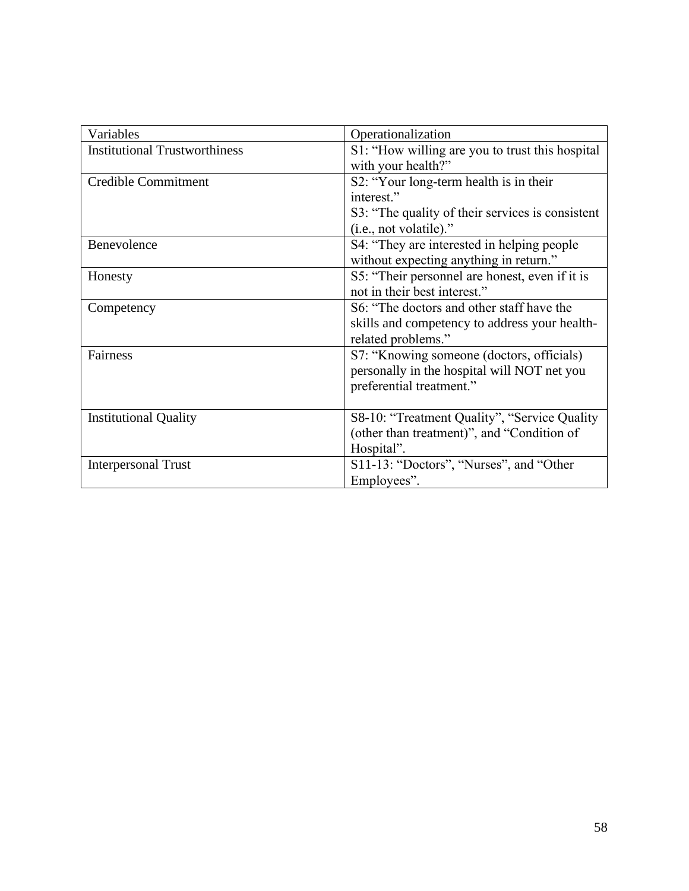| Variables | Operationalization |
| --- | --- |
| Institutional Trustworthiness | S1: "How willing are you to trust this hospital with your health?" |
| Credible Commitment | S2: "Your long-term health is in their interest."<br>S3: "The quality of their services is consistent (i.e., not volatile)." |
| Benevolence | S4: "They are interested in helping people without expecting anything in return." |
| Honesty | S5: "Their personnel are honest, even if it is not in their best interest." |
| Competency | S6: "The doctors and other staff have the skills and competency to address your health-related problems." |
| Fairness | S7: "Knowing someone (doctors, officials) personally in the hospital will NOT net you preferential treatment." |
| Institutional Quality | S8-10: "Treatment Quality", "Service Quality (other than treatment)", and "Condition of Hospital". |
| Interpersonal Trust | S11-13: "Doctors", "Nurses", and "Other Employees". |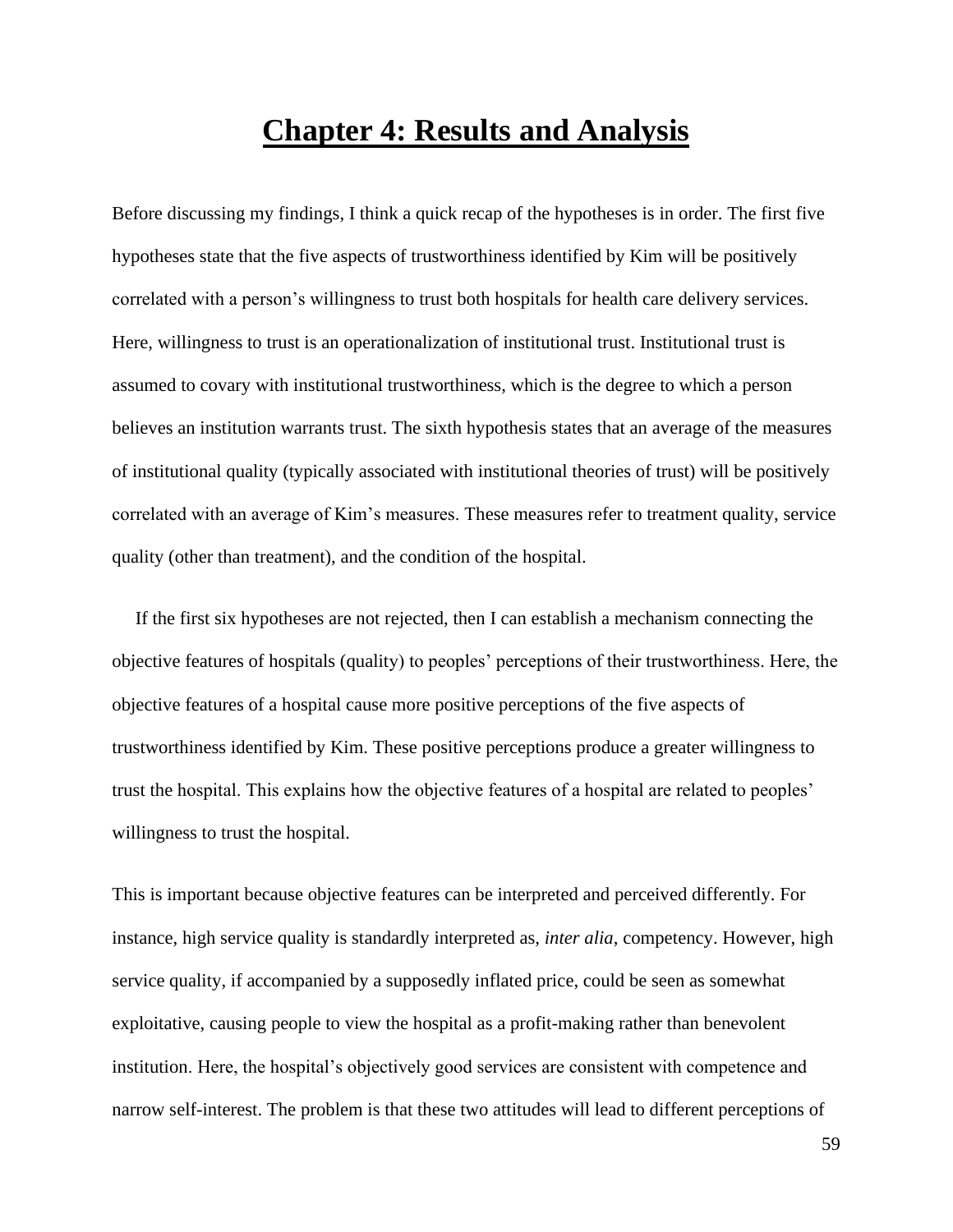# Chapter 4: Results and Analysis

Before discussing my findings, I think a quick recap of the hypotheses is in order. The first five hypotheses state that the five aspects of trustworthiness identified by Kim will be positively correlated with a person's willingness to trust both hospitals for health care delivery services. Here, willingness to trust is an operationalization of institutional trust. Institutional trust is assumed to covary with institutional trustworthiness, which is the degree to which a person believes an institution warrants trust. The sixth hypothesis states that an average of the measures of institutional quality (typically associated with institutional theories of trust) will be positively correlated with an average of Kim's measures. These measures refer to treatment quality, service quality (other than treatment), and the condition of the hospital.

If the first six hypotheses are not rejected, then I can establish a mechanism connecting the objective features of hospitals (quality) to peoples' perceptions of their trustworthiness. Here, the objective features of a hospital cause more positive perceptions of the five aspects of trustworthiness identified by Kim. These positive perceptions produce a greater willingness to trust the hospital. This explains how the objective features of a hospital are related to peoples' willingness to trust the hospital.

This is important because objective features can be interpreted and perceived differently. For instance, high service quality is standardly interpreted as, *inter alia*, competency. However, high service quality, if accompanied by a supposedly inflated price, could be seen as somewhat exploitative, causing people to view the hospital as a profit-making rather than benevolent institution. Here, the hospital's objectively good services are consistent with competence and narrow self-interest. The problem is that these two attitudes will lead to different perceptions of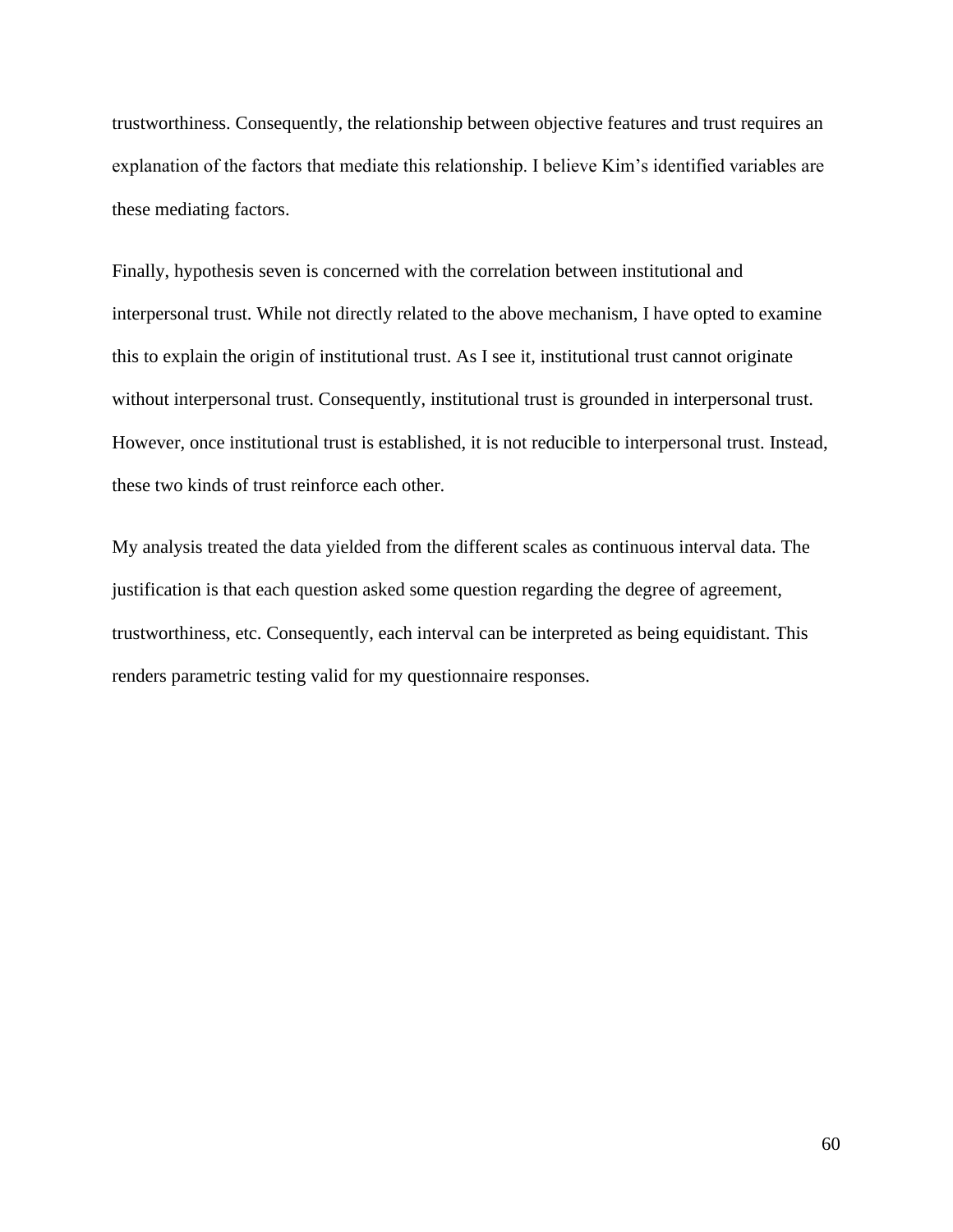trustworthiness. Consequently, the relationship between objective features and trust requires an explanation of the factors that mediate this relationship. I believe Kim's identified variables are these mediating factors.

Finally, hypothesis seven is concerned with the correlation between institutional and interpersonal trust. While not directly related to the above mechanism, I have opted to examine this to explain the origin of institutional trust. As I see it, institutional trust cannot originate without interpersonal trust. Consequently, institutional trust is grounded in interpersonal trust. However, once institutional trust is established, it is not reducible to interpersonal trust. Instead, these two kinds of trust reinforce each other.

My analysis treated the data yielded from the different scales as continuous interval data. The justification is that each question asked some question regarding the degree of agreement, trustworthiness, etc. Consequently, each interval can be interpreted as being equidistant. This renders parametric testing valid for my questionnaire responses.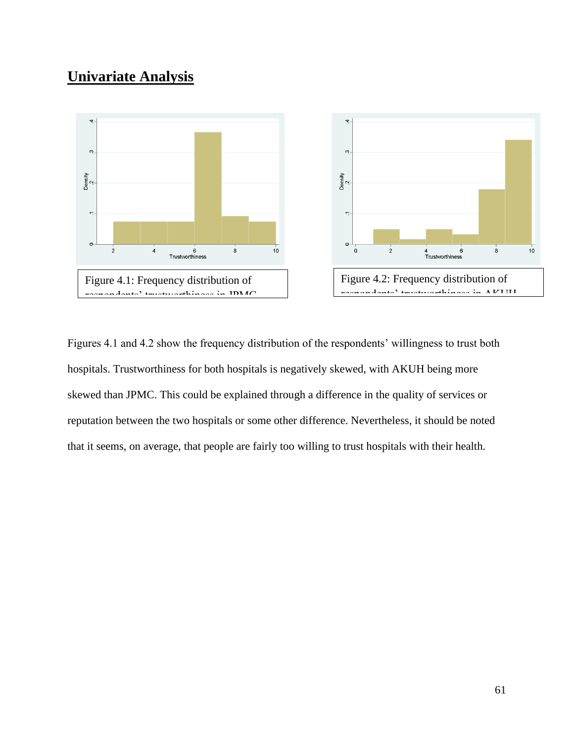## Univariate Analysis

Figure 4.1: Frequency distribution of respondents' trustworthiness in JPMC

Figure 4.2: Frequency distribution of respondents' trustworthiness in AKUH

Figures 4.1 and 4.2 show the frequency distribution of the respondents' willingness to trust both hospitals. Trustworthiness for both hospitals is negatively skewed, with AKUH being more skewed than JPMC. This could be explained through a difference in the quality of services or reputation between the two hospitals or some other difference. Nevertheless, it should be noted that it seems, on average, that people are fairly too willing to trust hospitals with their health.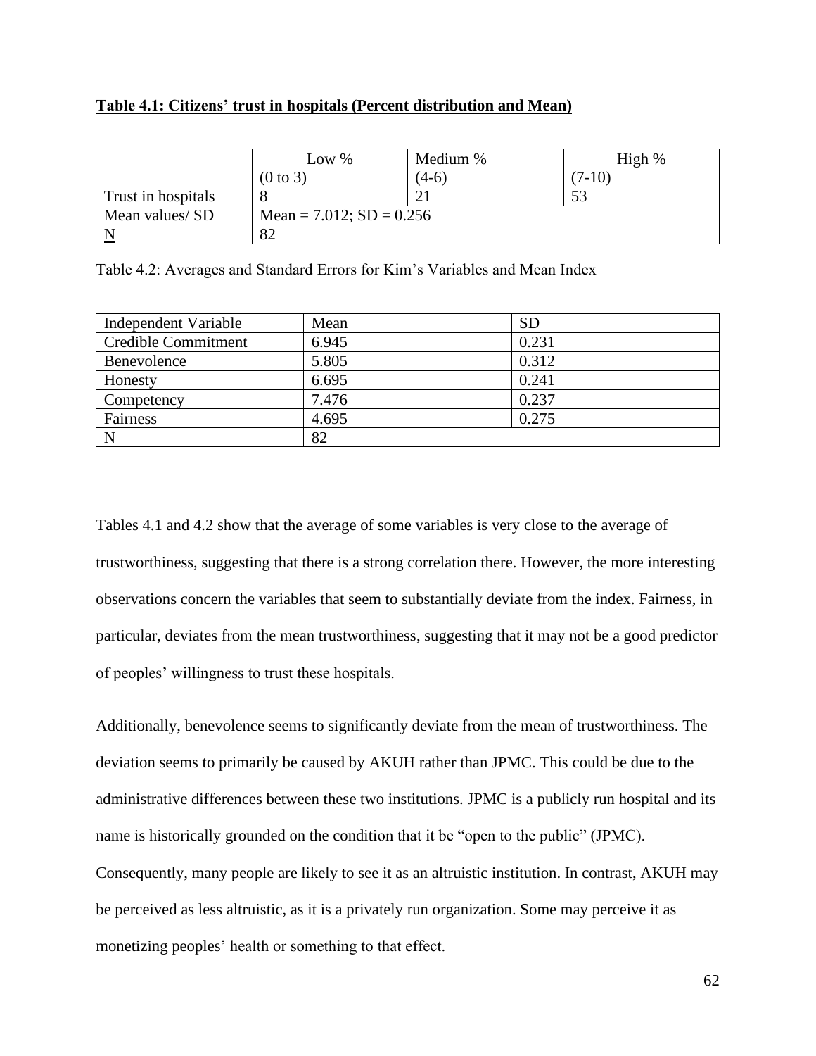**Table 4.1: Citizens' trust in hospitals (Percent distribution and Mean)**

| | Low % (0 to 3) | Medium % (4-6) | High % (7-10) |
|---|---|---|---|
| Trust in hospitals | 8 | 21 | 53 |
| Mean values/ SD | Mean = 7.012; SD = 0.256 | | |
| N | 82 | | |

Table 4.2: Averages and Standard Errors for Kim's Variables and Mean Index

| Independent Variable | Mean | SD |
|---|---|---|
| Credible Commitment | 6.945 | 0.231 |
| Benevolence | 5.805 | 0.312 |
| Honesty | 6.695 | 0.241 |
| Competency | 7.476 | 0.237 |
| Fairness | 4.695 | 0.275 |
| N | 82 | |

Tables 4.1 and 4.2 show that the average of some variables is very close to the average of trustworthiness, suggesting that there is a strong correlation there. However, the more interesting observations concern the variables that seem to substantially deviate from the index. Fairness, in particular, deviates from the mean trustworthiness, suggesting that it may not be a good predictor of peoples' willingness to trust these hospitals.

Additionally, benevolence seems to significantly deviate from the mean of trustworthiness. The deviation seems to primarily be caused by AKUH rather than JPMC. This could be due to the administrative differences between these two institutions. JPMC is a publicly run hospital and its name is historically grounded on the condition that it be "open to the public" (JPMC). Consequently, many people are likely to see it as an altruistic institution. In contrast, AKUH may be perceived as less altruistic, as it is a privately run organization. Some may perceive it as monetizing peoples' health or something to that effect.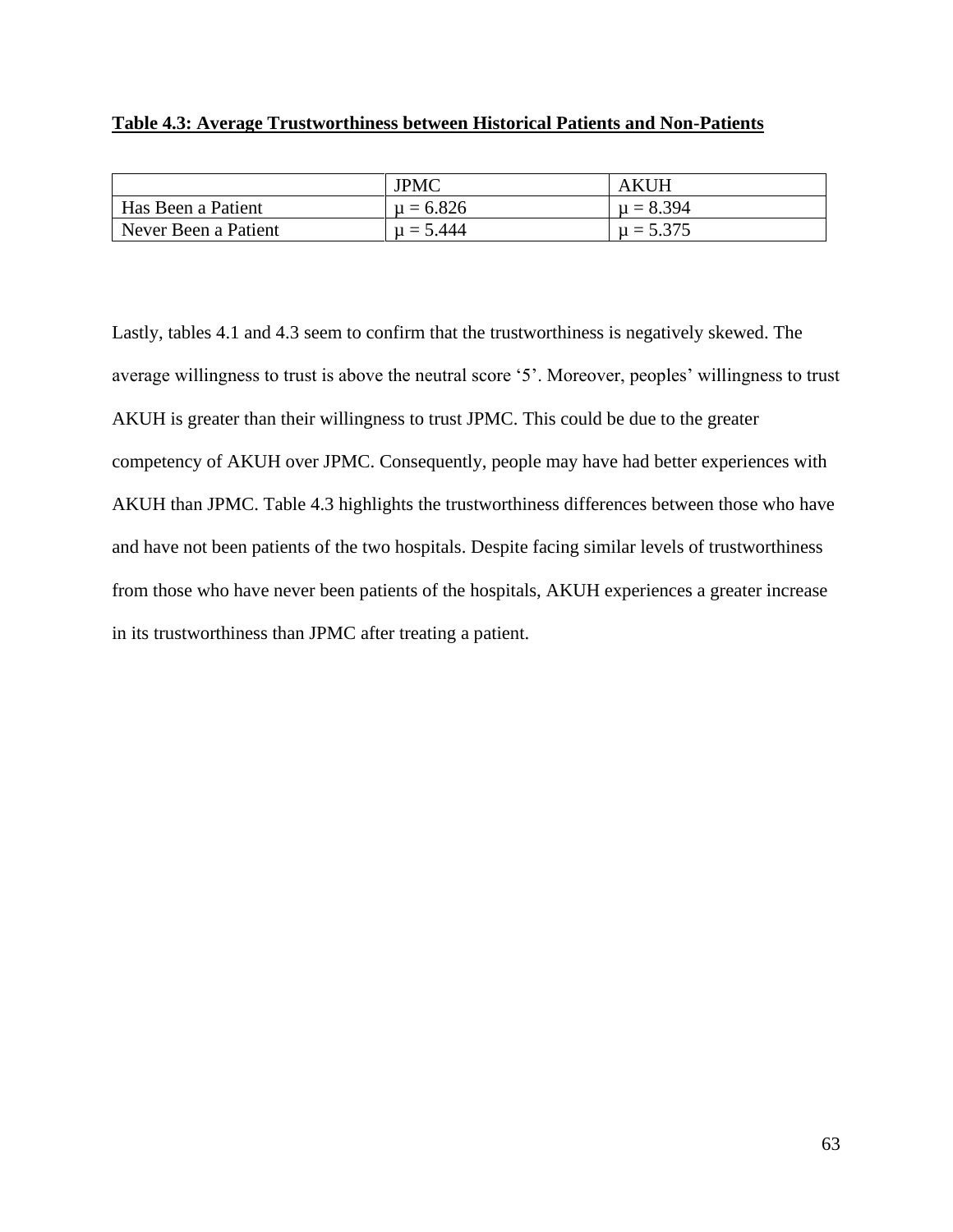**Table 4.3: Average Trustworthiness between Historical Patients and Non-Patients**

| | JPMC | AKUH |
|---|---|---|
| Has Been a Patient | $\mu = 6.826$ | $\mu = 8.394$ |
| Never Been a Patient | $\mu = 5.444$ | $\mu = 5.375$ |

Lastly, tables 4.1 and 4.3 seem to confirm that the trustworthiness is negatively skewed. The average willingness to trust is above the neutral score '5'. Moreover, peoples' willingness to trust AKUH is greater than their willingness to trust JPMC. This could be due to the greater competency of AKUH over JPMC. Consequently, people may have had better experiences with AKUH than JPMC. Table 4.3 highlights the trustworthiness differences between those who have and have not been patients of the two hospitals. Despite facing similar levels of trustworthiness from those who have never been patients of the hospitals, AKUH experiences a greater increase in its trustworthiness than JPMC after treating a patient.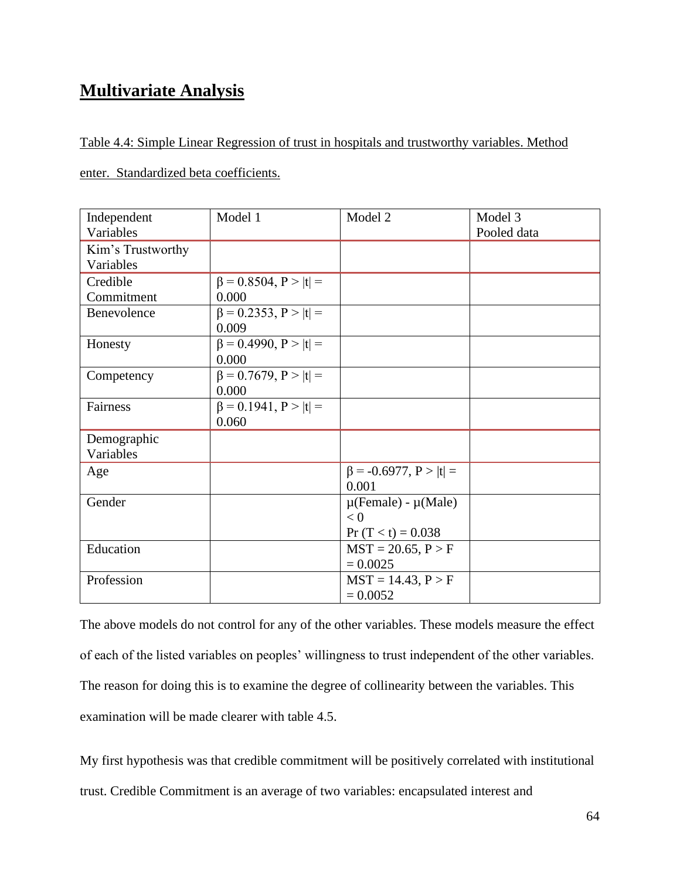# Multivariate Analysis

Table 4.4: Simple Linear Regression of trust in hospitals and trustworthy variables. Method enter. Standardized beta coefficients.

| Independent Variables | Model 1 | Model 2 | Model 3 Pooled data |
|---|---|---|---|
| Kim's Trustworthy Variables | | | |
| Credible Commitment | $\beta = 0.8504$, $P > \|t\| = 0.000$ | | |
| Benevolence | $\beta = 0.2353$, $P > \|t\| = 0.009$ | | |
| Honesty | $\beta = 0.4990$, $P > \|t\| = 0.000$ | | |
| Competency | $\beta = 0.7679$, $P > \|t\| = 0.000$ | | |
| Fairness | $\beta = 0.1941$, $P > \|t\| = 0.060$ | | |
| Demographic Variables | | | |
| Age | | $\beta = -0.6977$, $P > \|t\| = 0.001$ | |
| Gender | | $\mu(\text{Female}) - \mu(\text{Male}) < 0$ $\Pr(T < t) = 0.038$ | |
| Education | | $MST = 20.65$, $P > F = 0.0025$ | |
| Profession | | $MST = 14.43$, $P > F = 0.0052$ | |

The above models do not control for any of the other variables. These models measure the effect of each of the listed variables on peoples' willingness to trust independent of the other variables. The reason for doing this is to examine the degree of collinearity between the variables. This examination will be made clearer with table 4.5.

My first hypothesis was that credible commitment will be positively correlated with institutional trust. Credible Commitment is an average of two variables: encapsulated interest and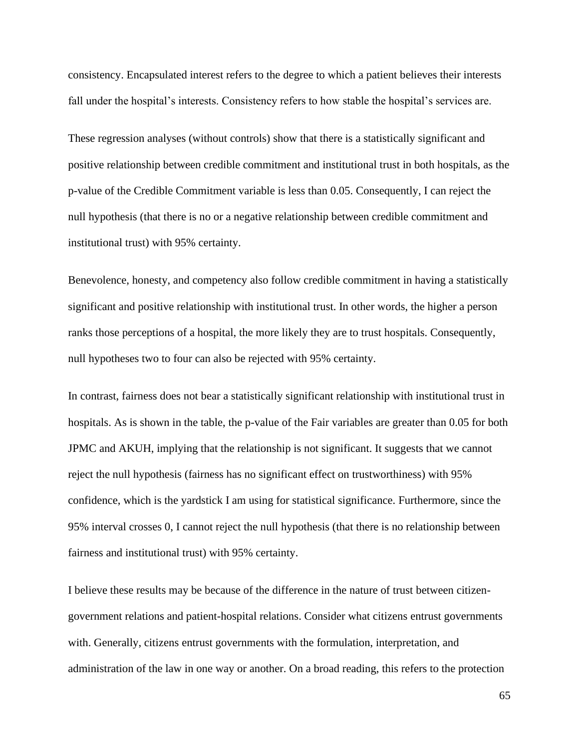consistency. Encapsulated interest refers to the degree to which a patient believes their interests fall under the hospital's interests. Consistency refers to how stable the hospital's services are.

These regression analyses (without controls) show that there is a statistically significant and positive relationship between credible commitment and institutional trust in both hospitals, as the p-value of the Credible Commitment variable is less than 0.05. Consequently, I can reject the null hypothesis (that there is no or a negative relationship between credible commitment and institutional trust) with 95% certainty.

Benevolence, honesty, and competency also follow credible commitment in having a statistically significant and positive relationship with institutional trust. In other words, the higher a person ranks those perceptions of a hospital, the more likely they are to trust hospitals. Consequently, null hypotheses two to four can also be rejected with 95% certainty.

In contrast, fairness does not bear a statistically significant relationship with institutional trust in hospitals. As is shown in the table, the p-value of the Fair variables are greater than 0.05 for both JPMC and AKUH, implying that the relationship is not significant. It suggests that we cannot reject the null hypothesis (fairness has no significant effect on trustworthiness) with 95% confidence, which is the yardstick I am using for statistical significance. Furthermore, since the 95% interval crosses 0, I cannot reject the null hypothesis (that there is no relationship between fairness and institutional trust) with 95% certainty.

I believe these results may be because of the difference in the nature of trust between citizen-government relations and patient-hospital relations. Consider what citizens entrust governments with. Generally, citizens entrust governments with the formulation, interpretation, and administration of the law in one way or another. On a broad reading, this refers to the protection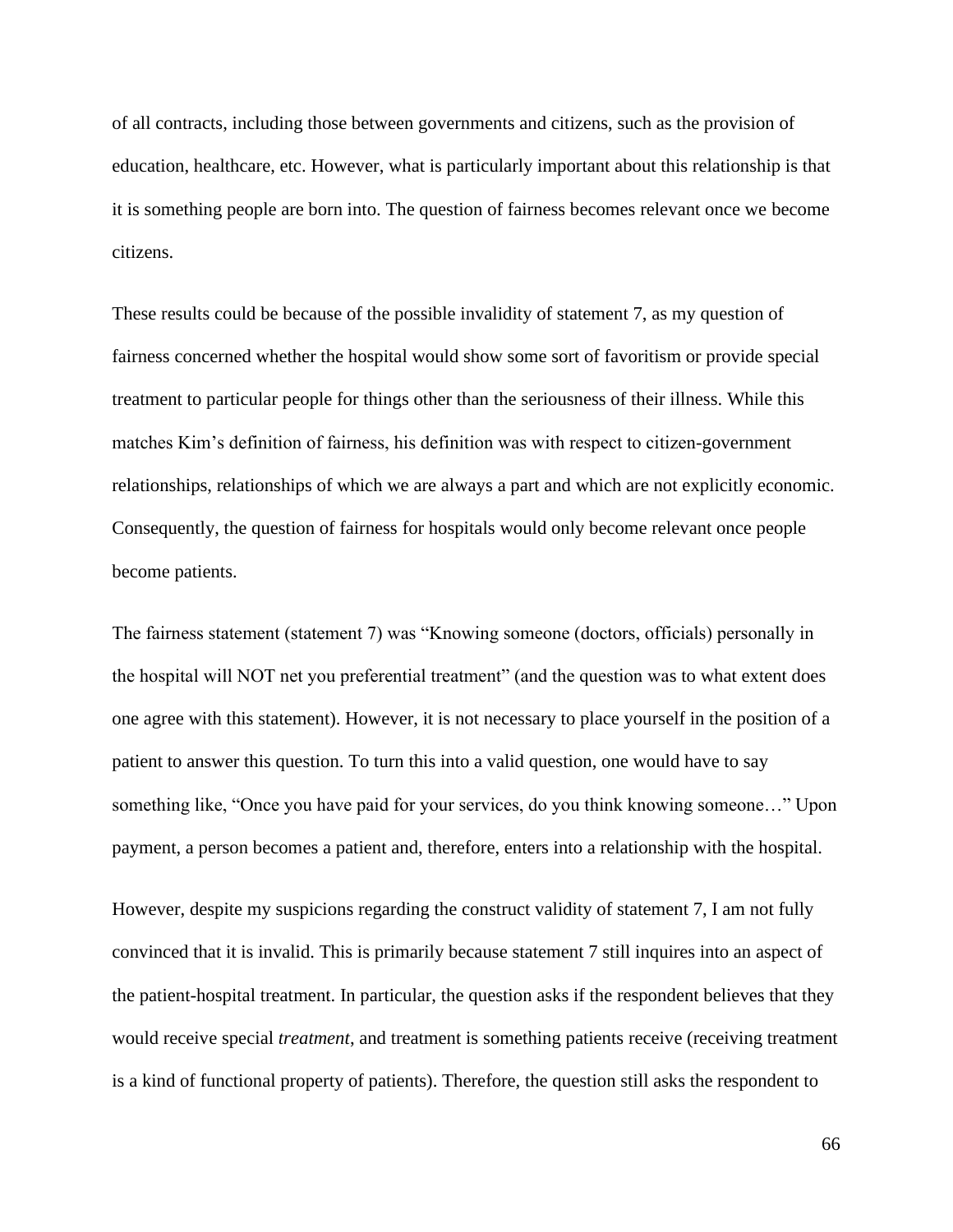of all contracts, including those between governments and citizens, such as the provision of education, healthcare, etc. However, what is particularly important about this relationship is that it is something people are born into. The question of fairness becomes relevant once we become citizens.

These results could be because of the possible invalidity of statement 7, as my question of fairness concerned whether the hospital would show some sort of favoritism or provide special treatment to particular people for things other than the seriousness of their illness. While this matches Kim's definition of fairness, his definition was with respect to citizen-government relationships, relationships of which we are always a part and which are not explicitly economic. Consequently, the question of fairness for hospitals would only become relevant once people become patients.

The fairness statement (statement 7) was "Knowing someone (doctors, officials) personally in the hospital will NOT net you preferential treatment" (and the question was to what extent does one agree with this statement). However, it is not necessary to place yourself in the position of a patient to answer this question. To turn this into a valid question, one would have to say something like, "Once you have paid for your services, do you think knowing someone…" Upon payment, a person becomes a patient and, therefore, enters into a relationship with the hospital.

However, despite my suspicions regarding the construct validity of statement 7, I am not fully convinced that it is invalid. This is primarily because statement 7 still inquires into an aspect of the patient-hospital treatment. In particular, the question asks if the respondent believes that they would receive special *treatment*, and treatment is something patients receive (receiving treatment is a kind of functional property of patients). Therefore, the question still asks the respondent to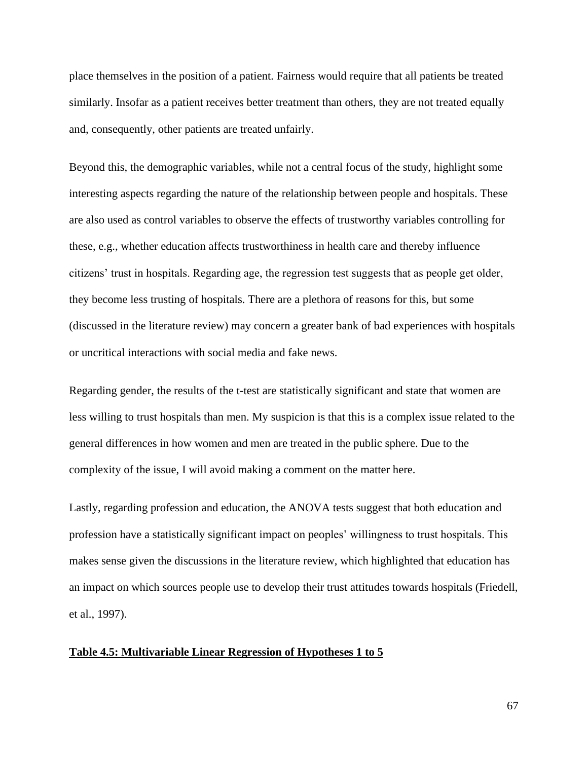place themselves in the position of a patient. Fairness would require that all patients be treated similarly. Insofar as a patient receives better treatment than others, they are not treated equally and, consequently, other patients are treated unfairly.

Beyond this, the demographic variables, while not a central focus of the study, highlight some interesting aspects regarding the nature of the relationship between people and hospitals. These are also used as control variables to observe the effects of trustworthy variables controlling for these, e.g., whether education affects trustworthiness in health care and thereby influence citizens' trust in hospitals. Regarding age, the regression test suggests that as people get older, they become less trusting of hospitals. There are a plethora of reasons for this, but some (discussed in the literature review) may concern a greater bank of bad experiences with hospitals or uncritical interactions with social media and fake news.

Regarding gender, the results of the t-test are statistically significant and state that women are less willing to trust hospitals than men. My suspicion is that this is a complex issue related to the general differences in how women and men are treated in the public sphere. Due to the complexity of the issue, I will avoid making a comment on the matter here.

Lastly, regarding profession and education, the ANOVA tests suggest that both education and profession have a statistically significant impact on peoples' willingness to trust hospitals. This makes sense given the discussions in the literature review, which highlighted that education has an impact on which sources people use to develop their trust attitudes towards hospitals (Friedell, et al., 1997).

**Table 4.5: Multivariable Linear Regression of Hypotheses 1 to 5**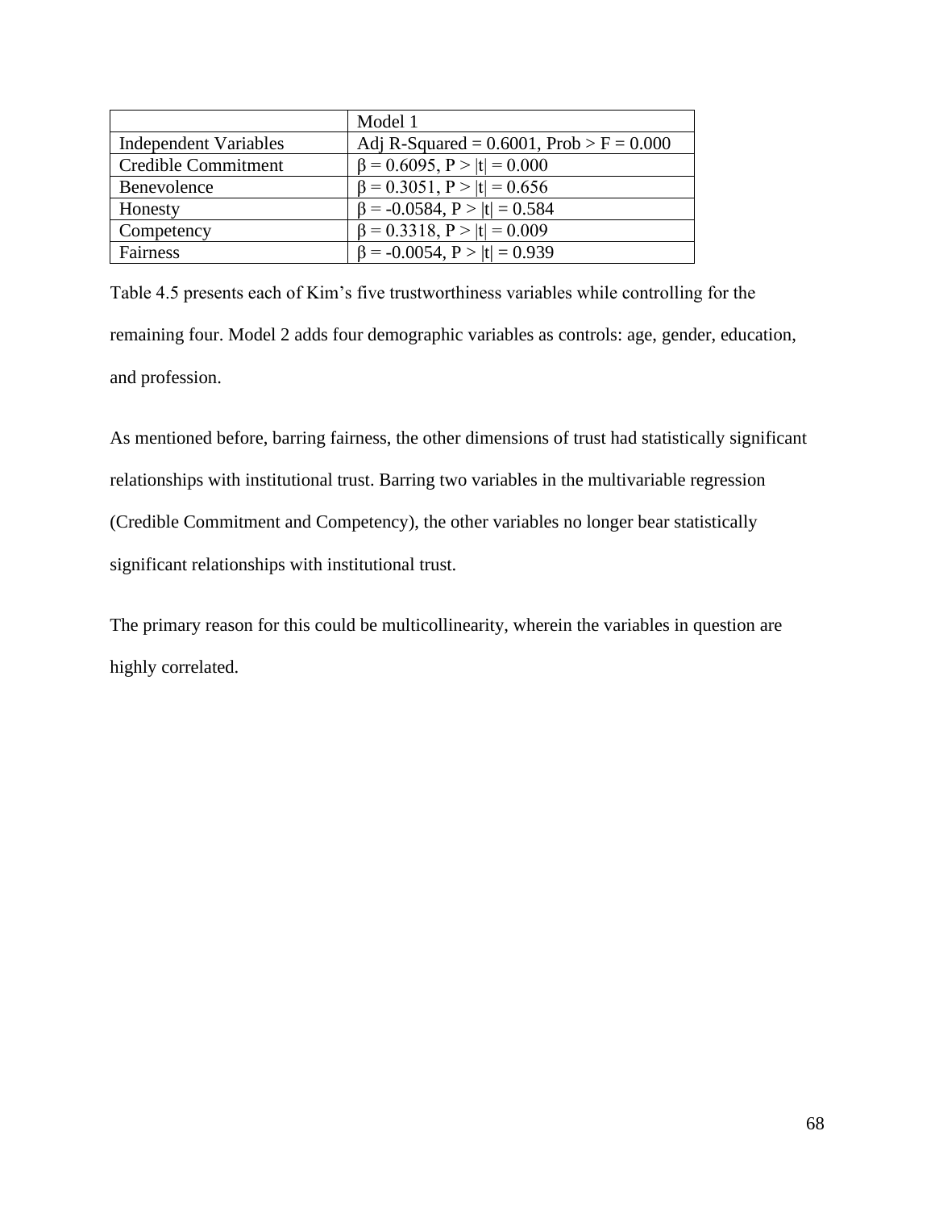| | Model 1 |
|---|---|
| Independent Variables | Adj R-Squared = 0.6001, Prob > F = 0.000 |
| Credible Commitment | $\beta = 0.6095$, $P > \|t\| = 0.000$ |
| Benevolence | $\beta = 0.3051$, $P > \|t\| = 0.656$ |
| Honesty | $\beta = -0.0584$, $P > \|t\| = 0.584$ |
| Competency | $\beta = 0.3318$, $P > \|t\| = 0.009$ |
| Fairness | $\beta = -0.0054$, $P > \|t\| = 0.939$ |

Table 4.5 presents each of Kim's five trustworthiness variables while controlling for the remaining four. Model 2 adds four demographic variables as controls: age, gender, education, and profession.

As mentioned before, barring fairness, the other dimensions of trust had statistically significant relationships with institutional trust. Barring two variables in the multivariable regression (Credible Commitment and Competency), the other variables no longer bear statistically significant relationships with institutional trust.

The primary reason for this could be multicollinearity, wherein the variables in question are highly correlated.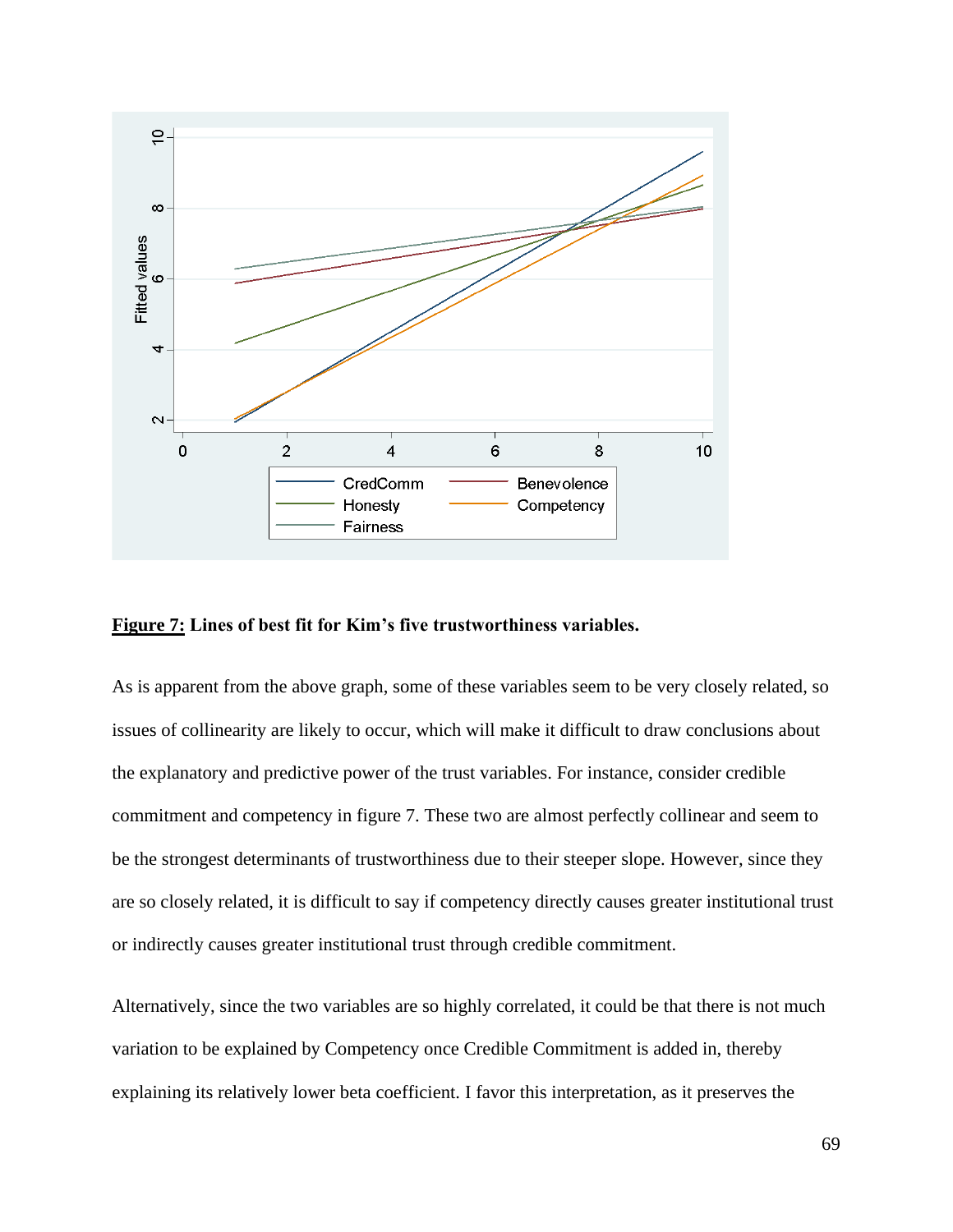**Figure 7:** **Lines of best fit for Kim's five trustworthiness variables.**

As is apparent from the above graph, some of these variables seem to be very closely related, so issues of collinearity are likely to occur, which will make it difficult to draw conclusions about the explanatory and predictive power of the trust variables. For instance, consider credible commitment and competency in figure 7. These two are almost perfectly collinear and seem to be the strongest determinants of trustworthiness due to their steeper slope. However, since they are so closely related, it is difficult to say if competency directly causes greater institutional trust or indirectly causes greater institutional trust through credible commitment.

Alternatively, since the two variables are so highly correlated, it could be that there is not much variation to be explained by Competency once Credible Commitment is added in, thereby explaining its relatively lower beta coefficient. I favor this interpretation, as it preserves the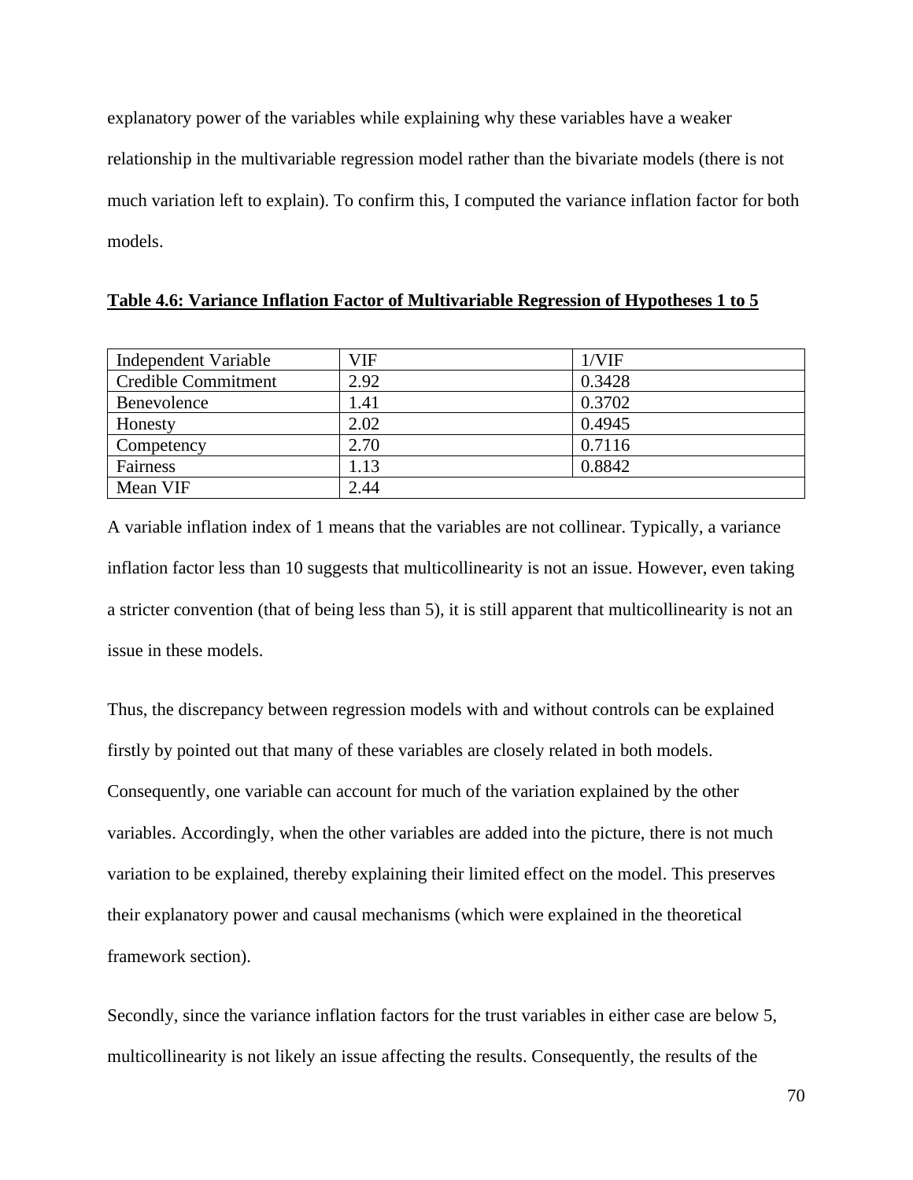explanatory power of the variables while explaining why these variables have a weaker relationship in the multivariable regression model rather than the bivariate models (there is not much variation left to explain). To confirm this, I computed the variance inflation factor for both models.

**Table 4.6: Variance Inflation Factor of Multivariable Regression of Hypotheses 1 to 5**

| Independent Variable | VIF | 1/VIF |
|---|---|---|
| Credible Commitment | 2.92 | 0.3428 |
| Benevolence | 1.41 | 0.3702 |
| Honesty | 2.02 | 0.4945 |
| Competency | 2.70 | 0.7116 |
| Fairness | 1.13 | 0.8842 |
| Mean VIF | 2.44 | |

A variable inflation index of 1 means that the variables are not collinear. Typically, a variance inflation factor less than 10 suggests that multicollinearity is not an issue. However, even taking a stricter convention (that of being less than 5), it is still apparent that multicollinearity is not an issue in these models.

Thus, the discrepancy between regression models with and without controls can be explained firstly by pointed out that many of these variables are closely related in both models. Consequently, one variable can account for much of the variation explained by the other variables. Accordingly, when the other variables are added into the picture, there is not much variation to be explained, thereby explaining their limited effect on the model. This preserves their explanatory power and causal mechanisms (which were explained in the theoretical framework section).

Secondly, since the variance inflation factors for the trust variables in either case are below 5, multicollinearity is not likely an issue affecting the results. Consequently, the results of the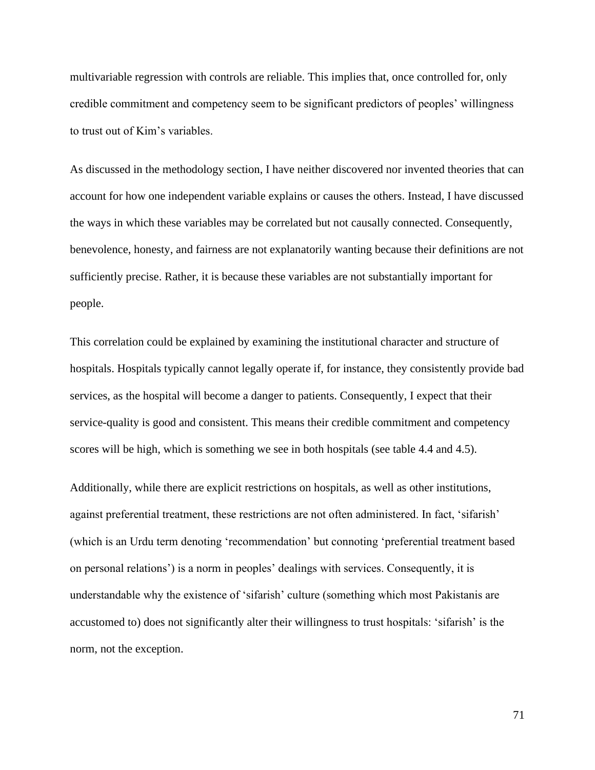multivariable regression with controls are reliable. This implies that, once controlled for, only credible commitment and competency seem to be significant predictors of peoples' willingness to trust out of Kim's variables.

As discussed in the methodology section, I have neither discovered nor invented theories that can account for how one independent variable explains or causes the others. Instead, I have discussed the ways in which these variables may be correlated but not causally connected. Consequently, benevolence, honesty, and fairness are not explanatorily wanting because their definitions are not sufficiently precise. Rather, it is because these variables are not substantially important for people.

This correlation could be explained by examining the institutional character and structure of hospitals. Hospitals typically cannot legally operate if, for instance, they consistently provide bad services, as the hospital will become a danger to patients. Consequently, I expect that their service-quality is good and consistent. This means their credible commitment and competency scores will be high, which is something we see in both hospitals (see table 4.4 and 4.5).

Additionally, while there are explicit restrictions on hospitals, as well as other institutions, against preferential treatment, these restrictions are not often administered. In fact, 'sifarish' (which is an Urdu term denoting 'recommendation' but connoting 'preferential treatment based on personal relations') is a norm in peoples' dealings with services. Consequently, it is understandable why the existence of 'sifarish' culture (something which most Pakistanis are accustomed to) does not significantly alter their willingness to trust hospitals: 'sifarish' is the norm, not the exception.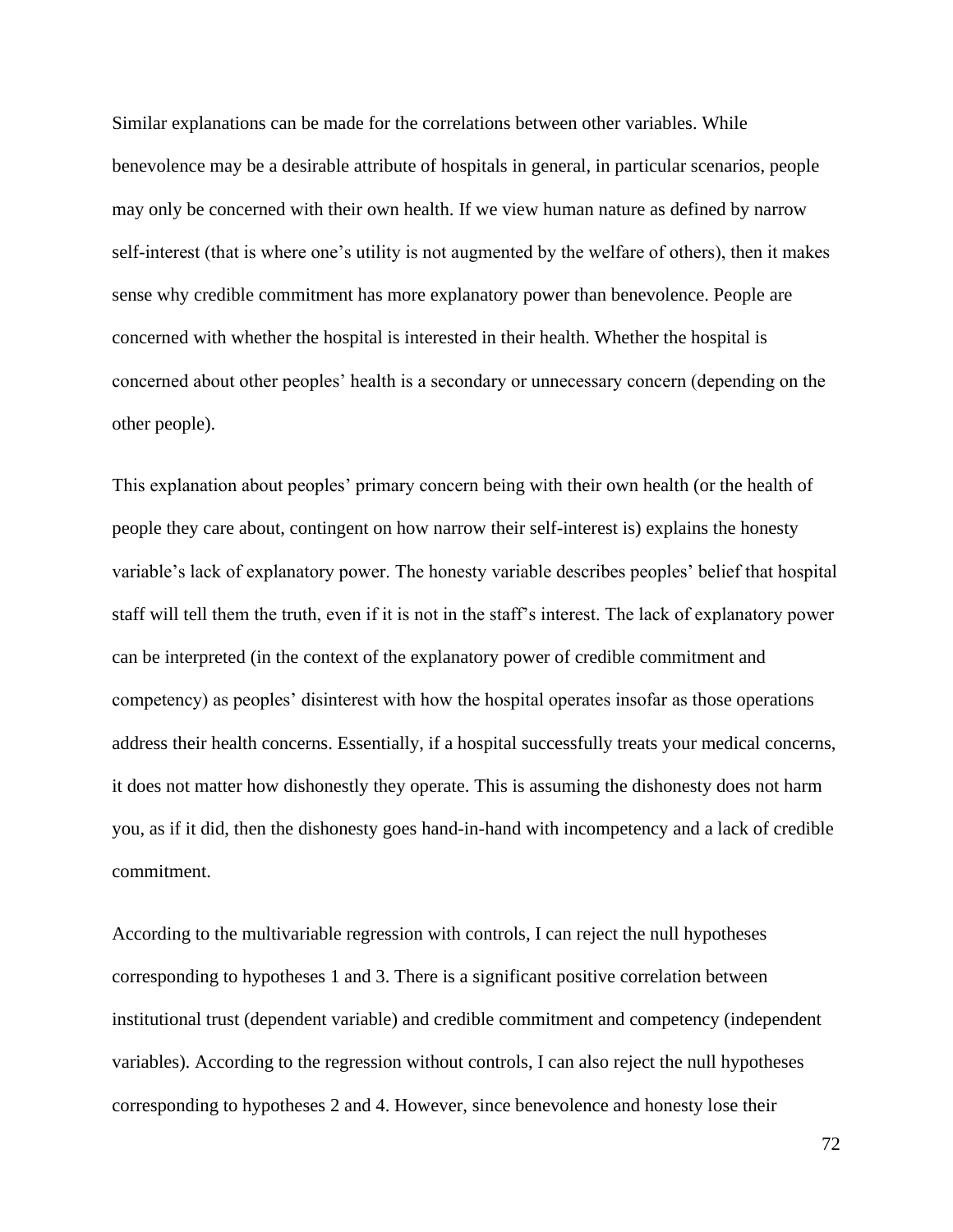Similar explanations can be made for the correlations between other variables. While benevolence may be a desirable attribute of hospitals in general, in particular scenarios, people may only be concerned with their own health. If we view human nature as defined by narrow self-interest (that is where one's utility is not augmented by the welfare of others), then it makes sense why credible commitment has more explanatory power than benevolence. People are concerned with whether the hospital is interested in their health. Whether the hospital is concerned about other peoples' health is a secondary or unnecessary concern (depending on the other people).

This explanation about peoples' primary concern being with their own health (or the health of people they care about, contingent on how narrow their self-interest is) explains the honesty variable's lack of explanatory power. The honesty variable describes peoples' belief that hospital staff will tell them the truth, even if it is not in the staff's interest. The lack of explanatory power can be interpreted (in the context of the explanatory power of credible commitment and competency) as peoples' disinterest with how the hospital operates insofar as those operations address their health concerns. Essentially, if a hospital successfully treats your medical concerns, it does not matter how dishonestly they operate. This is assuming the dishonesty does not harm you, as if it did, then the dishonesty goes hand-in-hand with incompetency and a lack of credible commitment.

According to the multivariable regression with controls, I can reject the null hypotheses corresponding to hypotheses 1 and 3. There is a significant positive correlation between institutional trust (dependent variable) and credible commitment and competency (independent variables). According to the regression without controls, I can also reject the null hypotheses corresponding to hypotheses 2 and 4. However, since benevolence and honesty lose their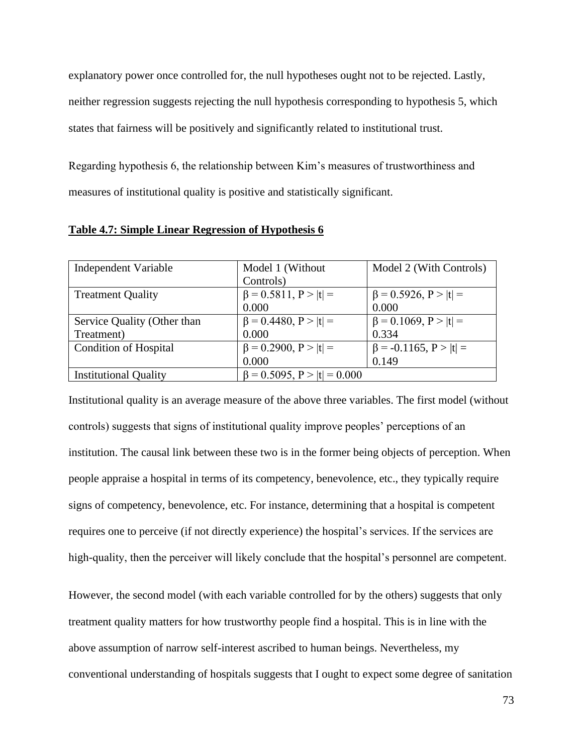explanatory power once controlled for, the null hypotheses ought not to be rejected. Lastly, neither regression suggests rejecting the null hypothesis corresponding to hypothesis 5, which states that fairness will be positively and significantly related to institutional trust.

Regarding hypothesis 6, the relationship between Kim's measures of trustworthiness and measures of institutional quality is positive and statistically significant.

**Table 4.7: Simple Linear Regression of Hypothesis 6**

| Independent Variable | Model 1 (Without Controls) | Model 2 (With Controls) |
|---|---|---|
| Treatment Quality | $\beta = 0.5811$, $P > \|t\| = 0.000$ | $\beta = 0.5926$, $P > \|t\| = 0.000$ |
| Service Quality (Other than Treatment) | $\beta = 0.4480$, $P > \|t\| = 0.000$ | $\beta = 0.1069$, $P > \|t\| = 0.334$ |
| Condition of Hospital | $\beta = 0.2900$, $P > \|t\| = 0.000$ | $\beta = -0.1165$, $P > \|t\| = 0.149$ |
| Institutional Quality | $\beta = 0.5095$, $P > \|t\| = 0.000$ | |

Institutional quality is an average measure of the above three variables. The first model (without controls) suggests that signs of institutional quality improve peoples' perceptions of an institution. The causal link between these two is in the former being objects of perception. When people appraise a hospital in terms of its competency, benevolence, etc., they typically require signs of competency, benevolence, etc. For instance, determining that a hospital is competent requires one to perceive (if not directly experience) the hospital's services. If the services are high-quality, then the perceiver will likely conclude that the hospital's personnel are competent.

However, the second model (with each variable controlled for by the others) suggests that only treatment quality matters for how trustworthy people find a hospital. This is in line with the above assumption of narrow self-interest ascribed to human beings. Nevertheless, my conventional understanding of hospitals suggests that I ought to expect some degree of sanitation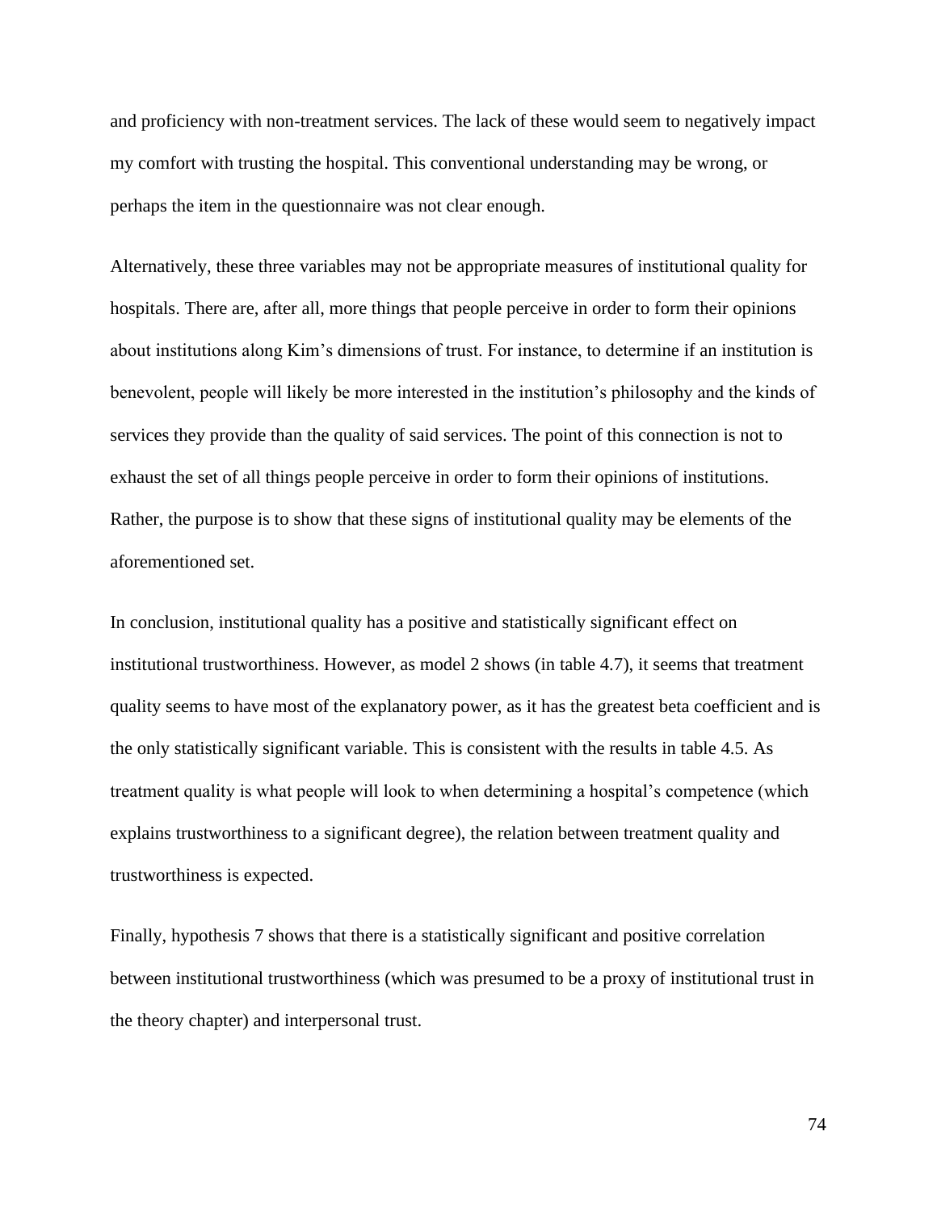and proficiency with non-treatment services. The lack of these would seem to negatively impact my comfort with trusting the hospital. This conventional understanding may be wrong, or perhaps the item in the questionnaire was not clear enough.

Alternatively, these three variables may not be appropriate measures of institutional quality for hospitals. There are, after all, more things that people perceive in order to form their opinions about institutions along Kim's dimensions of trust. For instance, to determine if an institution is benevolent, people will likely be more interested in the institution's philosophy and the kinds of services they provide than the quality of said services. The point of this connection is not to exhaust the set of all things people perceive in order to form their opinions of institutions. Rather, the purpose is to show that these signs of institutional quality may be elements of the aforementioned set.

In conclusion, institutional quality has a positive and statistically significant effect on institutional trustworthiness. However, as model 2 shows (in table 4.7), it seems that treatment quality seems to have most of the explanatory power, as it has the greatest beta coefficient and is the only statistically significant variable. This is consistent with the results in table 4.5. As treatment quality is what people will look to when determining a hospital's competence (which explains trustworthiness to a significant degree), the relation between treatment quality and trustworthiness is expected.

Finally, hypothesis 7 shows that there is a statistically significant and positive correlation between institutional trustworthiness (which was presumed to be a proxy of institutional trust in the theory chapter) and interpersonal trust.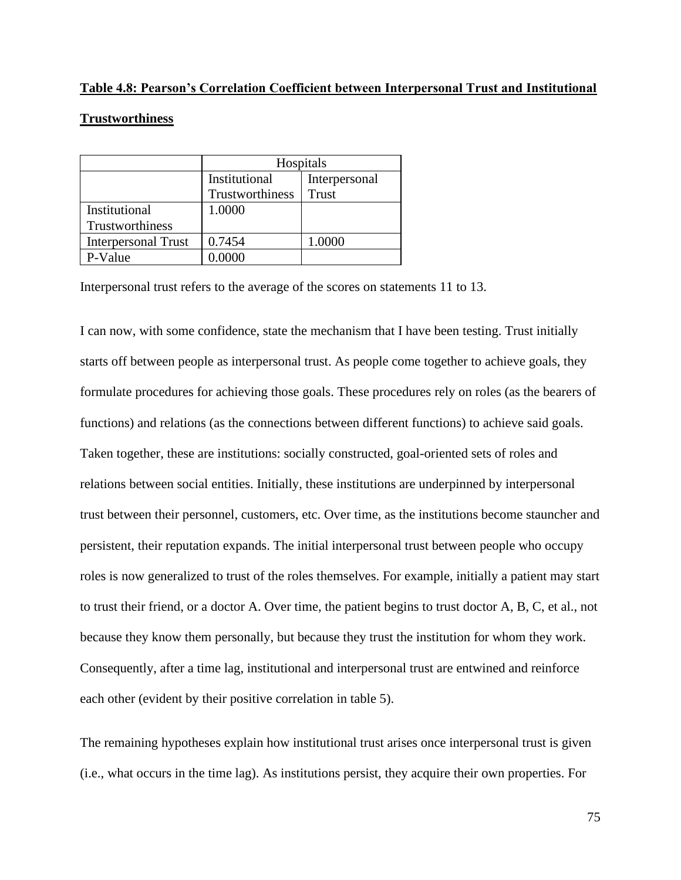**Table 4.8: Pearson's Correlation Coefficient between Interpersonal Trust and Institutional Trustworthiness**

| | Hospitals | |
|---|---|---|
| | Institutional Trustworthiness | Interpersonal Trust |
| Institutional Trustworthiness | 1.0000 | |
| Interpersonal Trust | 0.7454 | 1.0000 |
| P-Value | 0.0000 | |

Interpersonal trust refers to the average of the scores on statements 11 to 13.

I can now, with some confidence, state the mechanism that I have been testing. Trust initially starts off between people as interpersonal trust. As people come together to achieve goals, they formulate procedures for achieving those goals. These procedures rely on roles (as the bearers of functions) and relations (as the connections between different functions) to achieve said goals. Taken together, these are institutions: socially constructed, goal-oriented sets of roles and relations between social entities. Initially, these institutions are underpinned by interpersonal trust between their personnel, customers, etc. Over time, as the institutions become stauncher and persistent, their reputation expands. The initial interpersonal trust between people who occupy roles is now generalized to trust of the roles themselves. For example, initially a patient may start to trust their friend, or a doctor A. Over time, the patient begins to trust doctor A, B, C, et al., not because they know them personally, but because they trust the institution for whom they work. Consequently, after a time lag, institutional and interpersonal trust are entwined and reinforce each other (evident by their positive correlation in table 5).

The remaining hypotheses explain how institutional trust arises once interpersonal trust is given (i.e., what occurs in the time lag). As institutions persist, they acquire their own properties. For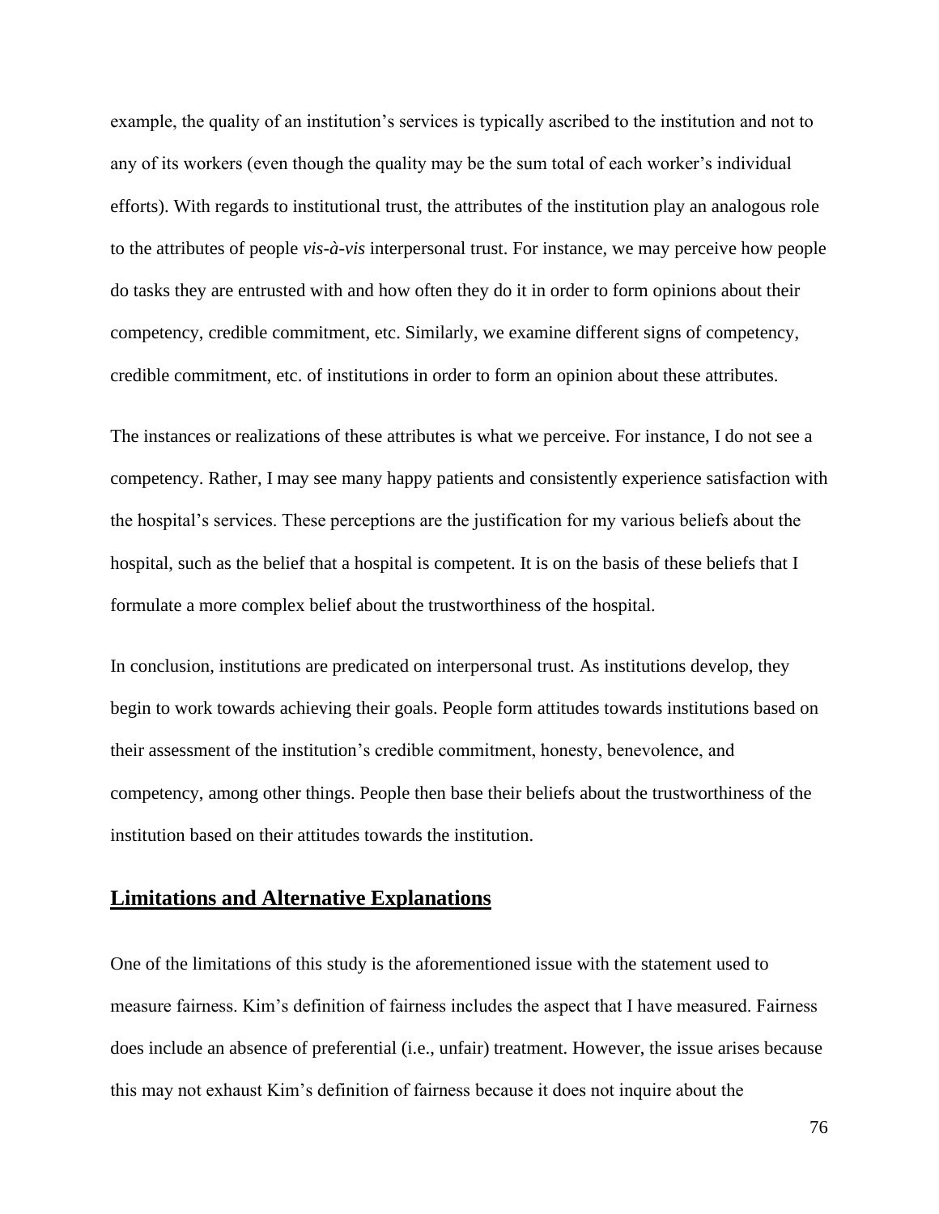example, the quality of an institution's services is typically ascribed to the institution and not to any of its workers (even though the quality may be the sum total of each worker's individual efforts). With regards to institutional trust, the attributes of the institution play an analogous role to the attributes of people *vis-à-vis* interpersonal trust. For instance, we may perceive how people do tasks they are entrusted with and how often they do it in order to form opinions about their competency, credible commitment, etc. Similarly, we examine different signs of competency, credible commitment, etc. of institutions in order to form an opinion about these attributes.

The instances or realizations of these attributes is what we perceive. For instance, I do not see a competency. Rather, I may see many happy patients and consistently experience satisfaction with the hospital's services. These perceptions are the justification for my various beliefs about the hospital, such as the belief that a hospital is competent. It is on the basis of these beliefs that I formulate a more complex belief about the trustworthiness of the hospital.

In conclusion, institutions are predicated on interpersonal trust. As institutions develop, they begin to work towards achieving their goals. People form attitudes towards institutions based on their assessment of the institution's credible commitment, honesty, benevolence, and competency, among other things. People then base their beliefs about the trustworthiness of the institution based on their attitudes towards the institution.

## Limitations and Alternative Explanations

One of the limitations of this study is the aforementioned issue with the statement used to measure fairness. Kim's definition of fairness includes the aspect that I have measured. Fairness does include an absence of preferential (i.e., unfair) treatment. However, the issue arises because this may not exhaust Kim's definition of fairness because it does not inquire about the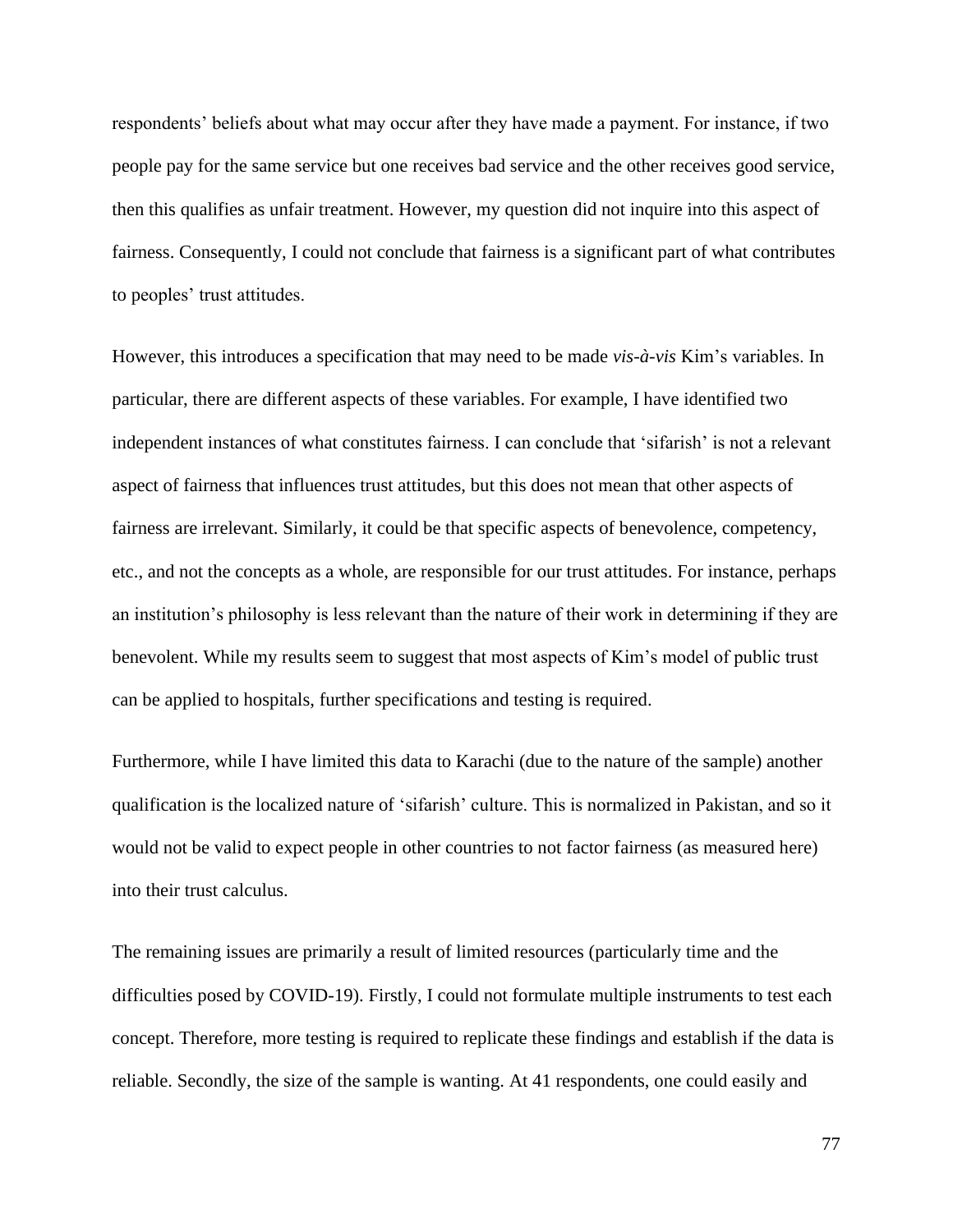respondents' beliefs about what may occur after they have made a payment. For instance, if two people pay for the same service but one receives bad service and the other receives good service, then this qualifies as unfair treatment. However, my question did not inquire into this aspect of fairness. Consequently, I could not conclude that fairness is a significant part of what contributes to peoples' trust attitudes.

However, this introduces a specification that may need to be made *vis-à-vis* Kim's variables. In particular, there are different aspects of these variables. For example, I have identified two independent instances of what constitutes fairness. I can conclude that 'sifarish' is not a relevant aspect of fairness that influences trust attitudes, but this does not mean that other aspects of fairness are irrelevant. Similarly, it could be that specific aspects of benevolence, competency, etc., and not the concepts as a whole, are responsible for our trust attitudes. For instance, perhaps an institution's philosophy is less relevant than the nature of their work in determining if they are benevolent. While my results seem to suggest that most aspects of Kim's model of public trust can be applied to hospitals, further specifications and testing is required.

Furthermore, while I have limited this data to Karachi (due to the nature of the sample) another qualification is the localized nature of 'sifarish' culture. This is normalized in Pakistan, and so it would not be valid to expect people in other countries to not factor fairness (as measured here) into their trust calculus.

The remaining issues are primarily a result of limited resources (particularly time and the difficulties posed by COVID-19). Firstly, I could not formulate multiple instruments to test each concept. Therefore, more testing is required to replicate these findings and establish if the data is reliable. Secondly, the size of the sample is wanting. At 41 respondents, one could easily and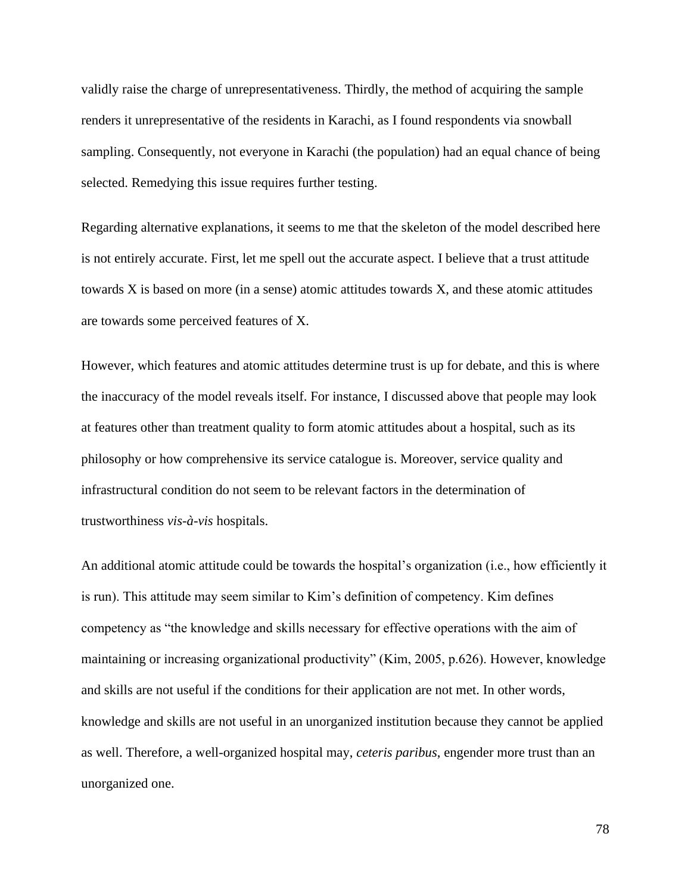validly raise the charge of unrepresentativeness. Thirdly, the method of acquiring the sample renders it unrepresentative of the residents in Karachi, as I found respondents via snowball sampling. Consequently, not everyone in Karachi (the population) had an equal chance of being selected. Remedying this issue requires further testing.

Regarding alternative explanations, it seems to me that the skeleton of the model described here is not entirely accurate. First, let me spell out the accurate aspect. I believe that a trust attitude towards X is based on more (in a sense) atomic attitudes towards X, and these atomic attitudes are towards some perceived features of X.

However, which features and atomic attitudes determine trust is up for debate, and this is where the inaccuracy of the model reveals itself. For instance, I discussed above that people may look at features other than treatment quality to form atomic attitudes about a hospital, such as its philosophy or how comprehensive its service catalogue is. Moreover, service quality and infrastructural condition do not seem to be relevant factors in the determination of trustworthiness *vis-à-vis* hospitals.

An additional atomic attitude could be towards the hospital's organization (i.e., how efficiently it is run). This attitude may seem similar to Kim's definition of competency. Kim defines competency as "the knowledge and skills necessary for effective operations with the aim of maintaining or increasing organizational productivity" (Kim, 2005, p.626). However, knowledge and skills are not useful if the conditions for their application are not met. In other words, knowledge and skills are not useful in an unorganized institution because they cannot be applied as well. Therefore, a well-organized hospital may, *ceteris paribus*, engender more trust than an unorganized one.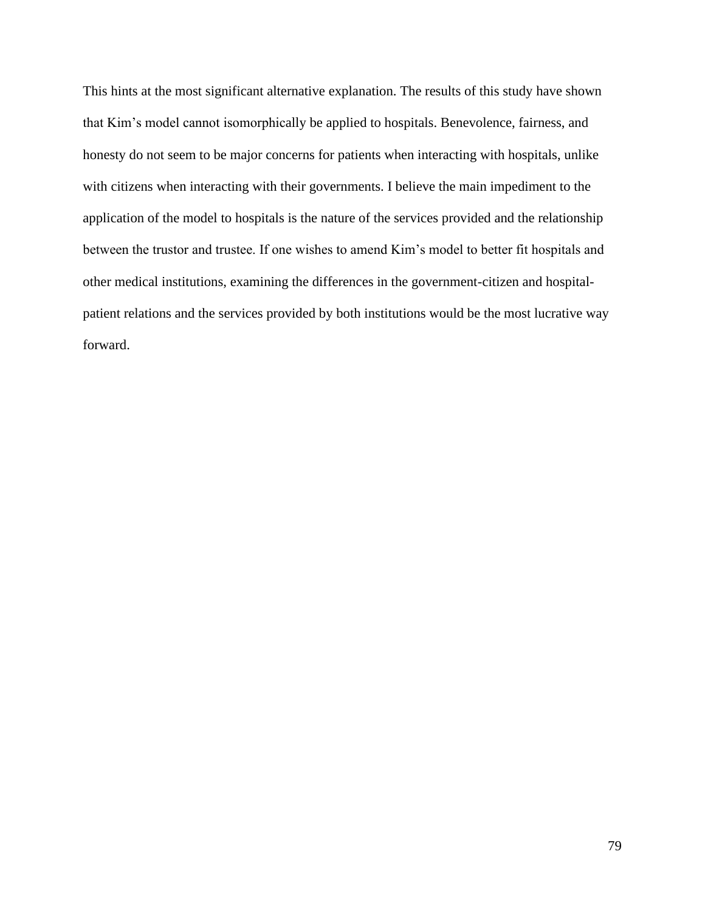This hints at the most significant alternative explanation. The results of this study have shown that Kim's model cannot isomorphically be applied to hospitals. Benevolence, fairness, and honesty do not seem to be major concerns for patients when interacting with hospitals, unlike with citizens when interacting with their governments. I believe the main impediment to the application of the model to hospitals is the nature of the services provided and the relationship between the trustor and trustee. If one wishes to amend Kim's model to better fit hospitals and other medical institutions, examining the differences in the government-citizen and hospital-patient relations and the services provided by both institutions would be the most lucrative way forward.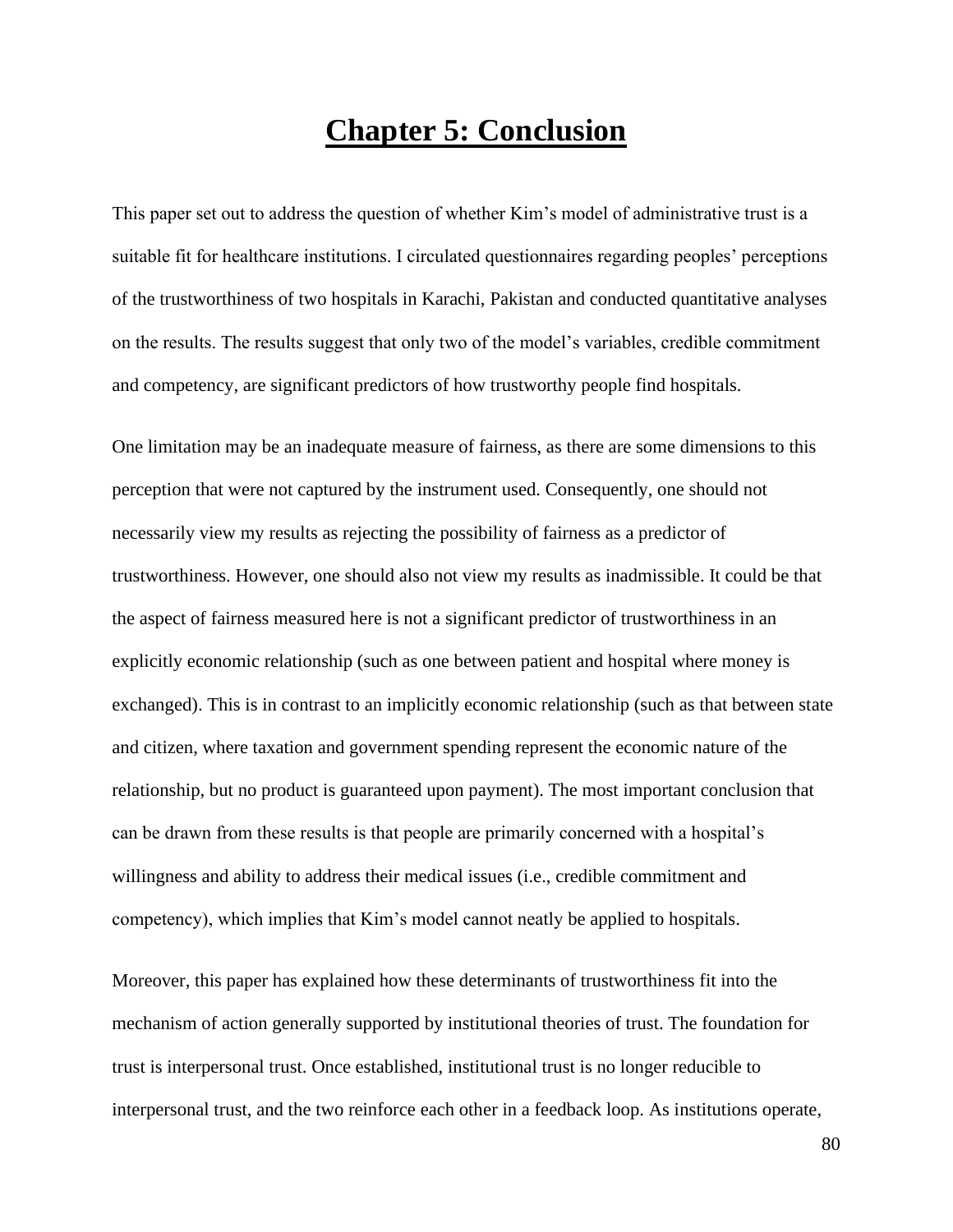# Chapter 5: Conclusion

This paper set out to address the question of whether Kim's model of administrative trust is a suitable fit for healthcare institutions. I circulated questionnaires regarding peoples' perceptions of the trustworthiness of two hospitals in Karachi, Pakistan and conducted quantitative analyses on the results. The results suggest that only two of the model's variables, credible commitment and competency, are significant predictors of how trustworthy people find hospitals.

One limitation may be an inadequate measure of fairness, as there are some dimensions to this perception that were not captured by the instrument used. Consequently, one should not necessarily view my results as rejecting the possibility of fairness as a predictor of trustworthiness. However, one should also not view my results as inadmissible. It could be that the aspect of fairness measured here is not a significant predictor of trustworthiness in an explicitly economic relationship (such as one between patient and hospital where money is exchanged). This is in contrast to an implicitly economic relationship (such as that between state and citizen, where taxation and government spending represent the economic nature of the relationship, but no product is guaranteed upon payment). The most important conclusion that can be drawn from these results is that people are primarily concerned with a hospital's willingness and ability to address their medical issues (i.e., credible commitment and competency), which implies that Kim's model cannot neatly be applied to hospitals.

Moreover, this paper has explained how these determinants of trustworthiness fit into the mechanism of action generally supported by institutional theories of trust. The foundation for trust is interpersonal trust. Once established, institutional trust is no longer reducible to interpersonal trust, and the two reinforce each other in a feedback loop. As institutions operate,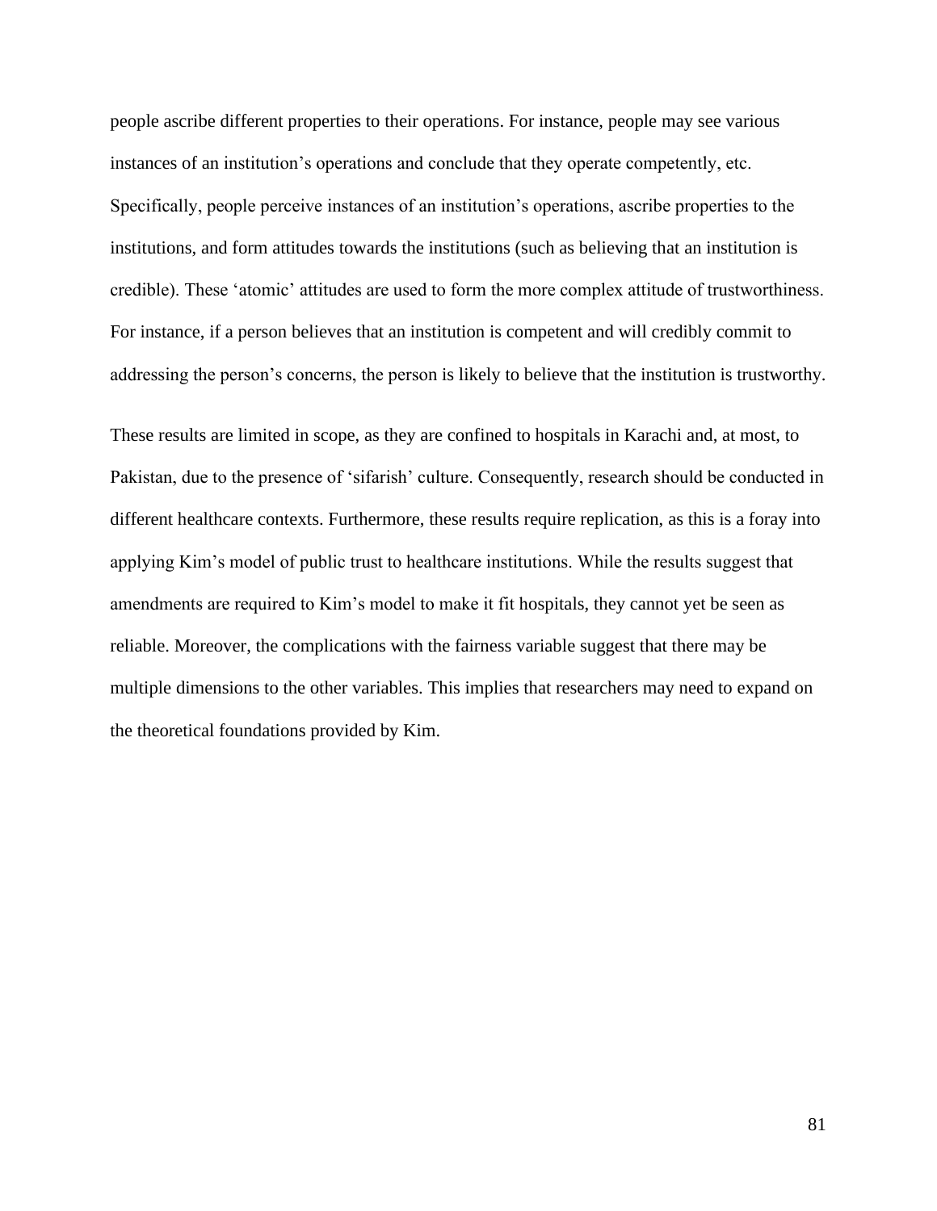people ascribe different properties to their operations. For instance, people may see various instances of an institution's operations and conclude that they operate competently, etc. Specifically, people perceive instances of an institution's operations, ascribe properties to the institutions, and form attitudes towards the institutions (such as believing that an institution is credible). These 'atomic' attitudes are used to form the more complex attitude of trustworthiness. For instance, if a person believes that an institution is competent and will credibly commit to addressing the person's concerns, the person is likely to believe that the institution is trustworthy.

These results are limited in scope, as they are confined to hospitals in Karachi and, at most, to Pakistan, due to the presence of 'sifarish' culture. Consequently, research should be conducted in different healthcare contexts. Furthermore, these results require replication, as this is a foray into applying Kim's model of public trust to healthcare institutions. While the results suggest that amendments are required to Kim's model to make it fit hospitals, they cannot yet be seen as reliable. Moreover, the complications with the fairness variable suggest that there may be multiple dimensions to the other variables. This implies that researchers may need to expand on the theoretical foundations provided by Kim.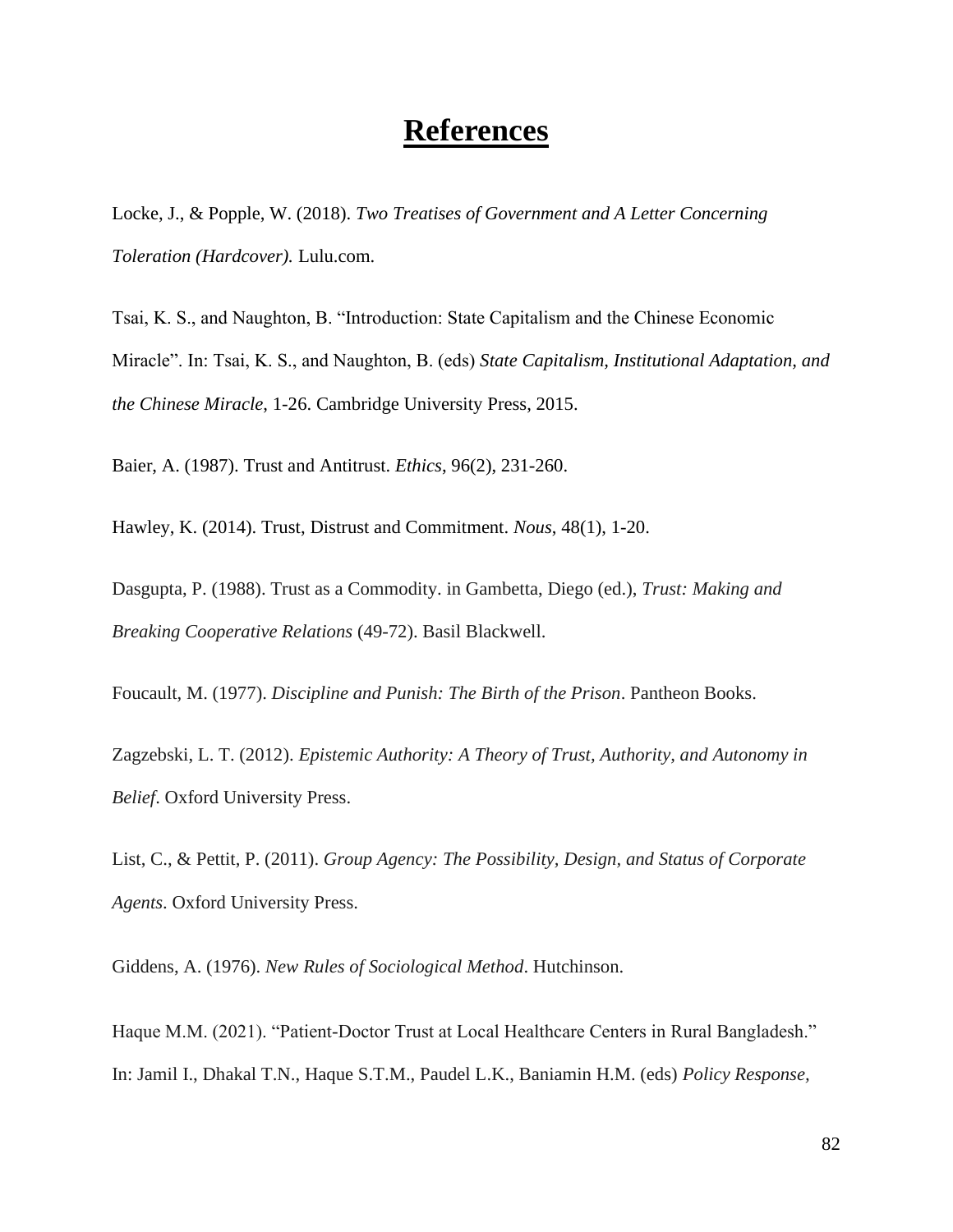# References

Locke, J., & Popple, W. (2018). *Two Treatises of Government and A Letter Concerning Toleration (Hardcover).* Lulu.com.

Tsai, K. S., and Naughton, B. "Introduction: State Capitalism and the Chinese Economic Miracle". In: Tsai, K. S., and Naughton, B. (eds) *State Capitalism, Institutional Adaptation, and the Chinese Miracle*, 1-26. Cambridge University Press, 2015.

Baier, A. (1987). Trust and Antitrust. *Ethics*, 96(2), 231-260.

Hawley, K. (2014). Trust, Distrust and Commitment. *Nous*, 48(1), 1-20.

Dasgupta, P. (1988). Trust as a Commodity. in Gambetta, Diego (ed.), *Trust: Making and Breaking Cooperative Relations* (49-72). Basil Blackwell.

Foucault, M. (1977). *Discipline and Punish: The Birth of the Prison*. Pantheon Books.

Zagzebski, L. T. (2012). *Epistemic Authority: A Theory of Trust, Authority, and Autonomy in Belief*. Oxford University Press.

List, C., & Pettit, P. (2011). *Group Agency: The Possibility, Design, and Status of Corporate Agents*. Oxford University Press.

Giddens, A. (1976). *New Rules of Sociological Method*. Hutchinson.

Haque M.M. (2021). "Patient-Doctor Trust at Local Healthcare Centers in Rural Bangladesh." In: Jamil I., Dhakal T.N., Haque S.T.M., Paudel L.K., Baniamin H.M. (eds) *Policy Response,*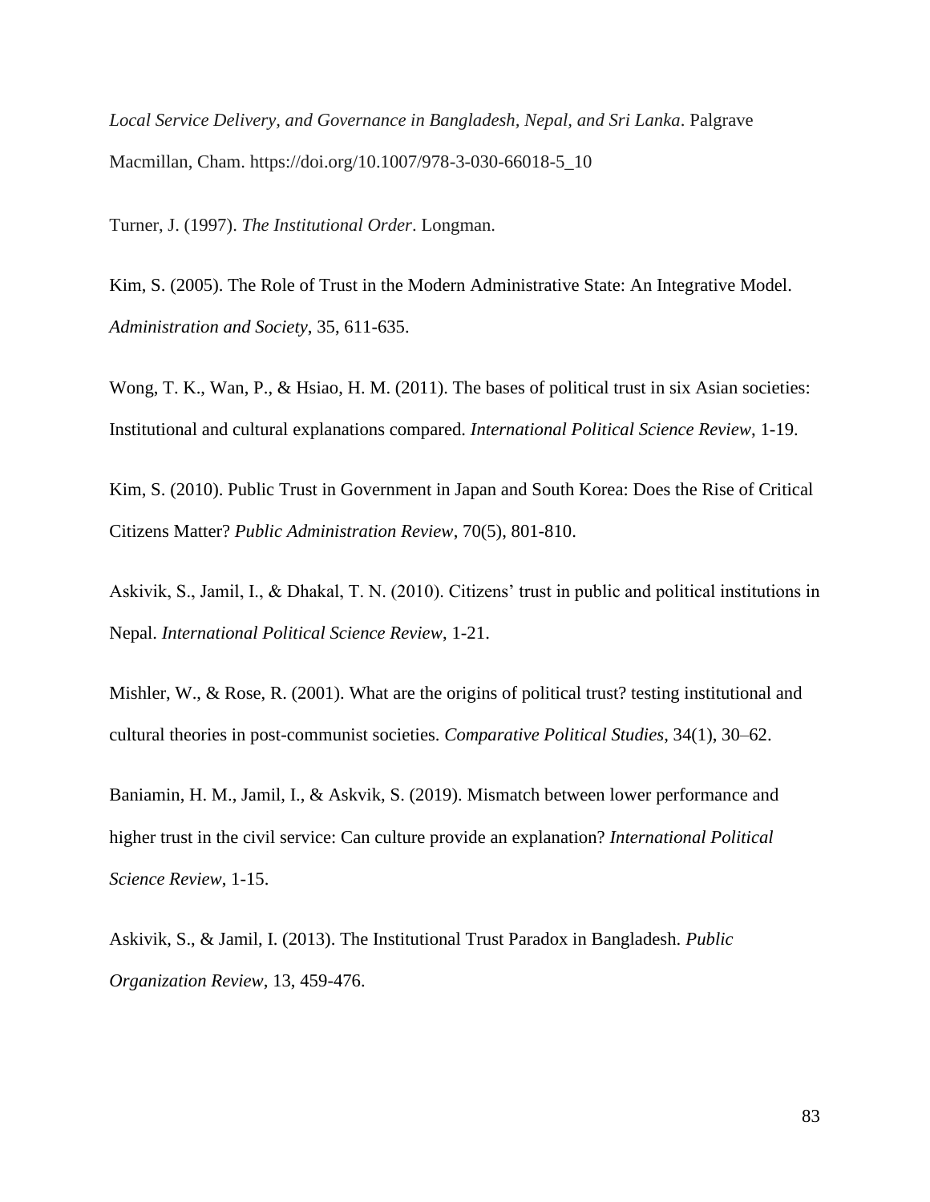*Local Service Delivery, and Governance in Bangladesh, Nepal, and Sri Lanka*. Palgrave Macmillan, Cham. https://doi.org/10.1007/978-3-030-66018-5_10

Turner, J. (1997). *The Institutional Order*. Longman.

Kim, S. (2005). The Role of Trust in the Modern Administrative State: An Integrative Model. *Administration and Society*, 35, 611-635.

Wong, T. K., Wan, P., & Hsiao, H. M. (2011). The bases of political trust in six Asian societies: Institutional and cultural explanations compared. *International Political Science Review*, 1-19.

Kim, S. (2010). Public Trust in Government in Japan and South Korea: Does the Rise of Critical Citizens Matter? *Public Administration Review*, 70(5), 801-810.

Askivik, S., Jamil, I., & Dhakal, T. N. (2010). Citizens' trust in public and political institutions in Nepal. *International Political Science Review*, 1-21.

Mishler, W., & Rose, R. (2001). What are the origins of political trust? testing institutional and cultural theories in post-communist societies. *Comparative Political Studies*, 34(1), 30–62.

Baniamin, H. M., Jamil, I., & Askvik, S. (2019). Mismatch between lower performance and higher trust in the civil service: Can culture provide an explanation? *International Political Science Review*, 1-15.

Askivik, S., & Jamil, I. (2013). The Institutional Trust Paradox in Bangladesh. *Public Organization Review*, 13, 459-476.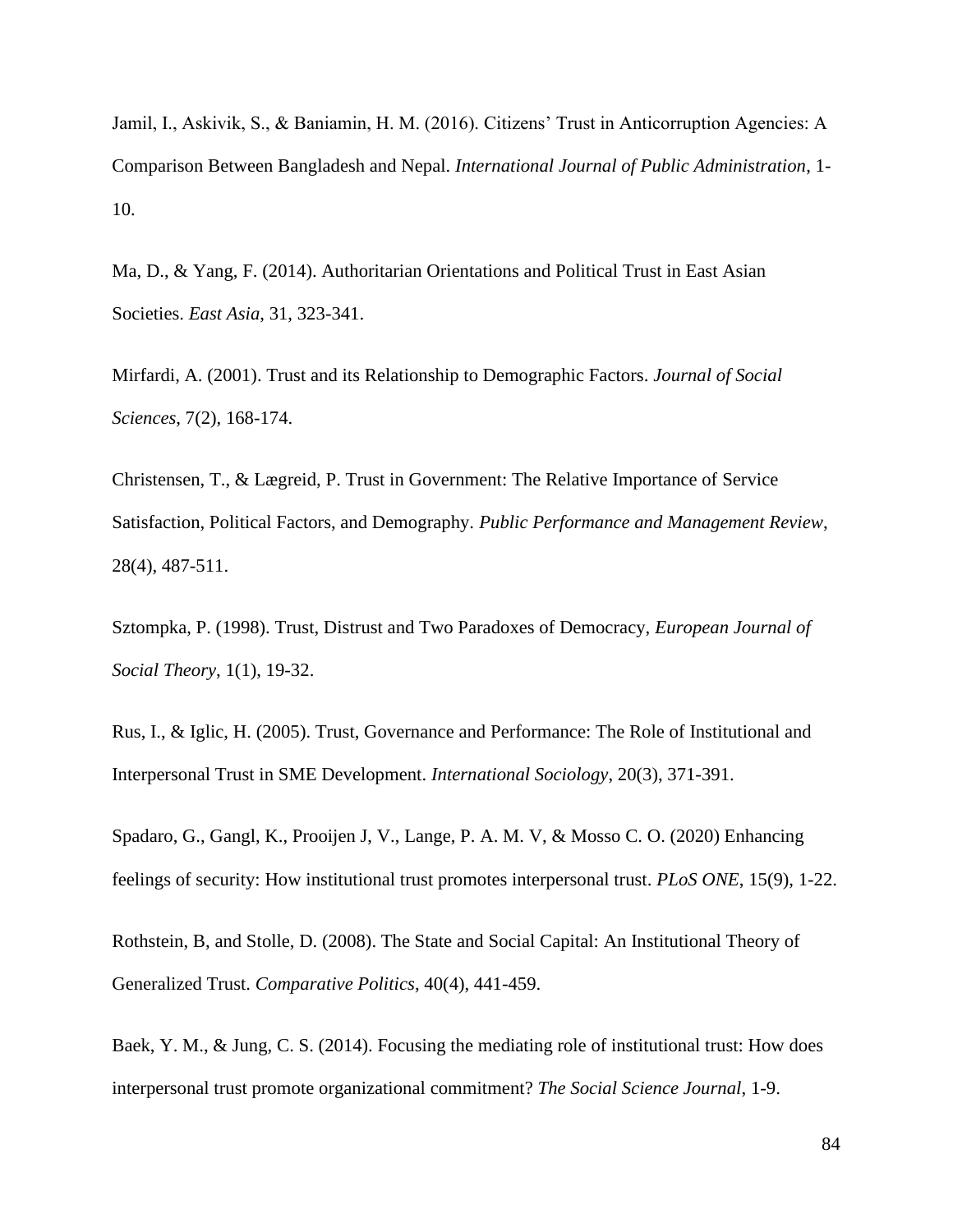Jamil, I., Askivik, S., & Baniamin, H. M. (2016). Citizens' Trust in Anticorruption Agencies: A Comparison Between Bangladesh and Nepal. *International Journal of Public Administration*, 1-10.

Ma, D., & Yang, F. (2014). Authoritarian Orientations and Political Trust in East Asian Societies. *East Asia*, 31, 323-341.

Mirfardi, A. (2001). Trust and its Relationship to Demographic Factors. *Journal of Social Sciences*, 7(2), 168-174.

Christensen, T., & Lægreid, P. Trust in Government: The Relative Importance of Service Satisfaction, Political Factors, and Demography. *Public Performance and Management Review*, 28(4), 487-511.

Sztompka, P. (1998). Trust, Distrust and Two Paradoxes of Democracy, *European Journal of Social Theory*, 1(1), 19-32.

Rus, I., & Iglic, H. (2005). Trust, Governance and Performance: The Role of Institutional and Interpersonal Trust in SME Development. *International Sociology*, 20(3), 371-391.

Spadaro, G., Gangl, K., Prooijen J, V., Lange, P. A. M. V, & Mosso C. O. (2020) Enhancing feelings of security: How institutional trust promotes interpersonal trust. *PLoS ONE*, 15(9), 1-22.

Rothstein, B, and Stolle, D. (2008). The State and Social Capital: An Institutional Theory of Generalized Trust. *Comparative Politics*, 40(4), 441-459.

Baek, Y. M., & Jung, C. S. (2014). Focusing the mediating role of institutional trust: How does interpersonal trust promote organizational commitment? *The Social Science Journal*, 1-9.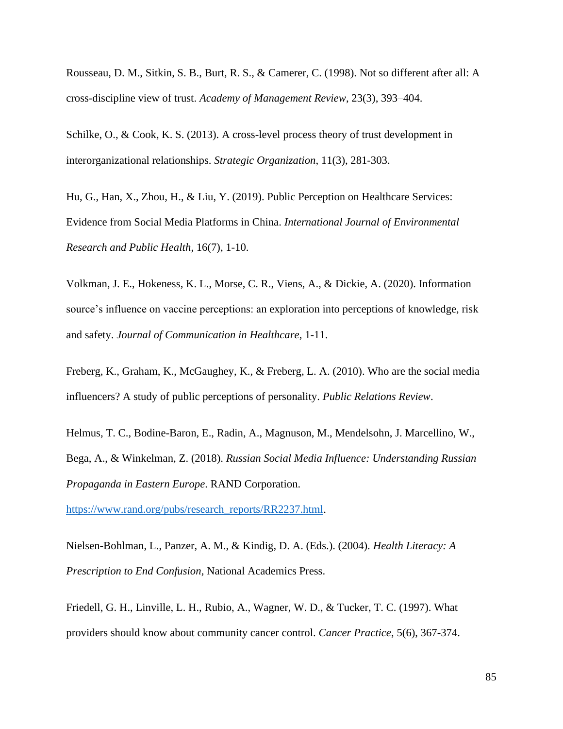Rousseau, D. M., Sitkin, S. B., Burt, R. S., & Camerer, C. (1998). Not so different after all: A cross-discipline view of trust. *Academy of Management Review*, 23(3), 393–404.

Schilke, O., & Cook, K. S. (2013). A cross-level process theory of trust development in interorganizational relationships. *Strategic Organization*, 11(3), 281-303.

Hu, G., Han, X., Zhou, H., & Liu, Y. (2019). Public Perception on Healthcare Services: Evidence from Social Media Platforms in China. *International Journal of Environmental Research and Public Health*, 16(7), 1-10.

Volkman, J. E., Hokeness, K. L., Morse, C. R., Viens, A., & Dickie, A. (2020). Information source's influence on vaccine perceptions: an exploration into perceptions of knowledge, risk and safety. *Journal of Communication in Healthcare*, 1-11.

Freberg, K., Graham, K., McGaughey, K., & Freberg, L. A. (2010). Who are the social media influencers? A study of public perceptions of personality. *Public Relations Review*.

Helmus, T. C., Bodine-Baron, E., Radin, A., Magnuson, M., Mendelsohn, J. Marcellino, W., Bega, A., & Winkelman, Z. (2018). *Russian Social Media Influence: Understanding Russian Propaganda in Eastern Europe*. RAND Corporation. https://www.rand.org/pubs/research_reports/RR2237.html.

Nielsen-Bohlman, L., Panzer, A. M., & Kindig, D. A. (Eds.). (2004). *Health Literacy: A Prescription to End Confusion*, National Academics Press.

Friedell, G. H., Linville, L. H., Rubio, A., Wagner, W. D., & Tucker, T. C. (1997). What providers should know about community cancer control. *Cancer Practice*, 5(6), 367-374.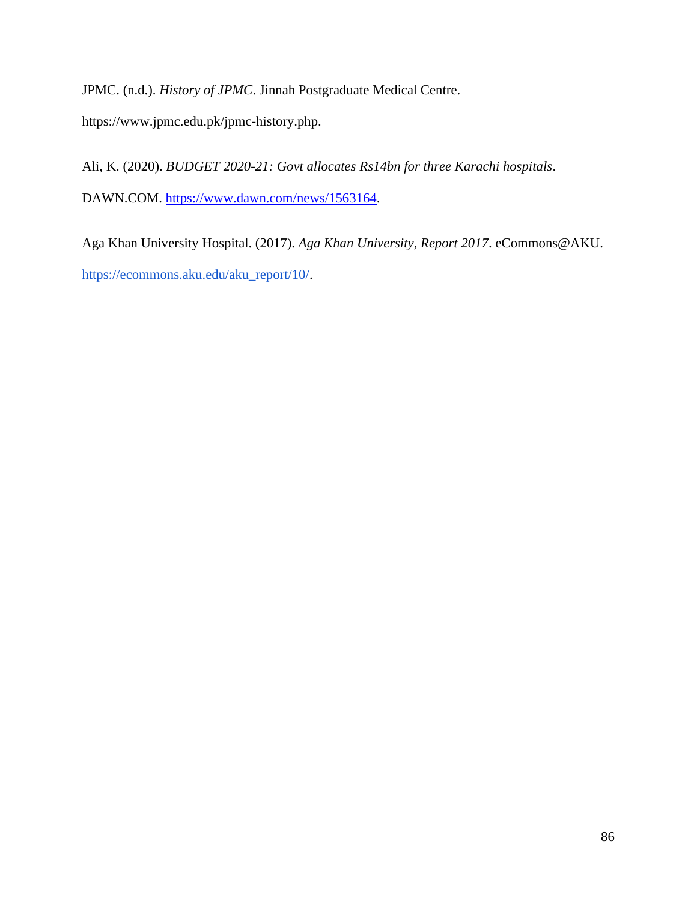JPMC. (n.d.). *History of JPMC*. Jinnah Postgraduate Medical Centre. https://www.jpmc.edu.pk/jpmc-history.php.

Ali, K. (2020). *BUDGET 2020-21: Govt allocates Rs14bn for three Karachi hospitals*. DAWN.COM. https://www.dawn.com/news/1563164.

Aga Khan University Hospital. (2017). *Aga Khan University, Report 2017*. eCommons@AKU. https://ecommons.aku.edu/aku_report/10/.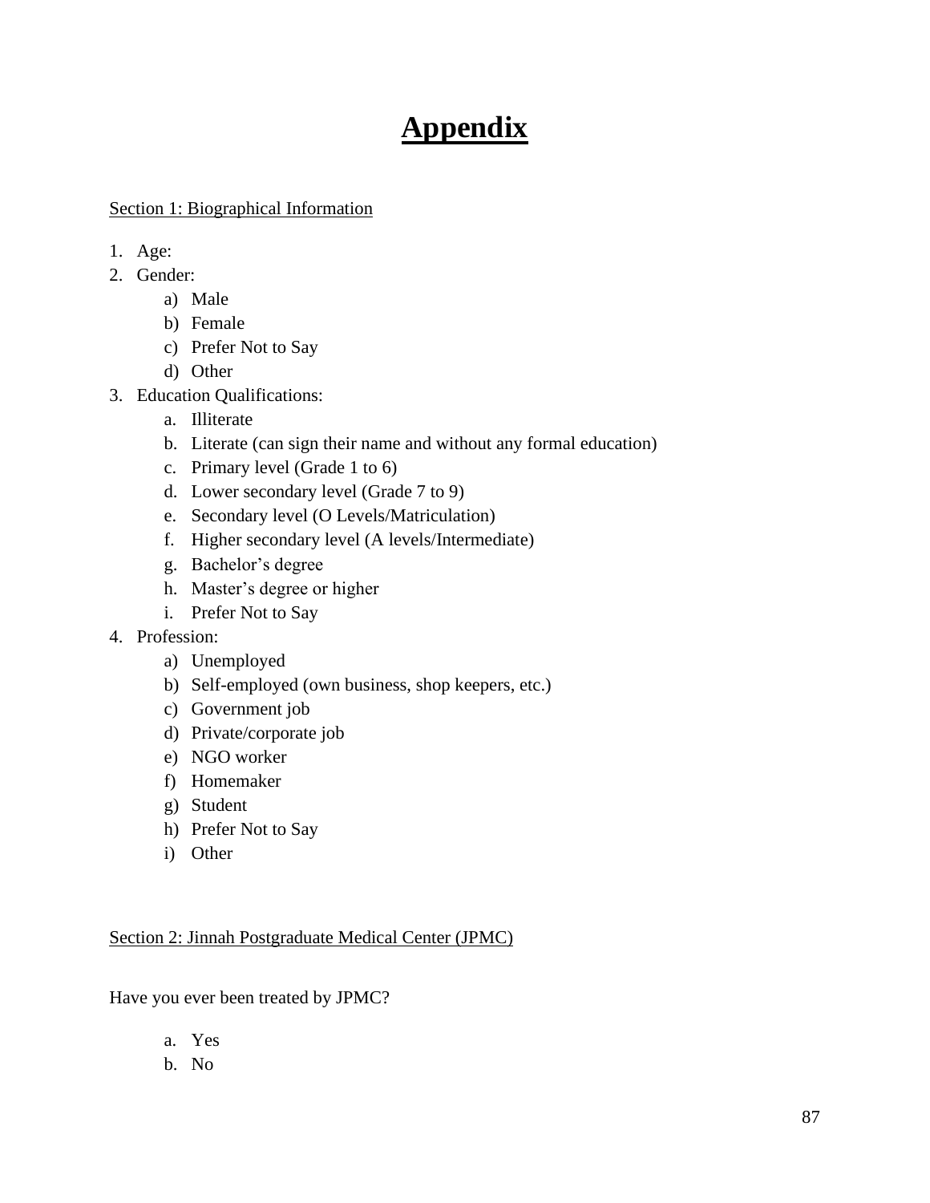# Appendix

Section 1: Biographical Information

1. Age:
2. Gender:
    a) Male
    b) Female
    c) Prefer Not to Say
    d) Other
3. Education Qualifications:
    a. Illiterate
    b. Literate (can sign their name and without any formal education)
    c. Primary level (Grade 1 to 6)
    d. Lower secondary level (Grade 7 to 9)
    e. Secondary level (O Levels/Matriculation)
    f. Higher secondary level (A levels/Intermediate)
    g. Bachelor's degree
    h. Master's degree or higher
    i. Prefer Not to Say
4. Profession:
    a) Unemployed
    b) Self-employed (own business, shop keepers, etc.)
    c) Government job
    d) Private/corporate job
    e) NGO worker
    f) Homemaker
    g) Student
    h) Prefer Not to Say
    i) Other

Section 2: Jinnah Postgraduate Medical Center (JPMC)

Have you ever been treated by JPMC?

a. Yes
b. No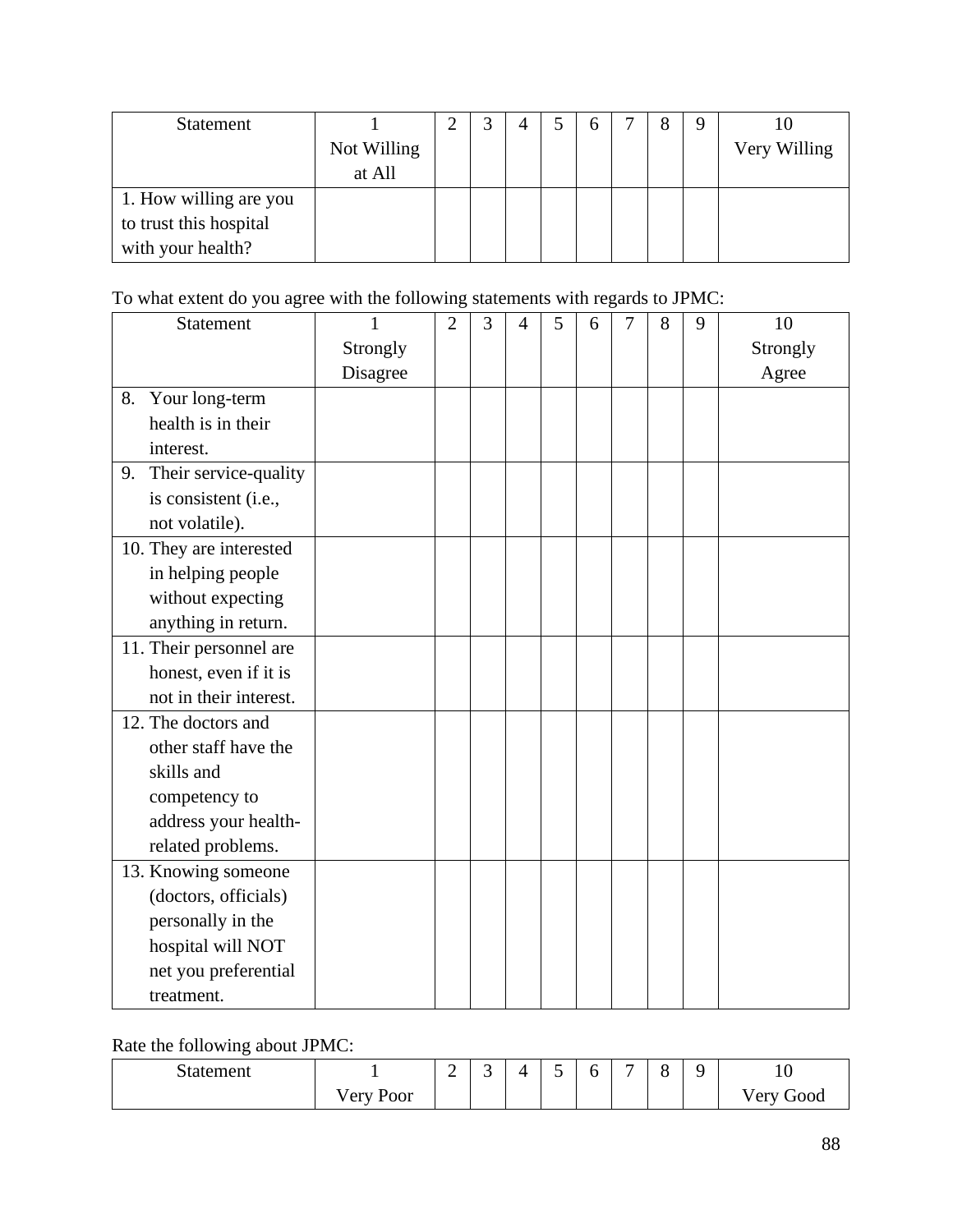| Statement | 1<br>Not Willing at All | 2 | 3 | 4 | 5 | 6 | 7 | 8 | 9 | 10<br>Very Willing |
|---|---|---|---|---|---|---|---|---|---|---|
| 1. How willing are you to trust this hospital with your health? | | | | | | | | | | |

To what extent do you agree with the following statements with regards to JPMC:

| Statement | 1<br>Strongly Disagree | 2 | 3 | 4 | 5 | 6 | 7 | 8 | 9 | 10<br>Strongly Agree |
|---|---|---|---|---|---|---|---|---|---|---|
| 8. Your long-term health is in their interest. | | | | | | | | | | |
| 9. Their service-quality is consistent (i.e., not volatile). | | | | | | | | | | |
| 10. They are interested in helping people without expecting anything in return. | | | | | | | | | | |
| 11. Their personnel are honest, even if it is not in their interest. | | | | | | | | | | |
| 12. The doctors and other staff have the skills and competency to address your health-related problems. | | | | | | | | | | |
| 13. Knowing someone (doctors, officials) personally in the hospital will NOT net you preferential treatment. | | | | | | | | | | |

Rate the following about JPMC:

| Statement | 1<br>Very Poor | 2 | 3 | 4 | 5 | 6 | 7 | 8 | 9 | 10<br>Very Good |
|---|---|---|---|---|---|---|---|---|---|---|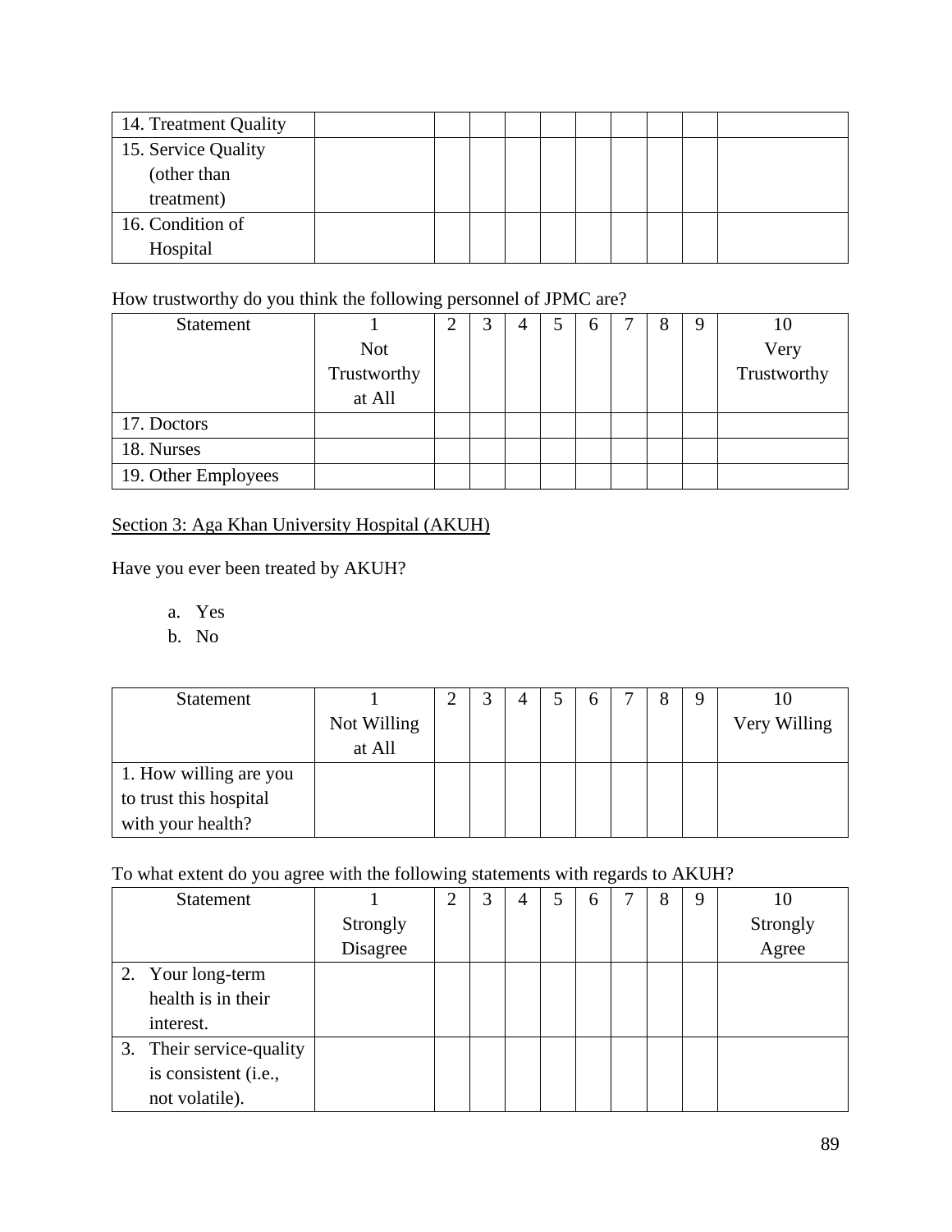| 14. Treatment Quality | | | | | | | | | | |
|---|---|---|---|---|---|---|---|---|---|---|
| 15. Service Quality (other than treatment) | | | | | | | | | | |
| 16. Condition of Hospital | | | | | | | | | | |

How trustworthy do you think the following personnel of JPMC are?

| Statement | 1 Not Trustworthy at All | 2 | 3 | 4 | 5 | 6 | 7 | 8 | 9 | 10 Very Trustworthy |
|---|---|---|---|---|---|---|---|---|---|---|
| 17. Doctors | | | | | | | | | | |
| 18. Nurses | | | | | | | | | | |
| 19. Other Employees | | | | | | | | | | |

## Section 3: Aga Khan University Hospital (AKUH)

Have you ever been treated by AKUH?

a. Yes
b. No

| Statement | 1 Not Willing at All | 2 | 3 | 4 | 5 | 6 | 7 | 8 | 9 | 10 Very Willing |
|---|---|---|---|---|---|---|---|---|---|---|
| 1. How willing are you to trust this hospital with your health? | | | | | | | | | | |

To what extent do you agree with the following statements with regards to AKUH?

| Statement | 1 Strongly Disagree | 2 | 3 | 4 | 5 | 6 | 7 | 8 | 9 | 10 Strongly Agree |
|---|---|---|---|---|---|---|---|---|---|---|
| 2. Your long-term health is in their interest. | | | | | | | | | | |
| 3. Their service-quality is consistent (i.e., not volatile). | | | | | | | | | | |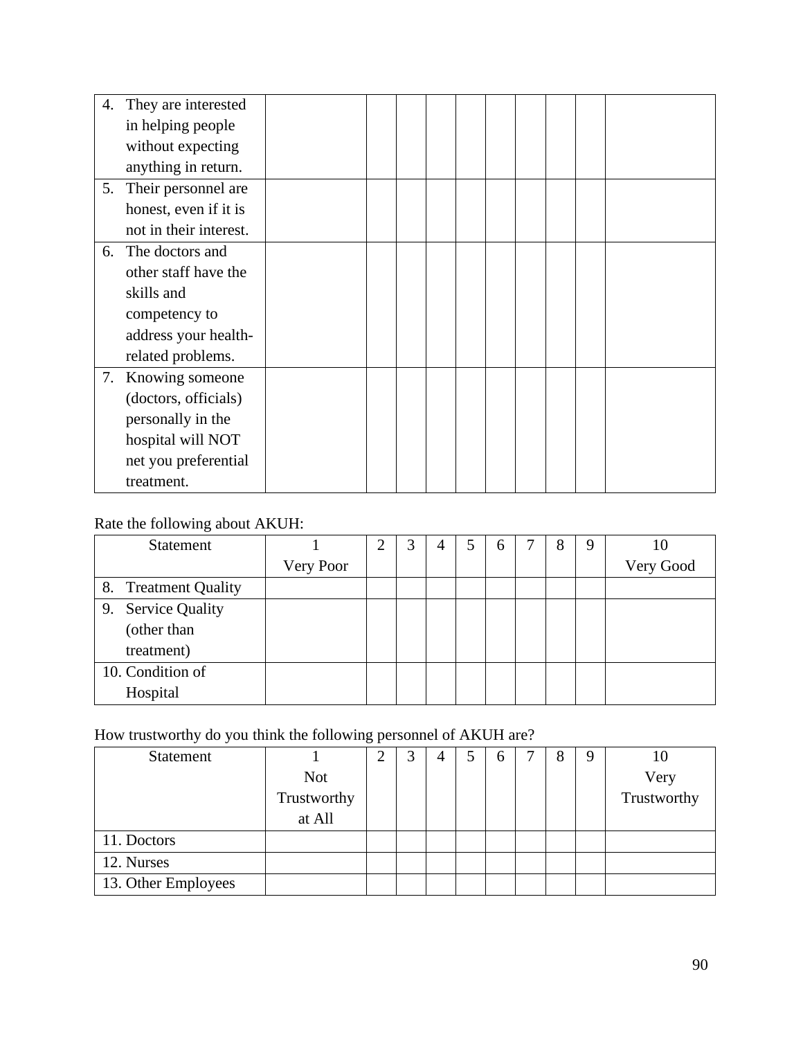| | | | | | | | | | | |
|---|---|---|---|---|---|---|---|---|---|---|
| 4. They are interested in helping people without expecting anything in return. | | | | | | | | | | |
| 5. Their personnel are honest, even if it is not in their interest. | | | | | | | | | | |
| 6. The doctors and other staff have the skills and competency to address your health-related problems. | | | | | | | | | | |
| 7. Knowing someone (doctors, officials) personally in the hospital will NOT net you preferential treatment. | | | | | | | | | | |

Rate the following about AKUH:

| Statement | 1 Very Poor | 2 | 3 | 4 | 5 | 6 | 7 | 8 | 9 | 10 Very Good |
|---|---|---|---|---|---|---|---|---|---|---|
| 8. Treatment Quality | | | | | | | | | | |
| 9. Service Quality (other than treatment) | | | | | | | | | | |
| 10. Condition of Hospital | | | | | | | | | | |

How trustworthy do you think the following personnel of AKUH are?

| Statement | 1 Not Trustworthy at All | 2 | 3 | 4 | 5 | 6 | 7 | 8 | 9 | 10 Very Trustworthy |
|---|---|---|---|---|---|---|---|---|---|---|
| 11. Doctors | | | | | | | | | | |
| 12. Nurses | | | | | | | | | | |
| 13. Other Employees | | | | | | | | | | |